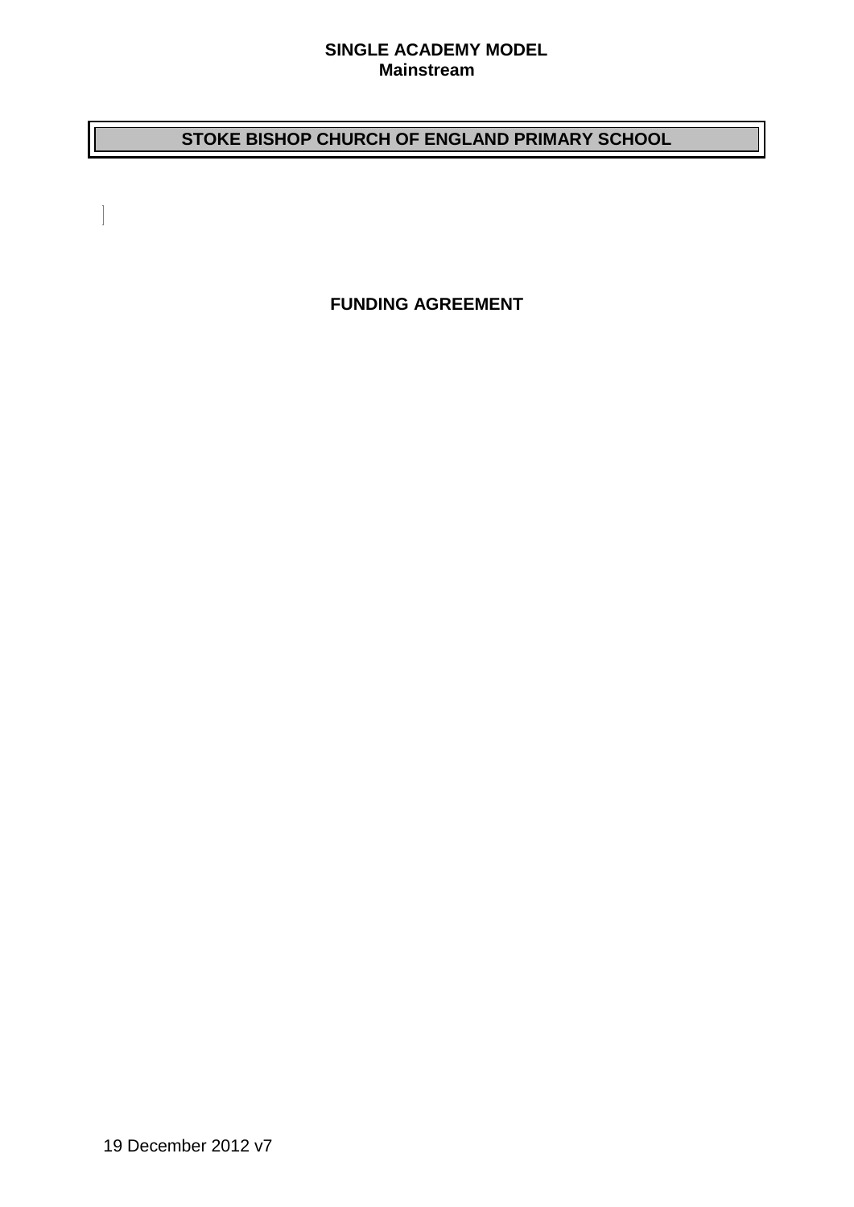**SINGLE ACADEMY MODEL**
**Mainstream**

# STOKE BISHOP CHURCH OF ENGLAND PRIMARY SCHOOL

## FUNDING AGREEMENT

19 December 2012 v7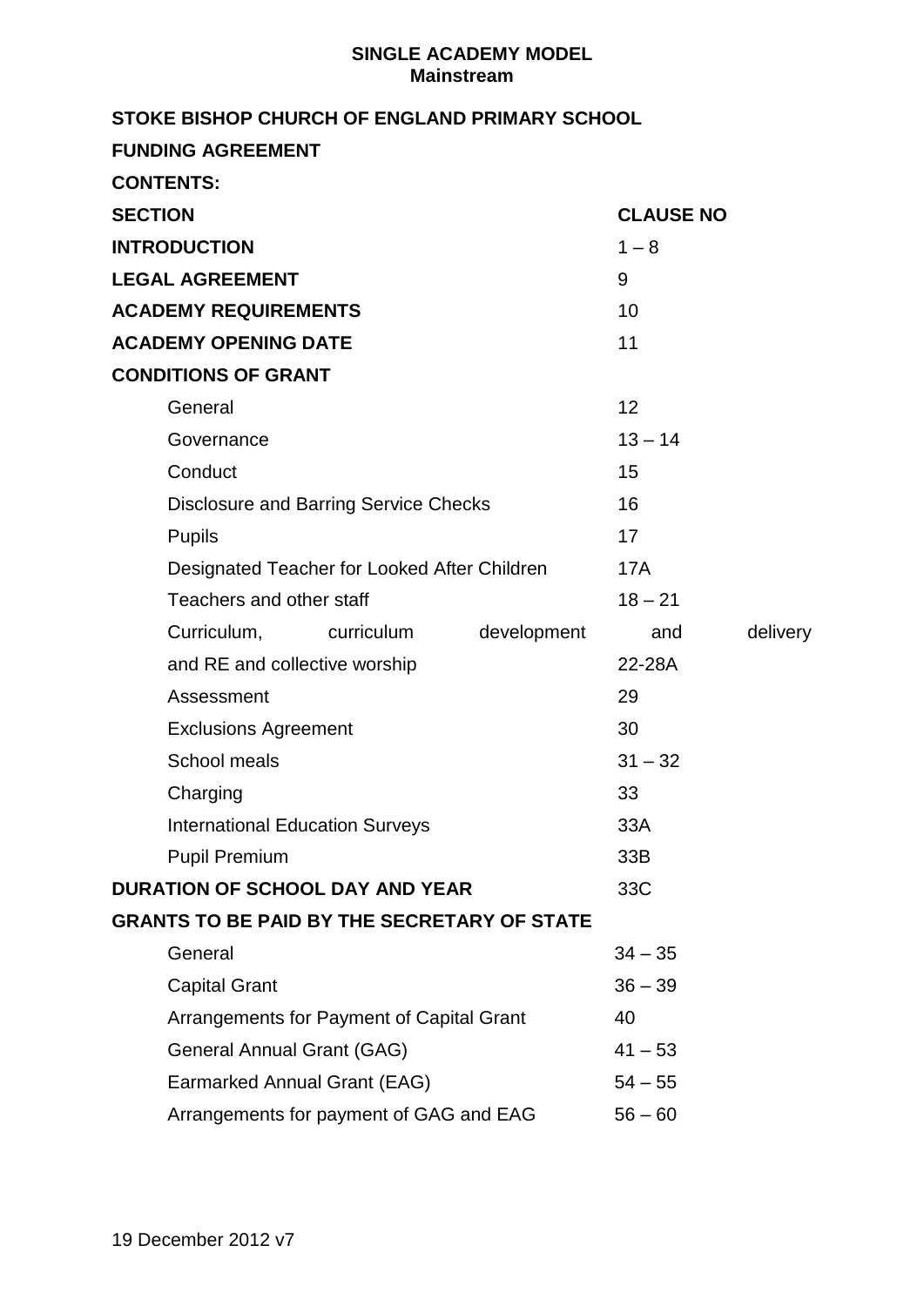**SINGLE ACADEMY MODEL**
**Mainstream**

# STOKE BISHOP CHURCH OF ENGLAND PRIMARY SCHOOL

## FUNDING AGREEMENT

**CONTENTS:**

| SECTION | CLAUSE NO |
|---|---|
| **INTRODUCTION** | 1 – 8 |
| **LEGAL AGREEMENT** | 9 |
| **ACADEMY REQUIREMENTS** | 10 |
| **ACADEMY OPENING DATE** | 11 |
| **CONDITIONS OF GRANT** | |
| General | 12 |
| Governance | 13 – 14 |
| Conduct | 15 |
| Disclosure and Barring Service Checks | 16 |
| Pupils | 17 |
| Designated Teacher for Looked After Children | 17A |
| Teachers and other staff | 18 – 21 |
| Curriculum, curriculum development and delivery and RE and collective worship | 22-28A |
| Assessment | 29 |
| Exclusions Agreement | 30 |
| School meals | 31 – 32 |
| Charging | 33 |
| International Education Surveys | 33A |
| Pupil Premium | 33B |
| **DURATION OF SCHOOL DAY AND YEAR** | 33C |
| **GRANTS TO BE PAID BY THE SECRETARY OF STATE** | |
| General | 34 – 35 |
| Capital Grant | 36 – 39 |
| Arrangements for Payment of Capital Grant | 40 |
| General Annual Grant (GAG) | 41 – 53 |
| Earmarked Annual Grant (EAG) | 54 – 55 |
| Arrangements for payment of GAG and EAG | 56 – 60 |

19 December 2012 v7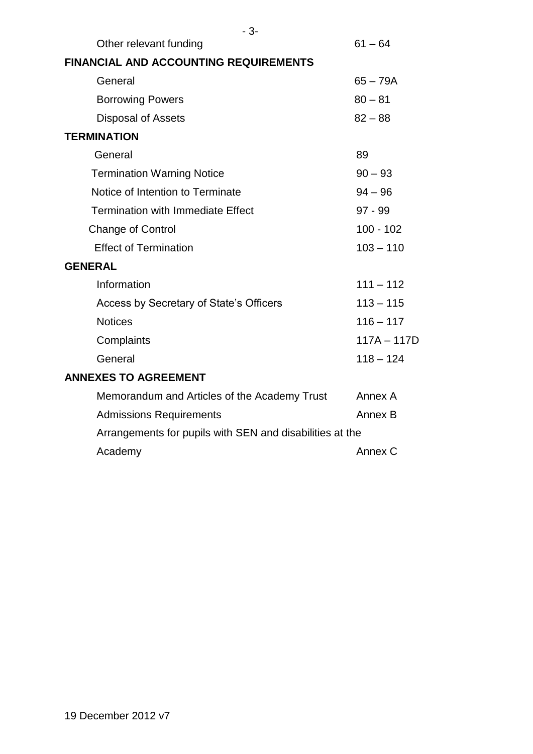| | |
|---|---|
| Other relevant funding | 61 – 64 |
| **FINANCIAL AND ACCOUNTING REQUIREMENTS** | |
| General | 65 – 79A |
| Borrowing Powers | 80 – 81 |
| Disposal of Assets | 82 – 88 |
| **TERMINATION** | |
| General | 89 |
| Termination Warning Notice | 90 – 93 |
| Notice of Intention to Terminate | 94 – 96 |
| Termination with Immediate Effect | 97 - 99 |
| Change of Control | 100 - 102 |
| Effect of Termination | 103 – 110 |
| **GENERAL** | |
| Information | 111 – 112 |
| Access by Secretary of State's Officers | 113 – 115 |
| Notices | 116 – 117 |
| Complaints | 117A – 117D |
| General | 118 – 124 |
| **ANNEXES TO AGREEMENT** | |
| Memorandum and Articles of the Academy Trust | Annex A |
| Admissions Requirements | Annex B |
| Arrangements for pupils with SEN and disabilities at the Academy | Annex C |

19 December 2012 v7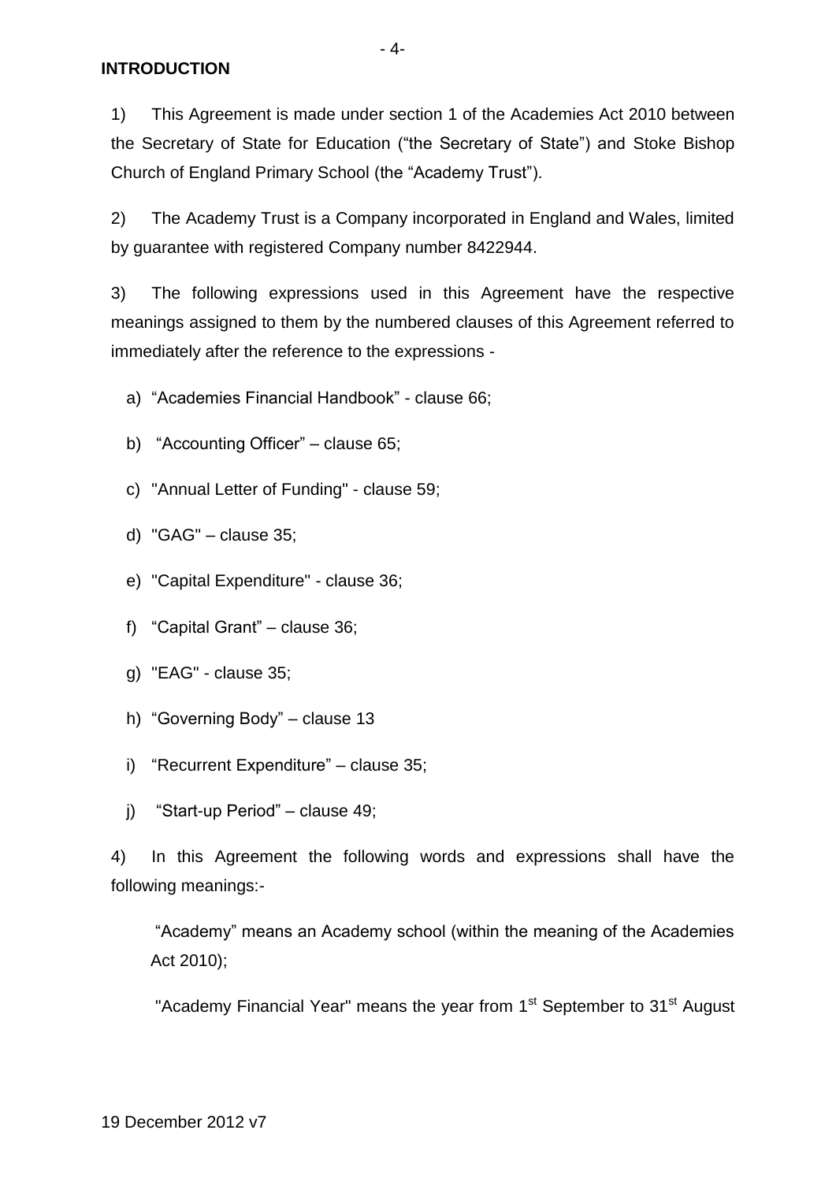## INTRODUCTION

1) This Agreement is made under section 1 of the Academies Act 2010 between the Secretary of State for Education ("the Secretary of State") and Stoke Bishop Church of England Primary School (the "Academy Trust").

2) The Academy Trust is a Company incorporated in England and Wales, limited by guarantee with registered Company number 8422944.

3) The following expressions used in this Agreement have the respective meanings assigned to them by the numbered clauses of this Agreement referred to immediately after the reference to the expressions -

a) "Academies Financial Handbook" - clause 66;

b) "Accounting Officer" – clause 65;

c) "Annual Letter of Funding" - clause 59;

d) "GAG" – clause 35;

e) "Capital Expenditure" - clause 36;

f) "Capital Grant" – clause 36;

g) "EAG" - clause 35;

h) "Governing Body" – clause 13

i) "Recurrent Expenditure" – clause 35;

j) "Start-up Period" – clause 49;

4) In this Agreement the following words and expressions shall have the following meanings:-

"Academy" means an Academy school (within the meaning of the Academies Act 2010);

"Academy Financial Year" means the year from 1st September to 31st August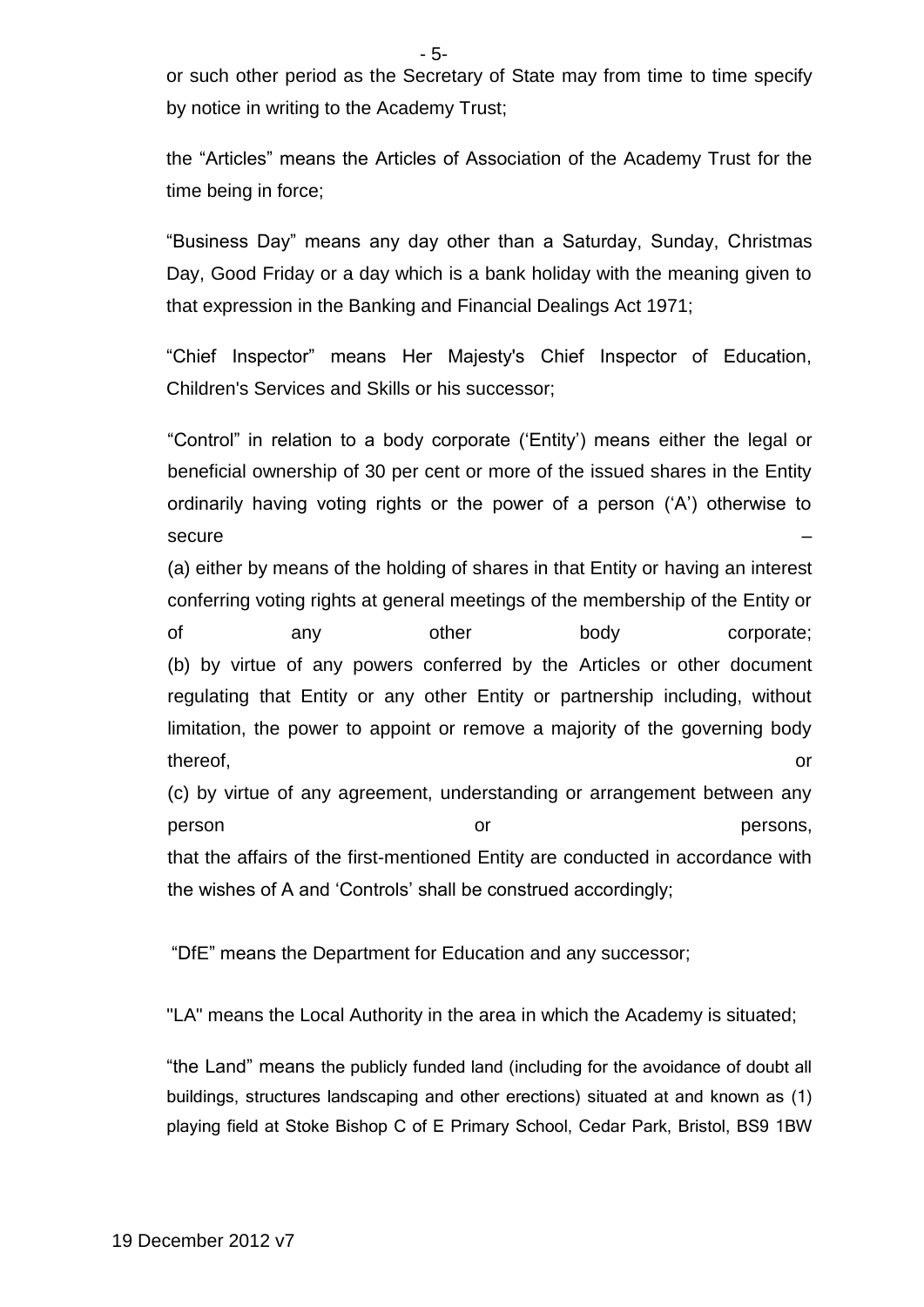or such other period as the Secretary of State may from time to time specify by notice in writing to the Academy Trust;

the "Articles" means the Articles of Association of the Academy Trust for the time being in force;

"Business Day" means any day other than a Saturday, Sunday, Christmas Day, Good Friday or a day which is a bank holiday with the meaning given to that expression in the Banking and Financial Dealings Act 1971;

"Chief Inspector" means Her Majesty's Chief Inspector of Education, Children's Services and Skills or his successor;

"Control" in relation to a body corporate ('Entity') means either the legal or beneficial ownership of 30 per cent or more of the issued shares in the Entity ordinarily having voting rights or the power of a person ('A') otherwise to secure –

(a) either by means of the holding of shares in that Entity or having an interest conferring voting rights at general meetings of the membership of the Entity or of any other body corporate;

(b) by virtue of any powers conferred by the Articles or other document regulating that Entity or any other Entity or partnership including, without limitation, the power to appoint or remove a majority of the governing body thereof, or

(c) by virtue of any agreement, understanding or arrangement between any person or persons,

that the affairs of the first-mentioned Entity are conducted in accordance with the wishes of A and 'Controls' shall be construed accordingly;

"DfE" means the Department for Education and any successor;

"LA" means the Local Authority in the area in which the Academy is situated;

"the Land" means the publicly funded land (including for the avoidance of doubt all buildings, structures landscaping and other erections) situated at and known as (1) playing field at Stoke Bishop C of E Primary School, Cedar Park, Bristol, BS9 1BW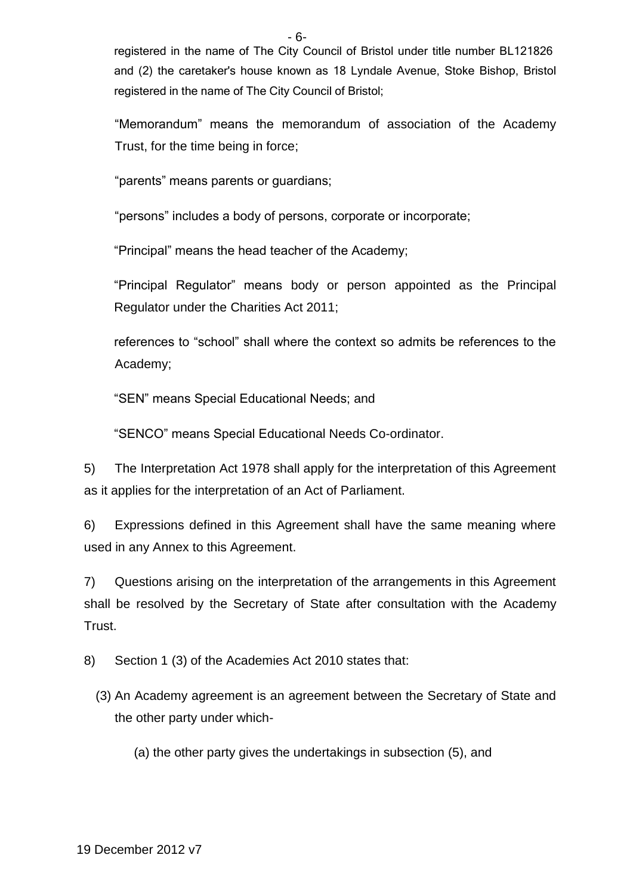registered in the name of The City Council of Bristol under title number BL121826 and (2) the caretaker's house known as 18 Lyndale Avenue, Stoke Bishop, Bristol registered in the name of The City Council of Bristol;

"Memorandum" means the memorandum of association of the Academy Trust, for the time being in force;

"parents" means parents or guardians;

"persons" includes a body of persons, corporate or incorporate;

"Principal" means the head teacher of the Academy;

"Principal Regulator" means body or person appointed as the Principal Regulator under the Charities Act 2011;

references to "school" shall where the context so admits be references to the Academy;

"SEN" means Special Educational Needs; and

"SENCO" means Special Educational Needs Co-ordinator.

5) The Interpretation Act 1978 shall apply for the interpretation of this Agreement as it applies for the interpretation of an Act of Parliament.

6) Expressions defined in this Agreement shall have the same meaning where used in any Annex to this Agreement.

7) Questions arising on the interpretation of the arrangements in this Agreement shall be resolved by the Secretary of State after consultation with the Academy Trust.

8) Section 1 (3) of the Academies Act 2010 states that:

(3) An Academy agreement is an agreement between the Secretary of State and the other party under which-

(a) the other party gives the undertakings in subsection (5), and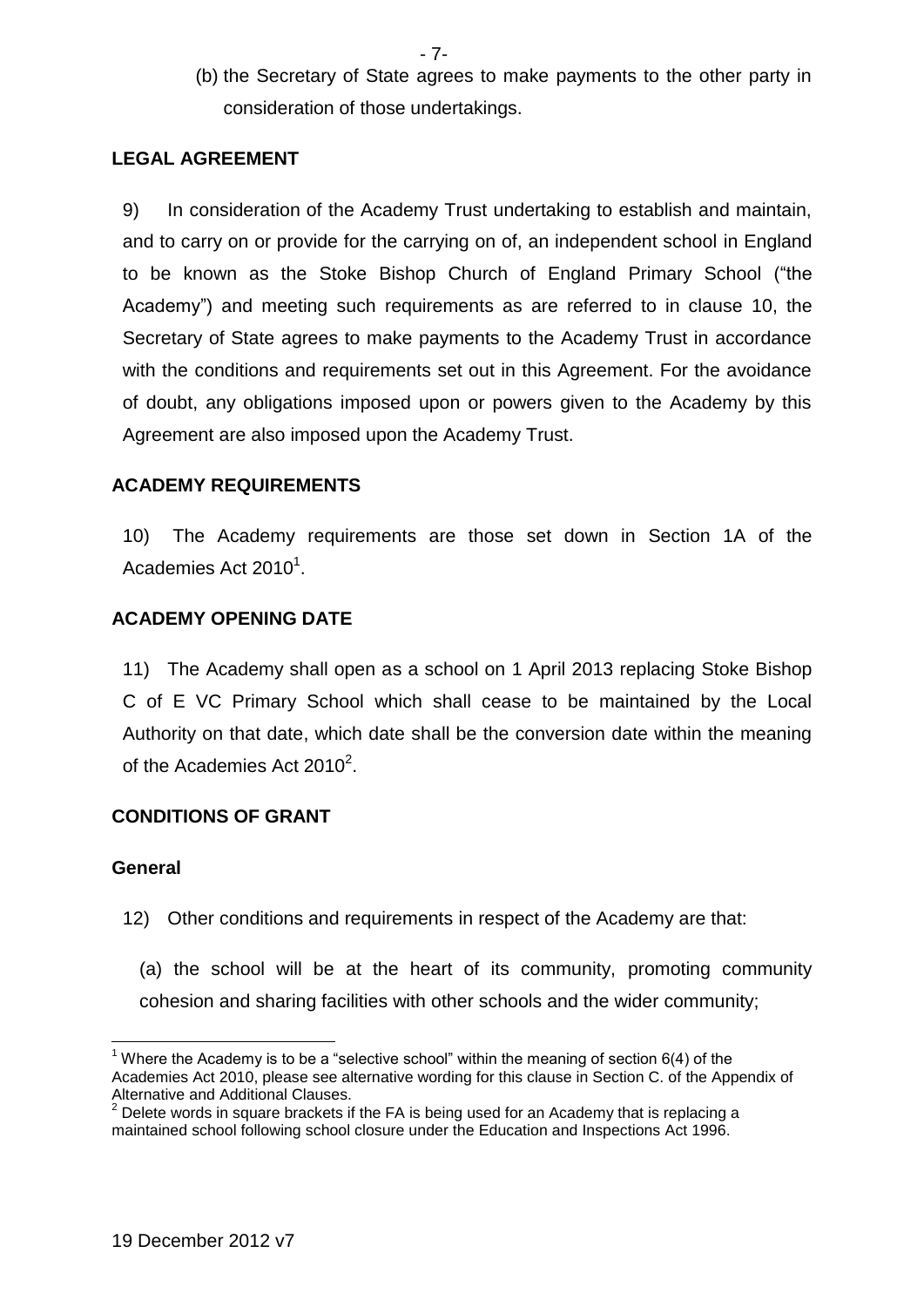(b) the Secretary of State agrees to make payments to the other party in consideration of those undertakings.

## LEGAL AGREEMENT

9) In consideration of the Academy Trust undertaking to establish and maintain, and to carry on or provide for the carrying on of, an independent school in England to be known as the Stoke Bishop Church of England Primary School ("the Academy") and meeting such requirements as are referred to in clause 10, the Secretary of State agrees to make payments to the Academy Trust in accordance with the conditions and requirements set out in this Agreement. For the avoidance of doubt, any obligations imposed upon or powers given to the Academy by this Agreement are also imposed upon the Academy Trust.

## ACADEMY REQUIREMENTS

10) The Academy requirements are those set down in Section 1A of the Academies Act 2010[1].

## ACADEMY OPENING DATE

11) The Academy shall open as a school on 1 April 2013 replacing Stoke Bishop C of E VC Primary School which shall cease to be maintained by the Local Authority on that date, which date shall be the conversion date within the meaning of the Academies Act 2010[2].

## CONDITIONS OF GRANT

### General

12) Other conditions and requirements in respect of the Academy are that:

(a) the school will be at the heart of its community, promoting community cohesion and sharing facilities with other schools and the wider community;

---

[1] Where the Academy is to be a "selective school" within the meaning of section 6(4) of the Academies Act 2010, please see alternative wording for this clause in Section C. of the Appendix of Alternative and Additional Clauses.

[2] Delete words in square brackets if the FA is being used for an Academy that is replacing a maintained school following school closure under the Education and Inspections Act 1996.

19 December 2012 v7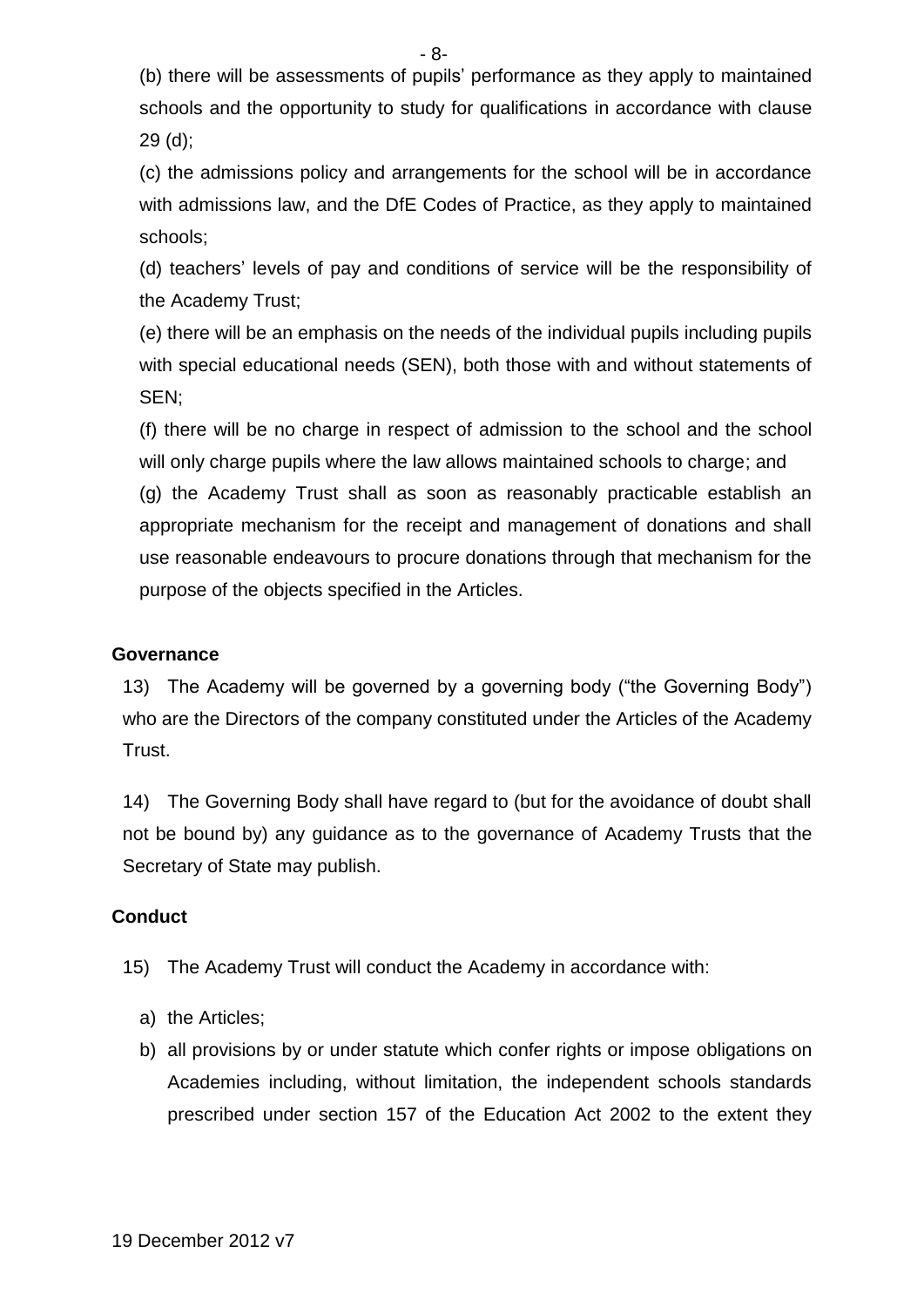(b) there will be assessments of pupils' performance as they apply to maintained schools and the opportunity to study for qualifications in accordance with clause 29 (d);

(c) the admissions policy and arrangements for the school will be in accordance with admissions law, and the DfE Codes of Practice, as they apply to maintained schools;

(d) teachers' levels of pay and conditions of service will be the responsibility of the Academy Trust;

(e) there will be an emphasis on the needs of the individual pupils including pupils with special educational needs (SEN), both those with and without statements of SEN;

(f) there will be no charge in respect of admission to the school and the school will only charge pupils where the law allows maintained schools to charge; and

(g) the Academy Trust shall as soon as reasonably practicable establish an appropriate mechanism for the receipt and management of donations and shall use reasonable endeavours to procure donations through that mechanism for the purpose of the objects specified in the Articles.

**Governance**

13) The Academy will be governed by a governing body ("the Governing Body") who are the Directors of the company constituted under the Articles of the Academy Trust.

14) The Governing Body shall have regard to (but for the avoidance of doubt shall not be bound by) any guidance as to the governance of Academy Trusts that the Secretary of State may publish.

**Conduct**

15) The Academy Trust will conduct the Academy in accordance with:

a) the Articles;
b) all provisions by or under statute which confer rights or impose obligations on Academies including, without limitation, the independent schools standards prescribed under section 157 of the Education Act 2002 to the extent they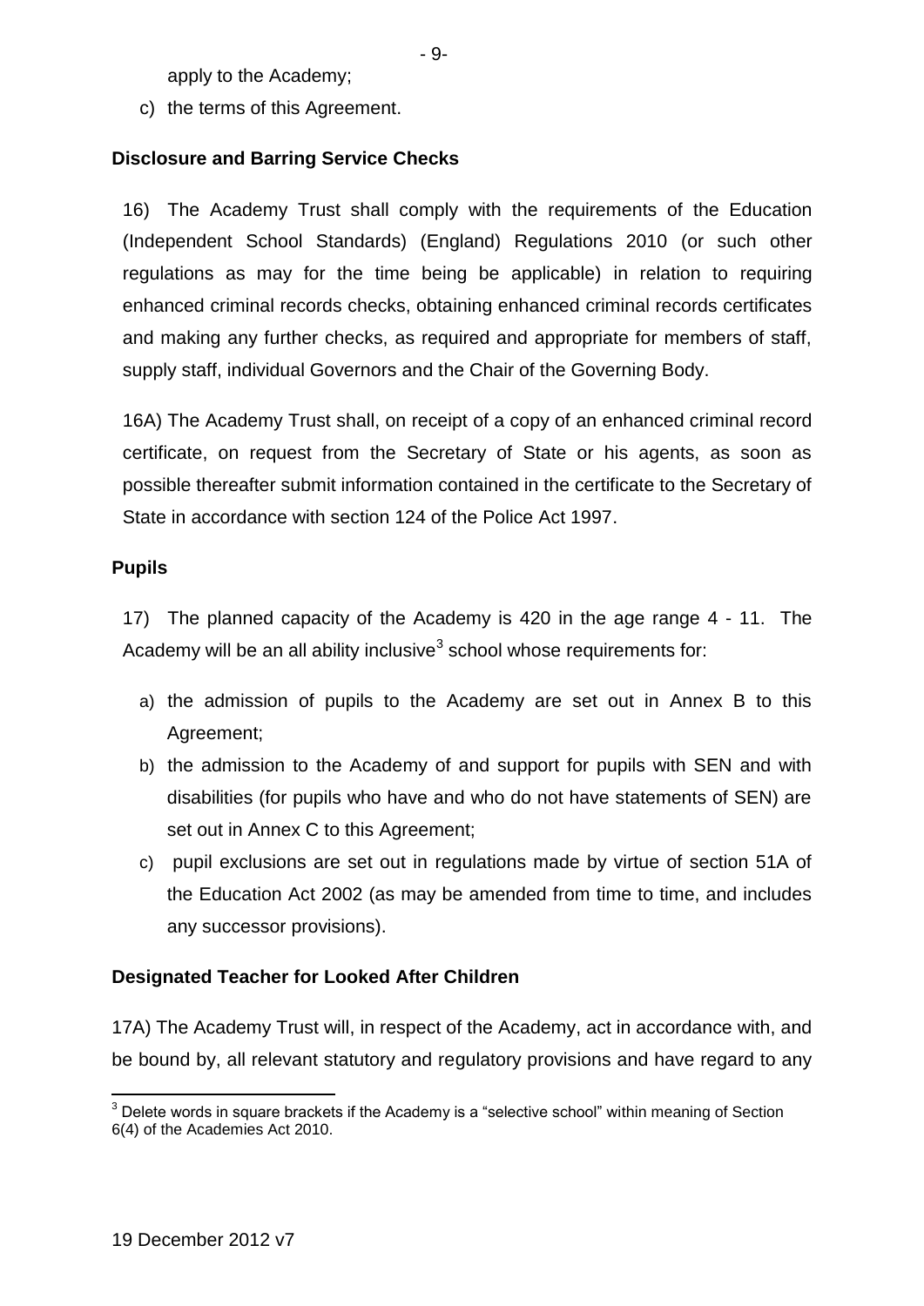apply to the Academy;

c) the terms of this Agreement.

**Disclosure and Barring Service Checks**

16) The Academy Trust shall comply with the requirements of the Education (Independent School Standards) (England) Regulations 2010 (or such other regulations as may for the time being be applicable) in relation to requiring enhanced criminal records checks, obtaining enhanced criminal records certificates and making any further checks, as required and appropriate for members of staff, supply staff, individual Governors and the Chair of the Governing Body.

16A) The Academy Trust shall, on receipt of a copy of an enhanced criminal record certificate, on request from the Secretary of State or his agents, as soon as possible thereafter submit information contained in the certificate to the Secretary of State in accordance with section 124 of the Police Act 1997.

**Pupils**

17) The planned capacity of the Academy is 420 in the age range 4 - 11. The Academy will be an all ability inclusive[3] school whose requirements for:

a) the admission of pupils to the Academy are set out in Annex B to this Agreement;
b) the admission to the Academy of and support for pupils with SEN and with disabilities (for pupils who have and who do not have statements of SEN) are set out in Annex C to this Agreement;
c) pupil exclusions are set out in regulations made by virtue of section 51A of the Education Act 2002 (as may be amended from time to time, and includes any successor provisions).

**Designated Teacher for Looked After Children**

17A) The Academy Trust will, in respect of the Academy, act in accordance with, and be bound by, all relevant statutory and regulatory provisions and have regard to any

[3] Delete words in square brackets if the Academy is a "selective school" within meaning of Section 6(4) of the Academies Act 2010.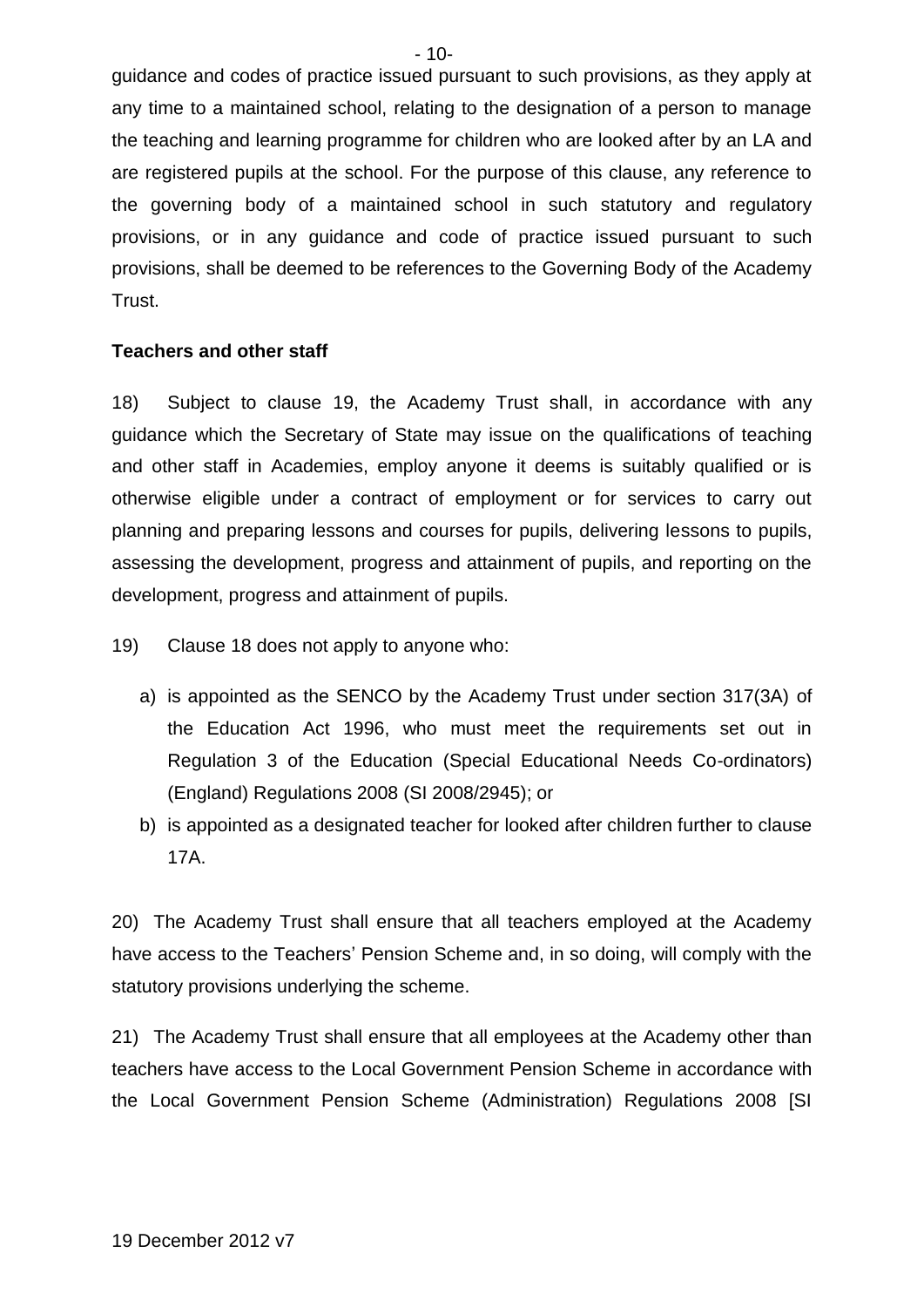guidance and codes of practice issued pursuant to such provisions, as they apply at any time to a maintained school, relating to the designation of a person to manage the teaching and learning programme for children who are looked after by an LA and are registered pupils at the school. For the purpose of this clause, any reference to the governing body of a maintained school in such statutory and regulatory provisions, or in any guidance and code of practice issued pursuant to such provisions, shall be deemed to be references to the Governing Body of the Academy Trust.

**Teachers and other staff**

18) Subject to clause 19, the Academy Trust shall, in accordance with any guidance which the Secretary of State may issue on the qualifications of teaching and other staff in Academies, employ anyone it deems is suitably qualified or is otherwise eligible under a contract of employment or for services to carry out planning and preparing lessons and courses for pupils, delivering lessons to pupils, assessing the development, progress and attainment of pupils, and reporting on the development, progress and attainment of pupils.

19) Clause 18 does not apply to anyone who:

a) is appointed as the SENCO by the Academy Trust under section 317(3A) of the Education Act 1996, who must meet the requirements set out in Regulation 3 of the Education (Special Educational Needs Co-ordinators) (England) Regulations 2008 (SI 2008/2945); or

b) is appointed as a designated teacher for looked after children further to clause 17A.

20) The Academy Trust shall ensure that all teachers employed at the Academy have access to the Teachers' Pension Scheme and, in so doing, will comply with the statutory provisions underlying the scheme.

21) The Academy Trust shall ensure that all employees at the Academy other than teachers have access to the Local Government Pension Scheme in accordance with the Local Government Pension Scheme (Administration) Regulations 2008 [SI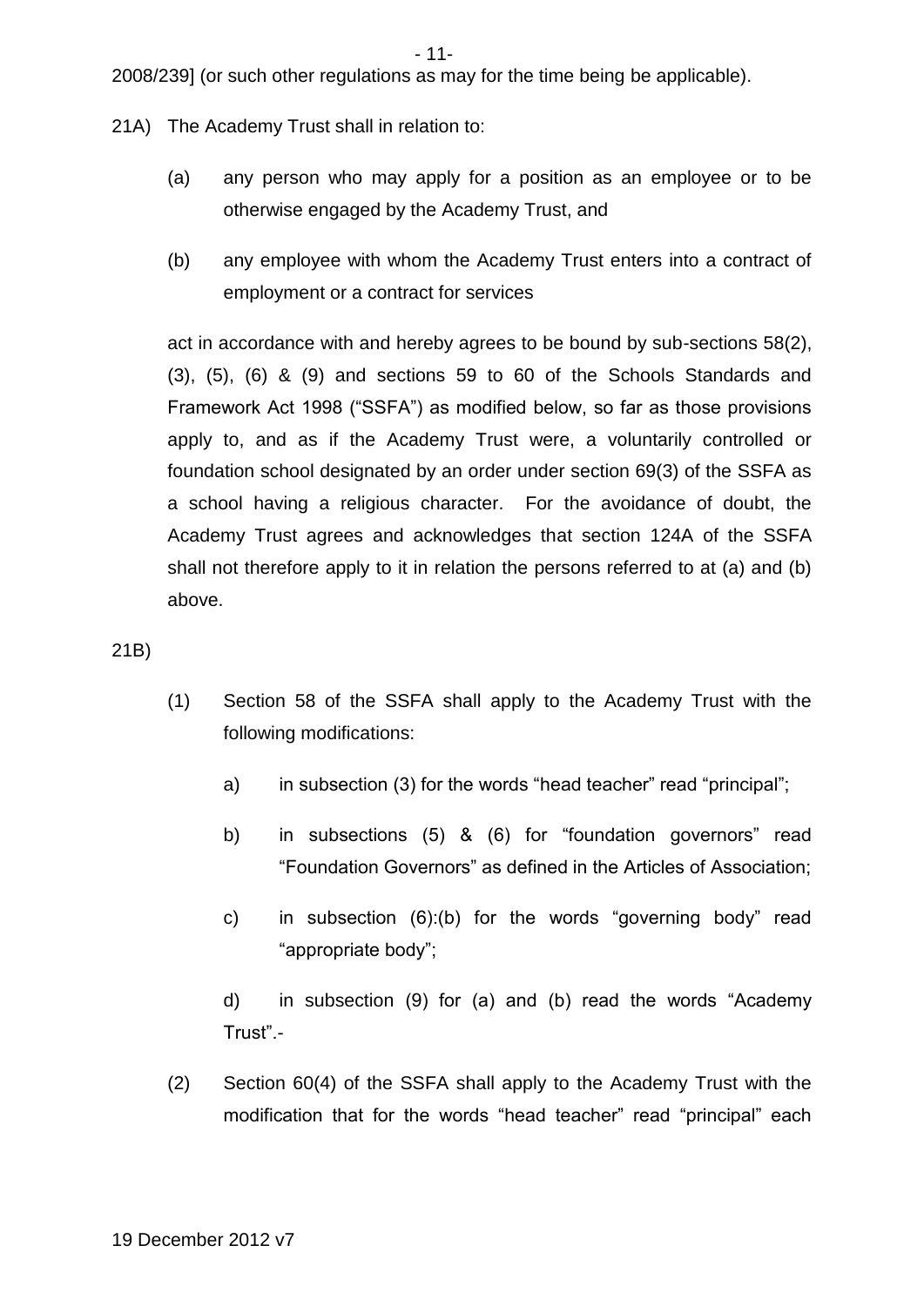2008/239] (or such other regulations as may for the time being be applicable).

21A) The Academy Trust shall in relation to:

(a) any person who may apply for a position as an employee or to be otherwise engaged by the Academy Trust, and

(b) any employee with whom the Academy Trust enters into a contract of employment or a contract for services

act in accordance with and hereby agrees to be bound by sub-sections 58(2), (3), (5), (6) & (9) and sections 59 to 60 of the Schools Standards and Framework Act 1998 ("SSFA") as modified below, so far as those provisions apply to, and as if the Academy Trust were, a voluntarily controlled or foundation school designated by an order under section 69(3) of the SSFA as a school having a religious character. For the avoidance of doubt, the Academy Trust agrees and acknowledges that section 124A of the SSFA shall not therefore apply to it in relation the persons referred to at (a) and (b) above.

21B)

(1) Section 58 of the SSFA shall apply to the Academy Trust with the following modifications:

a) in subsection (3) for the words "head teacher" read "principal";

b) in subsections (5) & (6) for "foundation governors" read "Foundation Governors" as defined in the Articles of Association;

c) in subsection (6):(b) for the words "governing body" read "appropriate body";

d) in subsection (9) for (a) and (b) read the words "Academy Trust".-

(2) Section 60(4) of the SSFA shall apply to the Academy Trust with the modification that for the words "head teacher" read "principal" each

19 December 2012 v7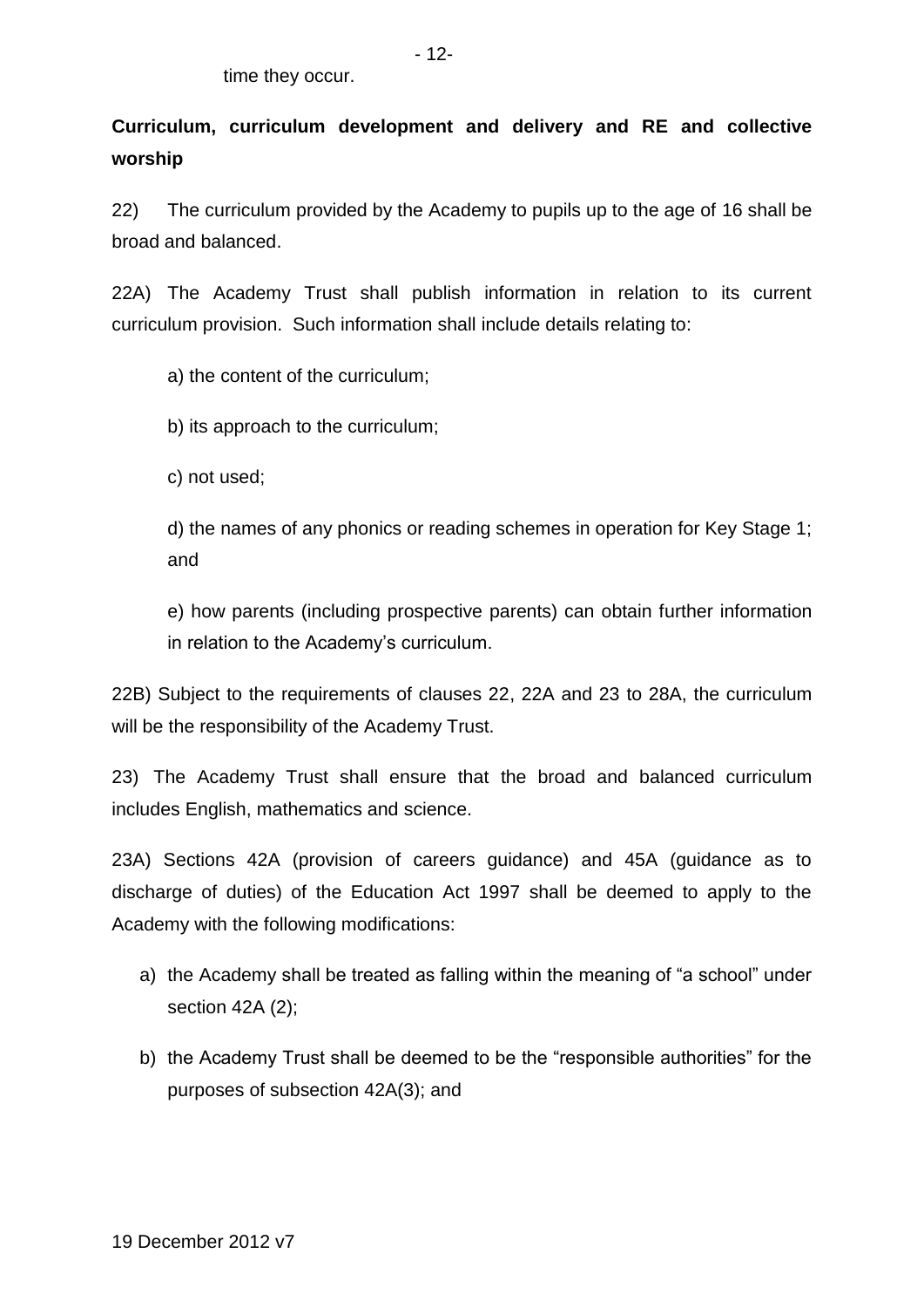time they occur.

**Curriculum, curriculum development and delivery and RE and collective worship**

22) The curriculum provided by the Academy to pupils up to the age of 16 shall be broad and balanced.

22A) The Academy Trust shall publish information in relation to its current curriculum provision. Such information shall include details relating to:

a) the content of the curriculum;

b) its approach to the curriculum;

c) not used;

d) the names of any phonics or reading schemes in operation for Key Stage 1; and

e) how parents (including prospective parents) can obtain further information in relation to the Academy's curriculum.

22B) Subject to the requirements of clauses 22, 22A and 23 to 28A, the curriculum will be the responsibility of the Academy Trust.

23) The Academy Trust shall ensure that the broad and balanced curriculum includes English, mathematics and science.

23A) Sections 42A (provision of careers guidance) and 45A (guidance as to discharge of duties) of the Education Act 1997 shall be deemed to apply to the Academy with the following modifications:

a) the Academy shall be treated as falling within the meaning of "a school" under section 42A (2);

b) the Academy Trust shall be deemed to be the "responsible authorities" for the purposes of subsection 42A(3); and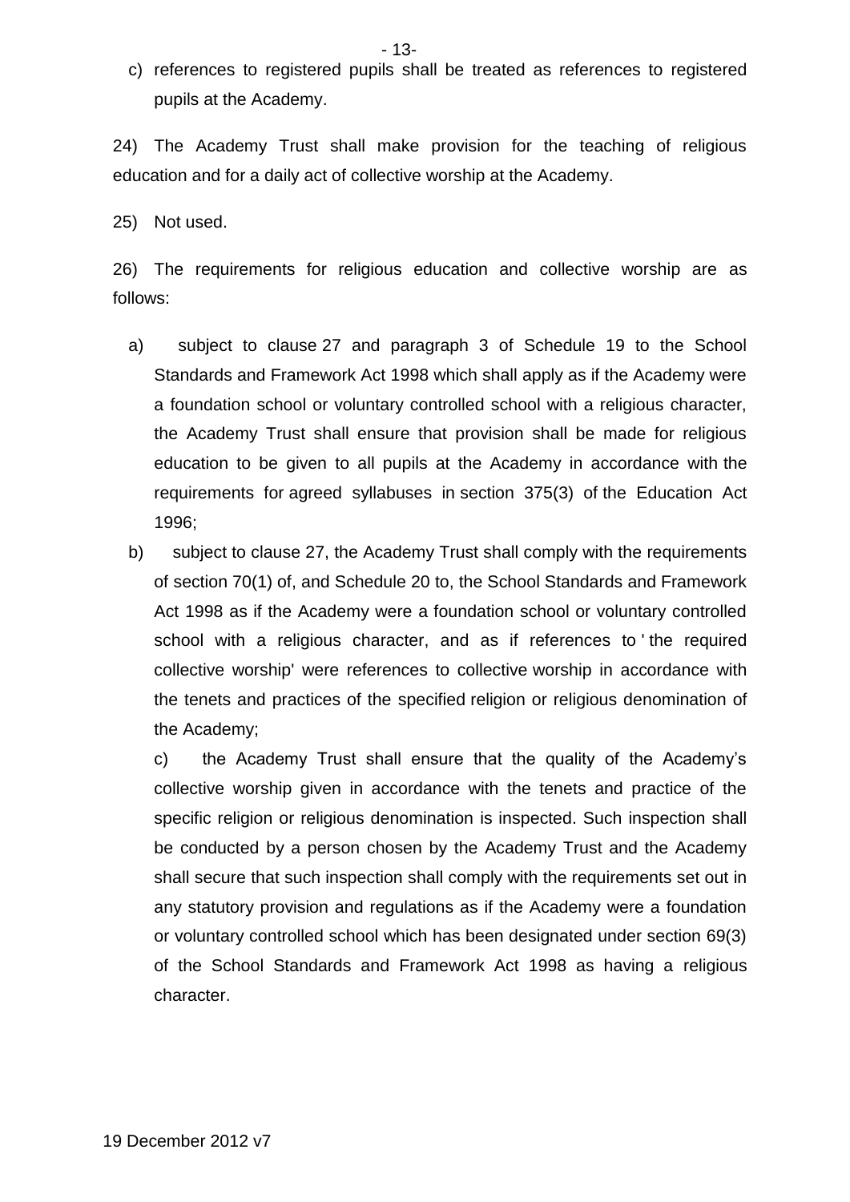c) references to registered pupils shall be treated as references to registered pupils at the Academy.

24) The Academy Trust shall make provision for the teaching of religious education and for a daily act of collective worship at the Academy.

25) Not used.

26) The requirements for religious education and collective worship are as follows:

a) subject to clause 27 and paragraph 3 of Schedule 19 to the School Standards and Framework Act 1998 which shall apply as if the Academy were a foundation school or voluntary controlled school with a religious character, the Academy Trust shall ensure that provision shall be made for religious education to be given to all pupils at the Academy in accordance with the requirements for agreed syllabuses in section 375(3) of the Education Act 1996;

b) subject to clause 27, the Academy Trust shall comply with the requirements of section 70(1) of, and Schedule 20 to, the School Standards and Framework Act 1998 as if the Academy were a foundation school or voluntary controlled school with a religious character, and as if references to ' the required collective worship' were references to collective worship in accordance with the tenets and practices of the specified religion or religious denomination of the Academy;

c) the Academy Trust shall ensure that the quality of the Academy's collective worship given in accordance with the tenets and practice of the specific religion or religious denomination is inspected. Such inspection shall be conducted by a person chosen by the Academy Trust and the Academy shall secure that such inspection shall comply with the requirements set out in any statutory provision and regulations as if the Academy were a foundation or voluntary controlled school which has been designated under section 69(3) of the School Standards and Framework Act 1998 as having a religious character.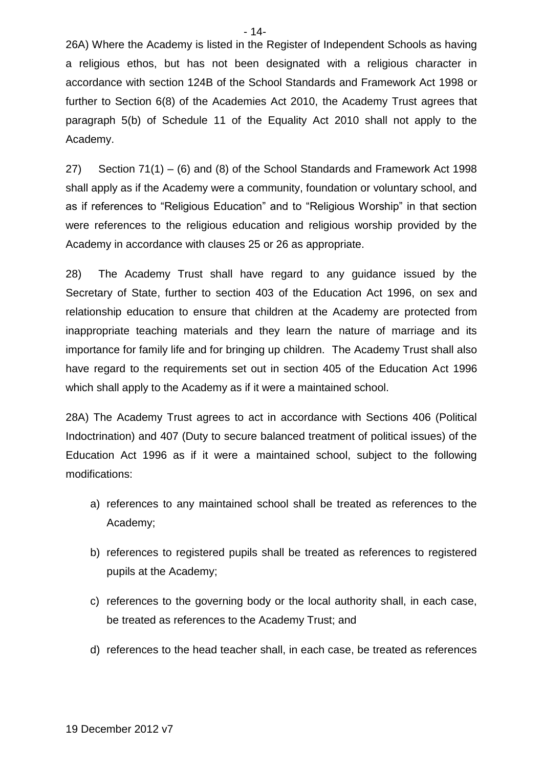26A) Where the Academy is listed in the Register of Independent Schools as having a religious ethos, but has not been designated with a religious character in accordance with section 124B of the School Standards and Framework Act 1998 or further to Section 6(8) of the Academies Act 2010, the Academy Trust agrees that paragraph 5(b) of Schedule 11 of the Equality Act 2010 shall not apply to the Academy.

27) Section 71(1) – (6) and (8) of the School Standards and Framework Act 1998 shall apply as if the Academy were a community, foundation or voluntary school, and as if references to "Religious Education" and to "Religious Worship" in that section were references to the religious education and religious worship provided by the Academy in accordance with clauses 25 or 26 as appropriate.

28) The Academy Trust shall have regard to any guidance issued by the Secretary of State, further to section 403 of the Education Act 1996, on sex and relationship education to ensure that children at the Academy are protected from inappropriate teaching materials and they learn the nature of marriage and its importance for family life and for bringing up children. The Academy Trust shall also have regard to the requirements set out in section 405 of the Education Act 1996 which shall apply to the Academy as if it were a maintained school.

28A) The Academy Trust agrees to act in accordance with Sections 406 (Political Indoctrination) and 407 (Duty to secure balanced treatment of political issues) of the Education Act 1996 as if it were a maintained school, subject to the following modifications:

a) references to any maintained school shall be treated as references to the Academy;

b) references to registered pupils shall be treated as references to registered pupils at the Academy;

c) references to the governing body or the local authority shall, in each case, be treated as references to the Academy Trust; and

d) references to the head teacher shall, in each case, be treated as references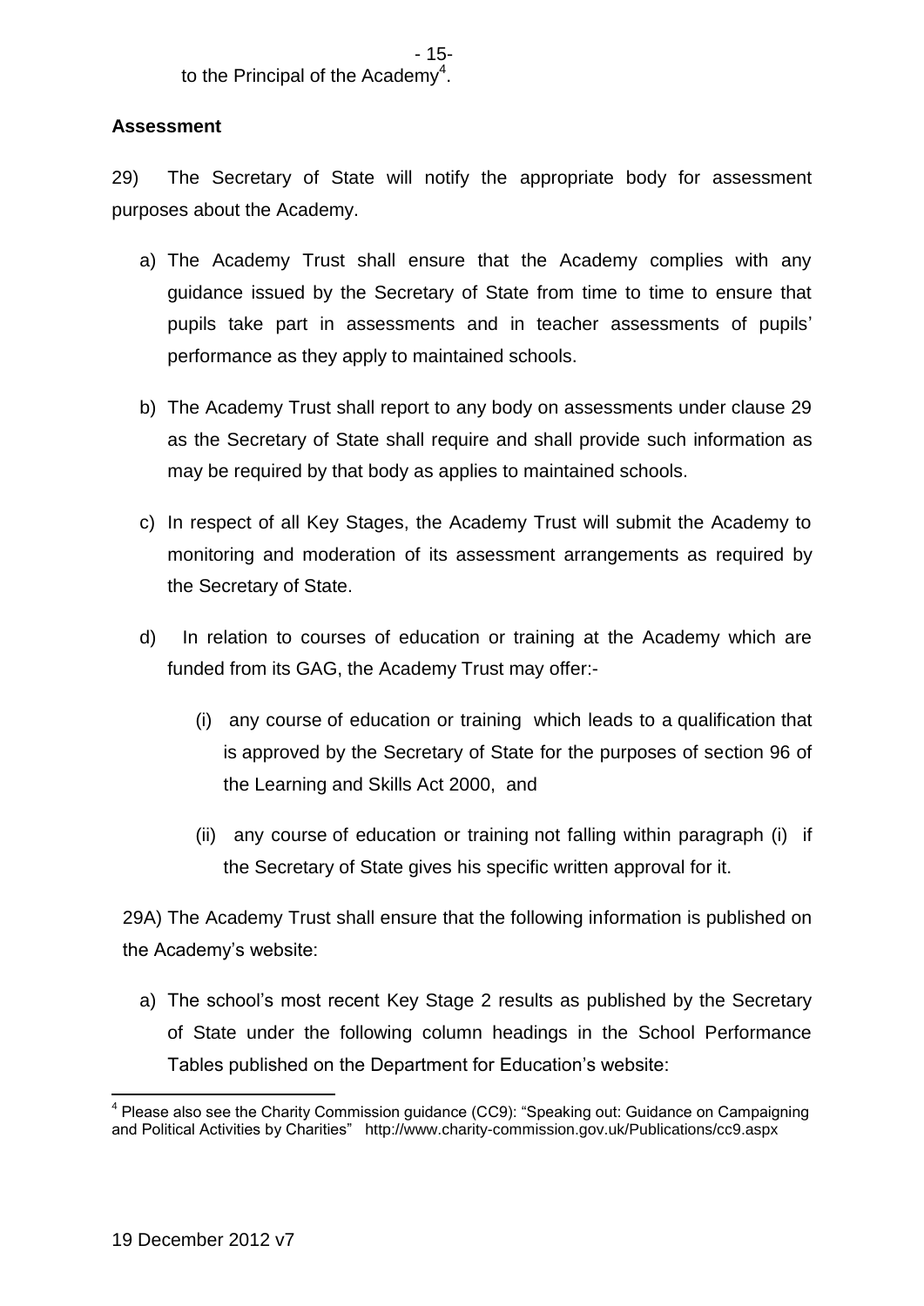to the Principal of the Academy[4].

**Assessment**

29) The Secretary of State will notify the appropriate body for assessment purposes about the Academy.

a) The Academy Trust shall ensure that the Academy complies with any guidance issued by the Secretary of State from time to time to ensure that pupils take part in assessments and in teacher assessments of pupils' performance as they apply to maintained schools.

b) The Academy Trust shall report to any body on assessments under clause 29 as the Secretary of State shall require and shall provide such information as may be required by that body as applies to maintained schools.

c) In respect of all Key Stages, the Academy Trust will submit the Academy to monitoring and moderation of its assessment arrangements as required by the Secretary of State.

d) In relation to courses of education or training at the Academy which are funded from its GAG, the Academy Trust may offer:-

   (i) any course of education or training which leads to a qualification that is approved by the Secretary of State for the purposes of section 96 of the Learning and Skills Act 2000, and

   (ii) any course of education or training not falling within paragraph (i) if the Secretary of State gives his specific written approval for it.

29A) The Academy Trust shall ensure that the following information is published on the Academy's website:

a) The school's most recent Key Stage 2 results as published by the Secretary of State under the following column headings in the School Performance Tables published on the Department for Education's website:

---

[4] Please also see the Charity Commission guidance (CC9): "Speaking out: Guidance on Campaigning and Political Activities by Charities" http://www.charity-commission.gov.uk/Publications/cc9.aspx

19 December 2012 v7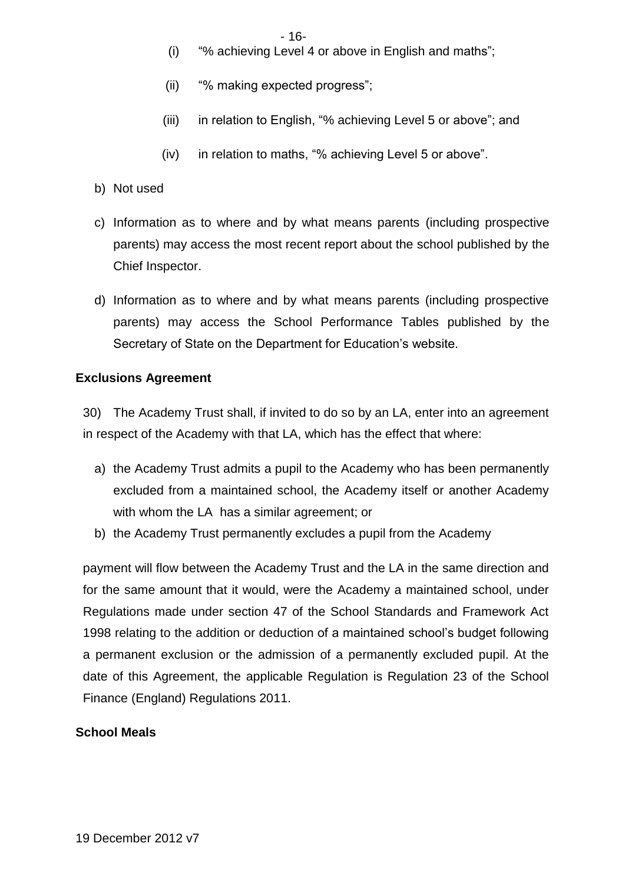(i) "% achieving Level 4 or above in English and maths";

(ii) "% making expected progress";

(iii) in relation to English, "% achieving Level 5 or above"; and

(iv) in relation to maths, "% achieving Level 5 or above".

b) Not used

c) Information as to where and by what means parents (including prospective parents) may access the most recent report about the school published by the Chief Inspector.

d) Information as to where and by what means parents (including prospective parents) may access the School Performance Tables published by the Secretary of State on the Department for Education's website.

**Exclusions Agreement**

30) The Academy Trust shall, if invited to do so by an LA, enter into an agreement in respect of the Academy with that LA, which has the effect that where:

a) the Academy Trust admits a pupil to the Academy who has been permanently excluded from a maintained school, the Academy itself or another Academy with whom the LA has a similar agreement; or

b) the Academy Trust permanently excludes a pupil from the Academy

payment will flow between the Academy Trust and the LA in the same direction and for the same amount that it would, were the Academy a maintained school, under Regulations made under section 47 of the School Standards and Framework Act 1998 relating to the addition or deduction of a maintained school's budget following a permanent exclusion or the admission of a permanently excluded pupil. At the date of this Agreement, the applicable Regulation is Regulation 23 of the School Finance (England) Regulations 2011.

**School Meals**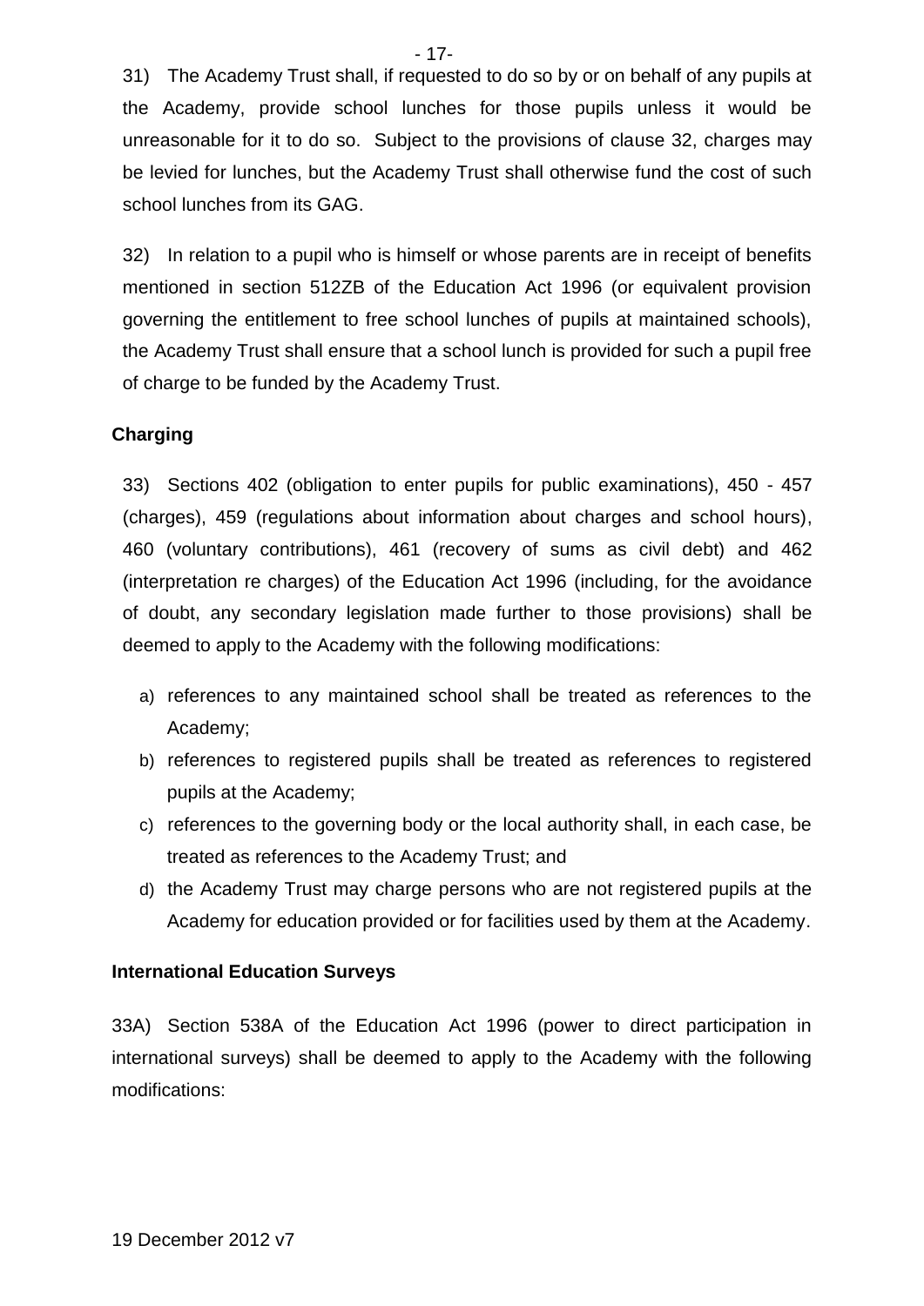31) The Academy Trust shall, if requested to do so by or on behalf of any pupils at the Academy, provide school lunches for those pupils unless it would be unreasonable for it to do so. Subject to the provisions of clause 32, charges may be levied for lunches, but the Academy Trust shall otherwise fund the cost of such school lunches from its GAG.

32) In relation to a pupil who is himself or whose parents are in receipt of benefits mentioned in section 512ZB of the Education Act 1996 (or equivalent provision governing the entitlement to free school lunches of pupils at maintained schools), the Academy Trust shall ensure that a school lunch is provided for such a pupil free of charge to be funded by the Academy Trust.

**Charging**

33) Sections 402 (obligation to enter pupils for public examinations), 450 - 457 (charges), 459 (regulations about information about charges and school hours), 460 (voluntary contributions), 461 (recovery of sums as civil debt) and 462 (interpretation re charges) of the Education Act 1996 (including, for the avoidance of doubt, any secondary legislation made further to those provisions) shall be deemed to apply to the Academy with the following modifications:

a) references to any maintained school shall be treated as references to the Academy;
b) references to registered pupils shall be treated as references to registered pupils at the Academy;
c) references to the governing body or the local authority shall, in each case, be treated as references to the Academy Trust; and
d) the Academy Trust may charge persons who are not registered pupils at the Academy for education provided or for facilities used by them at the Academy.

**International Education Surveys**

33A) Section 538A of the Education Act 1996 (power to direct participation in international surveys) shall be deemed to apply to the Academy with the following modifications: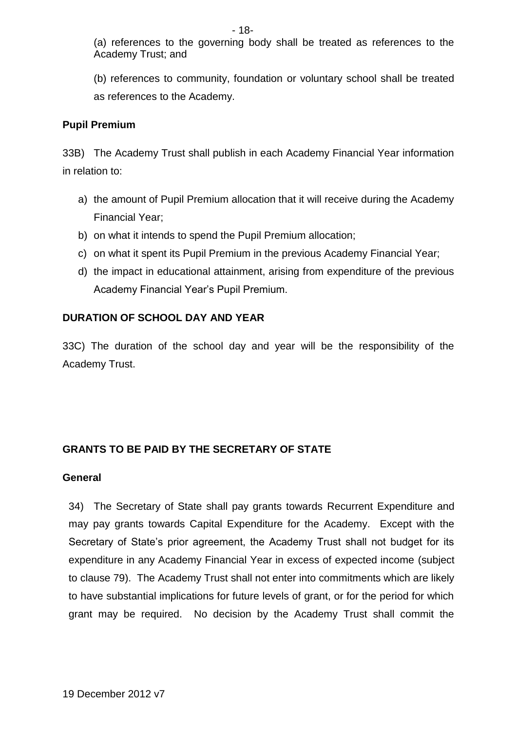(a) references to the governing body shall be treated as references to the Academy Trust; and

(b) references to community, foundation or voluntary school shall be treated as references to the Academy.

**Pupil Premium**

33B) The Academy Trust shall publish in each Academy Financial Year information in relation to:

a) the amount of Pupil Premium allocation that it will receive during the Academy Financial Year;
b) on what it intends to spend the Pupil Premium allocation;
c) on what it spent its Pupil Premium in the previous Academy Financial Year;
d) the impact in educational attainment, arising from expenditure of the previous Academy Financial Year's Pupil Premium.

**DURATION OF SCHOOL DAY AND YEAR**

33C) The duration of the school day and year will be the responsibility of the Academy Trust.

**GRANTS TO BE PAID BY THE SECRETARY OF STATE**

**General**

34) The Secretary of State shall pay grants towards Recurrent Expenditure and may pay grants towards Capital Expenditure for the Academy. Except with the Secretary of State's prior agreement, the Academy Trust shall not budget for its expenditure in any Academy Financial Year in excess of expected income (subject to clause 79). The Academy Trust shall not enter into commitments which are likely to have substantial implications for future levels of grant, or for the period for which grant may be required. No decision by the Academy Trust shall commit the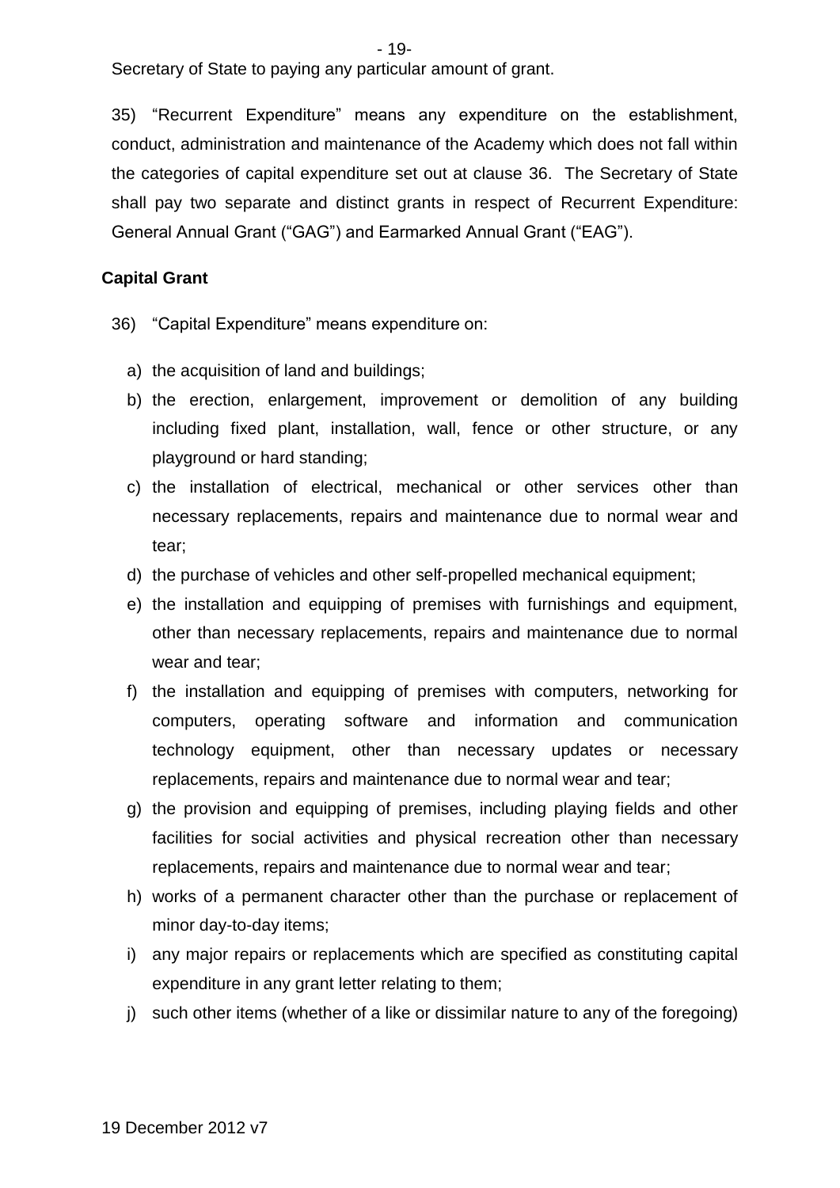Secretary of State to paying any particular amount of grant.

35) "Recurrent Expenditure" means any expenditure on the establishment, conduct, administration and maintenance of the Academy which does not fall within the categories of capital expenditure set out at clause 36. The Secretary of State shall pay two separate and distinct grants in respect of Recurrent Expenditure: General Annual Grant ("GAG") and Earmarked Annual Grant ("EAG").

**Capital Grant**

36) "Capital Expenditure" means expenditure on:

a) the acquisition of land and buildings;
b) the erection, enlargement, improvement or demolition of any building including fixed plant, installation, wall, fence or other structure, or any playground or hard standing;
c) the installation of electrical, mechanical or other services other than necessary replacements, repairs and maintenance due to normal wear and tear;
d) the purchase of vehicles and other self-propelled mechanical equipment;
e) the installation and equipping of premises with furnishings and equipment, other than necessary replacements, repairs and maintenance due to normal wear and tear;
f) the installation and equipping of premises with computers, networking for computers, operating software and information and communication technology equipment, other than necessary updates or necessary replacements, repairs and maintenance due to normal wear and tear;
g) the provision and equipping of premises, including playing fields and other facilities for social activities and physical recreation other than necessary replacements, repairs and maintenance due to normal wear and tear;
h) works of a permanent character other than the purchase or replacement of minor day-to-day items;
i) any major repairs or replacements which are specified as constituting capital expenditure in any grant letter relating to them;
j) such other items (whether of a like or dissimilar nature to any of the foregoing)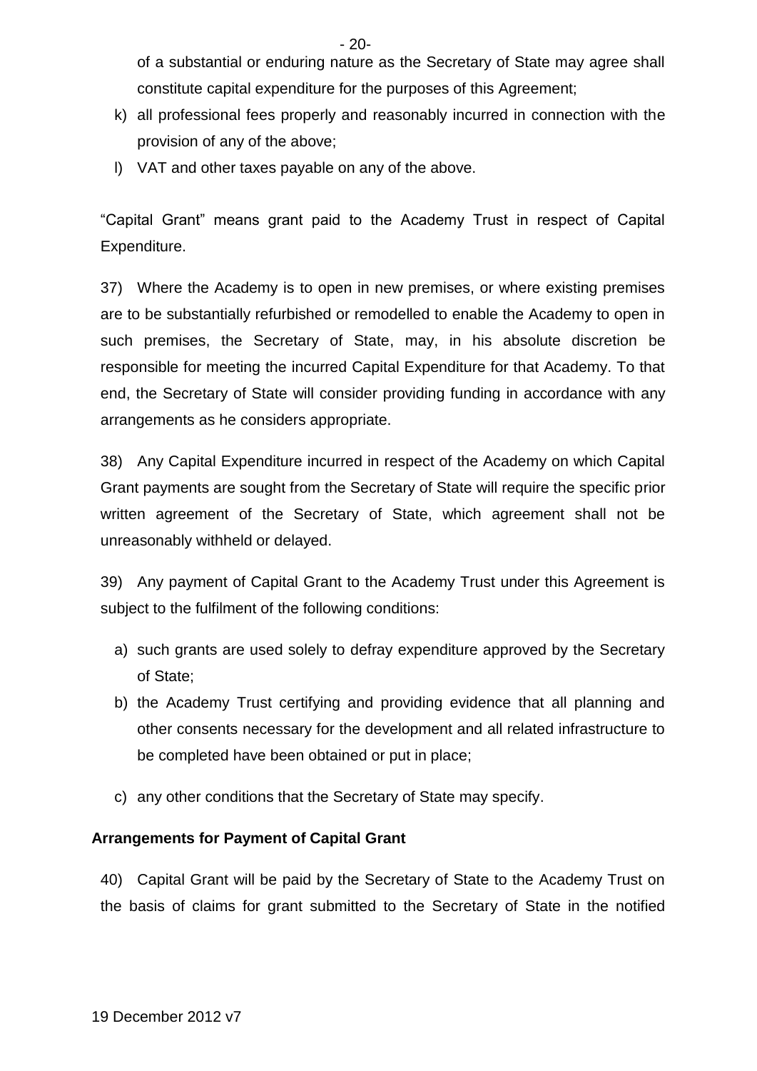of a substantial or enduring nature as the Secretary of State may agree shall constitute capital expenditure for the purposes of this Agreement;

k) all professional fees properly and reasonably incurred in connection with the provision of any of the above;

l) VAT and other taxes payable on any of the above.

"Capital Grant" means grant paid to the Academy Trust in respect of Capital Expenditure.

37) Where the Academy is to open in new premises, or where existing premises are to be substantially refurbished or remodelled to enable the Academy to open in such premises, the Secretary of State, may, in his absolute discretion be responsible for meeting the incurred Capital Expenditure for that Academy. To that end, the Secretary of State will consider providing funding in accordance with any arrangements as he considers appropriate.

38) Any Capital Expenditure incurred in respect of the Academy on which Capital Grant payments are sought from the Secretary of State will require the specific prior written agreement of the Secretary of State, which agreement shall not be unreasonably withheld or delayed.

39) Any payment of Capital Grant to the Academy Trust under this Agreement is subject to the fulfilment of the following conditions:

a) such grants are used solely to defray expenditure approved by the Secretary of State;

b) the Academy Trust certifying and providing evidence that all planning and other consents necessary for the development and all related infrastructure to be completed have been obtained or put in place;

c) any other conditions that the Secretary of State may specify.

**Arrangements for Payment of Capital Grant**

40) Capital Grant will be paid by the Secretary of State to the Academy Trust on the basis of claims for grant submitted to the Secretary of State in the notified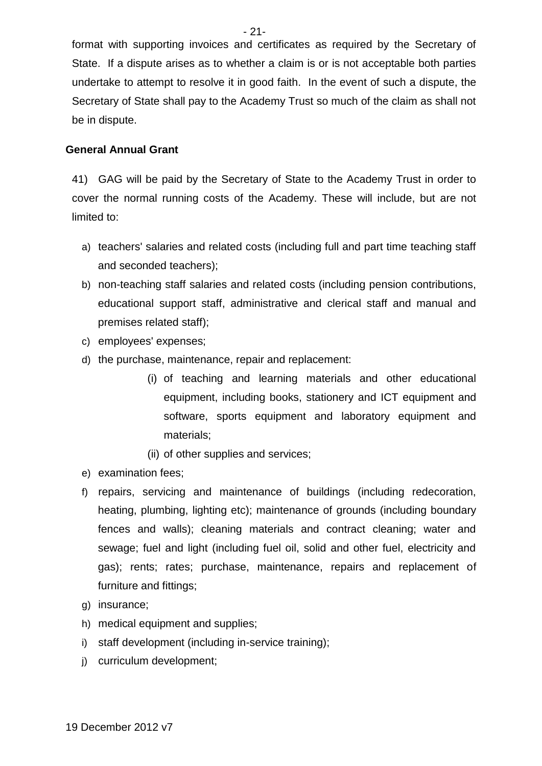format with supporting invoices and certificates as required by the Secretary of State. If a dispute arises as to whether a claim is or is not acceptable both parties undertake to attempt to resolve it in good faith. In the event of such a dispute, the Secretary of State shall pay to the Academy Trust so much of the claim as shall not be in dispute.

**General Annual Grant**

41) GAG will be paid by the Secretary of State to the Academy Trust in order to cover the normal running costs of the Academy. These will include, but are not limited to:

a) teachers' salaries and related costs (including full and part time teaching staff and seconded teachers);
b) non-teaching staff salaries and related costs (including pension contributions, educational support staff, administrative and clerical staff and manual and premises related staff);
c) employees' expenses;
d) the purchase, maintenance, repair and replacement:
    (i) of teaching and learning materials and other educational equipment, including books, stationery and ICT equipment and software, sports equipment and laboratory equipment and materials;
    (ii) of other supplies and services;
e) examination fees;
f) repairs, servicing and maintenance of buildings (including redecoration, heating, plumbing, lighting etc); maintenance of grounds (including boundary fences and walls); cleaning materials and contract cleaning; water and sewage; fuel and light (including fuel oil, solid and other fuel, electricity and gas); rents; rates; purchase, maintenance, repairs and replacement of furniture and fittings;
g) insurance;
h) medical equipment and supplies;
i) staff development (including in-service training);
j) curriculum development;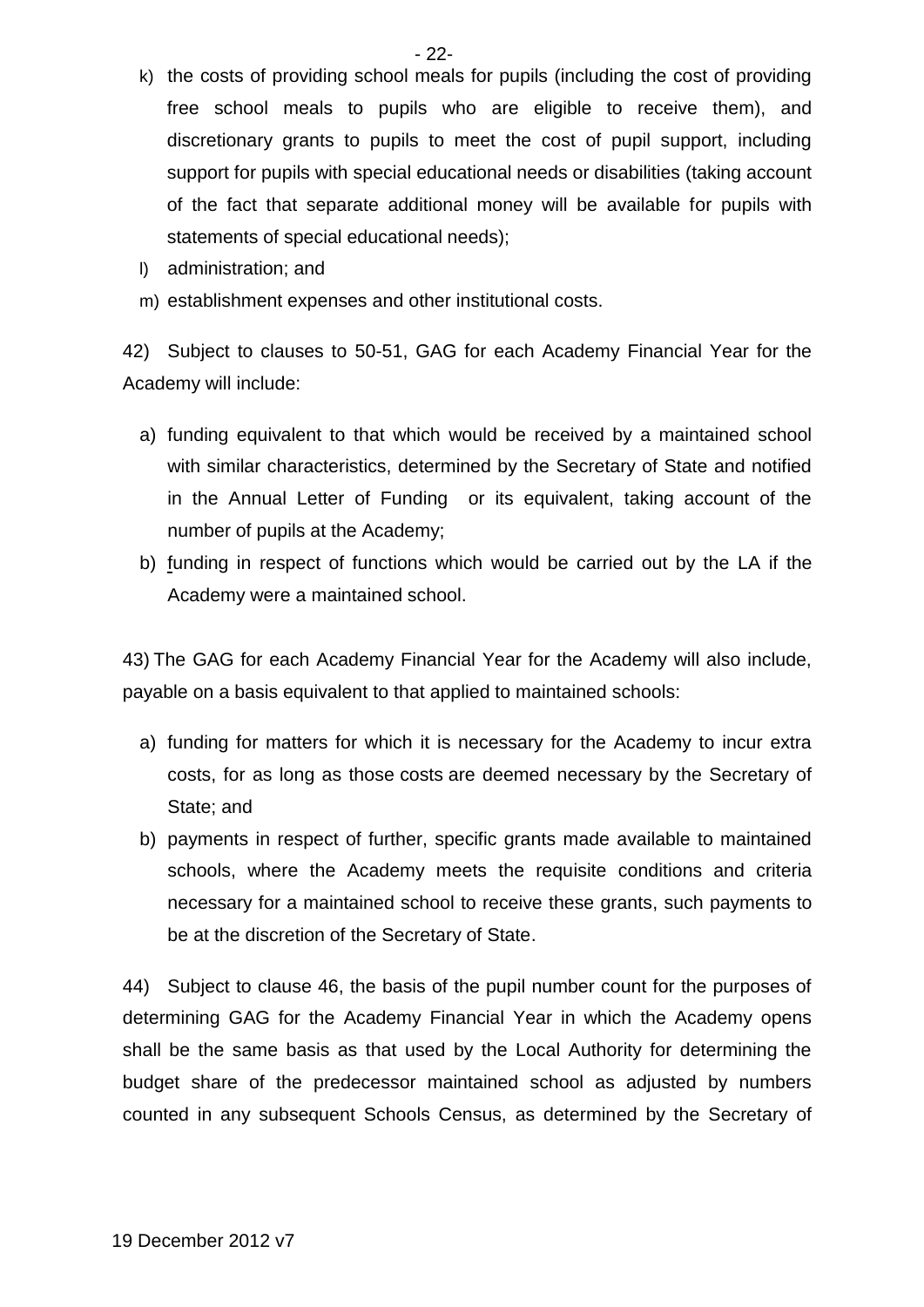k) the costs of providing school meals for pupils (including the cost of providing free school meals to pupils who are eligible to receive them), and discretionary grants to pupils to meet the cost of pupil support, including support for pupils with special educational needs or disabilities (taking account of the fact that separate additional money will be available for pupils with statements of special educational needs);

l) administration; and

m) establishment expenses and other institutional costs.

42) Subject to clauses to 50-51, GAG for each Academy Financial Year for the Academy will include:

a) funding equivalent to that which would be received by a maintained school with similar characteristics, determined by the Secretary of State and notified in the Annual Letter of Funding or its equivalent, taking account of the number of pupils at the Academy;

b) funding in respect of functions which would be carried out by the LA if the Academy were a maintained school.

43) The GAG for each Academy Financial Year for the Academy will also include, payable on a basis equivalent to that applied to maintained schools:

a) funding for matters for which it is necessary for the Academy to incur extra costs, for as long as those costs are deemed necessary by the Secretary of State; and

b) payments in respect of further, specific grants made available to maintained schools, where the Academy meets the requisite conditions and criteria necessary for a maintained school to receive these grants, such payments to be at the discretion of the Secretary of State.

44) Subject to clause 46, the basis of the pupil number count for the purposes of determining GAG for the Academy Financial Year in which the Academy opens shall be the same basis as that used by the Local Authority for determining the budget share of the predecessor maintained school as adjusted by numbers counted in any subsequent Schools Census, as determined by the Secretary of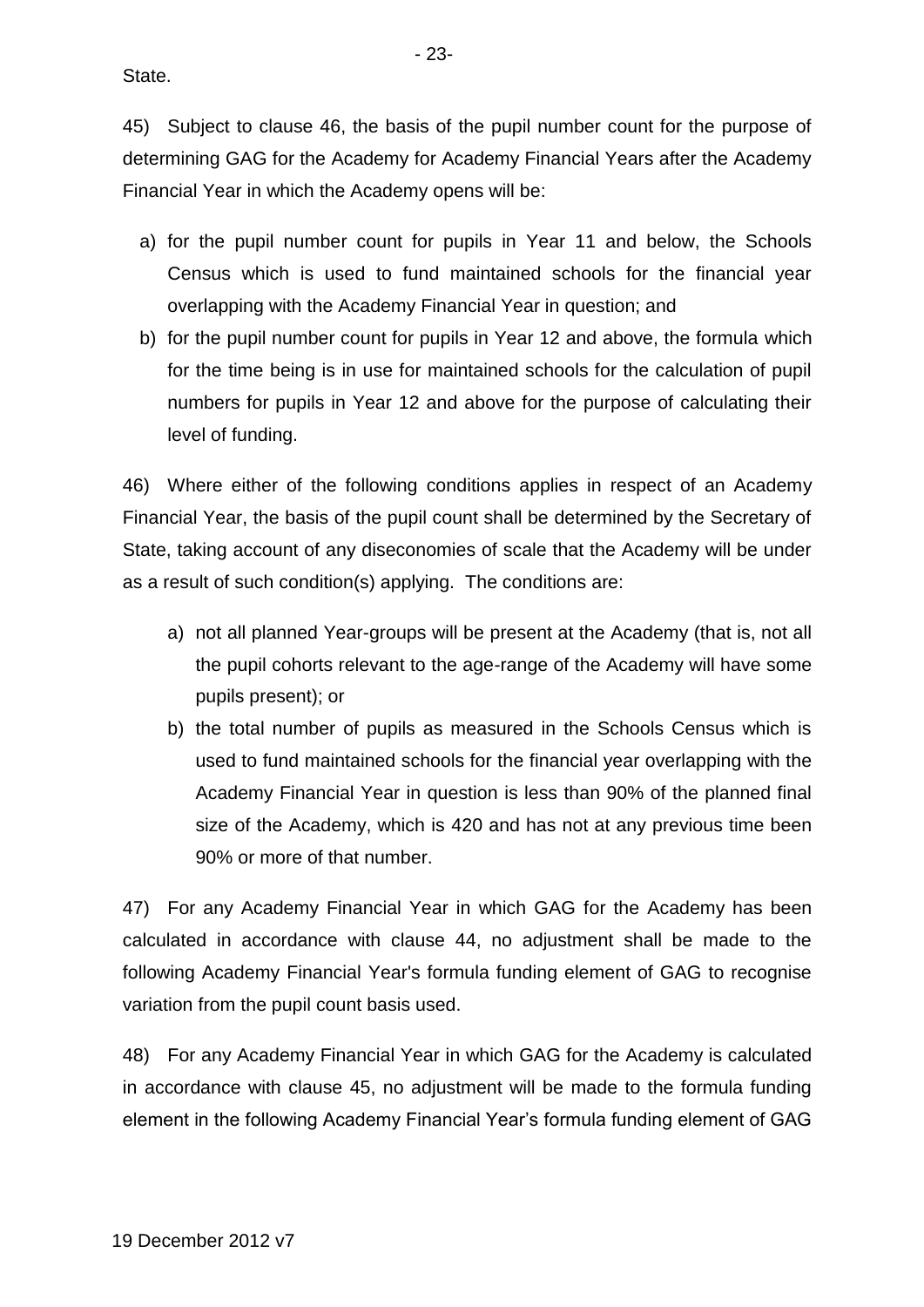State.

45) Subject to clause 46, the basis of the pupil number count for the purpose of determining GAG for the Academy for Academy Financial Years after the Academy Financial Year in which the Academy opens will be:

a) for the pupil number count for pupils in Year 11 and below, the Schools Census which is used to fund maintained schools for the financial year overlapping with the Academy Financial Year in question; and
b) for the pupil number count for pupils in Year 12 and above, the formula which for the time being is in use for maintained schools for the calculation of pupil numbers for pupils in Year 12 and above for the purpose of calculating their level of funding.

46) Where either of the following conditions applies in respect of an Academy Financial Year, the basis of the pupil count shall be determined by the Secretary of State, taking account of any diseconomies of scale that the Academy will be under as a result of such condition(s) applying. The conditions are:

a) not all planned Year-groups will be present at the Academy (that is, not all the pupil cohorts relevant to the age-range of the Academy will have some pupils present); or
b) the total number of pupils as measured in the Schools Census which is used to fund maintained schools for the financial year overlapping with the Academy Financial Year in question is less than 90% of the planned final size of the Academy, which is 420 and has not at any previous time been 90% or more of that number.

47) For any Academy Financial Year in which GAG for the Academy has been calculated in accordance with clause 44, no adjustment shall be made to the following Academy Financial Year's formula funding element of GAG to recognise variation from the pupil count basis used.

48) For any Academy Financial Year in which GAG for the Academy is calculated in accordance with clause 45, no adjustment will be made to the formula funding element in the following Academy Financial Year's formula funding element of GAG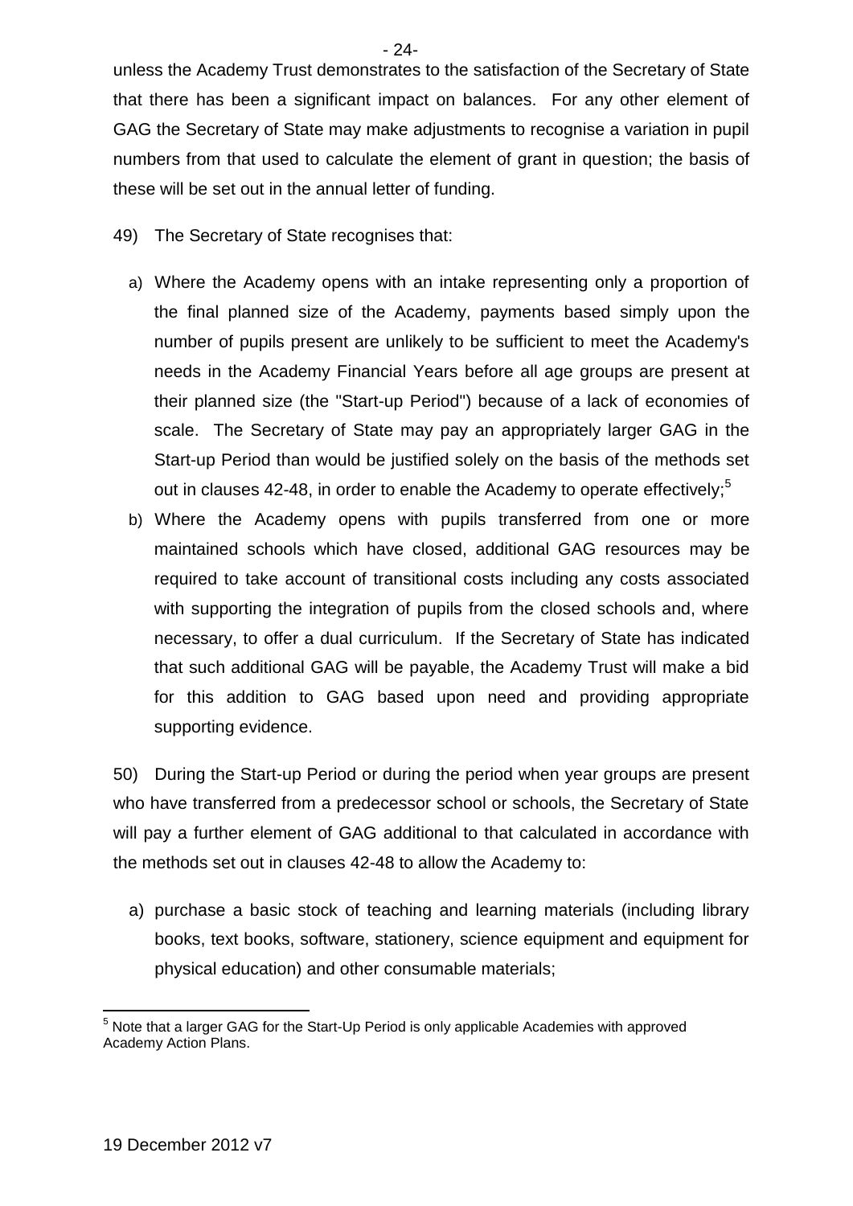unless the Academy Trust demonstrates to the satisfaction of the Secretary of State that there has been a significant impact on balances. For any other element of GAG the Secretary of State may make adjustments to recognise a variation in pupil numbers from that used to calculate the element of grant in question; the basis of these will be set out in the annual letter of funding.

49) The Secretary of State recognises that:

a) Where the Academy opens with an intake representing only a proportion of the final planned size of the Academy, payments based simply upon the number of pupils present are unlikely to be sufficient to meet the Academy's needs in the Academy Financial Years before all age groups are present at their planned size (the "Start-up Period") because of a lack of economies of scale. The Secretary of State may pay an appropriately larger GAG in the Start-up Period than would be justified solely on the basis of the methods set out in clauses 42-48, in order to enable the Academy to operate effectively;[5]

b) Where the Academy opens with pupils transferred from one or more maintained schools which have closed, additional GAG resources may be required to take account of transitional costs including any costs associated with supporting the integration of pupils from the closed schools and, where necessary, to offer a dual curriculum. If the Secretary of State has indicated that such additional GAG will be payable, the Academy Trust will make a bid for this addition to GAG based upon need and providing appropriate supporting evidence.

50) During the Start-up Period or during the period when year groups are present who have transferred from a predecessor school or schools, the Secretary of State will pay a further element of GAG additional to that calculated in accordance with the methods set out in clauses 42-48 to allow the Academy to:

a) purchase a basic stock of teaching and learning materials (including library books, text books, software, stationery, science equipment and equipment for physical education) and other consumable materials;

---

[5] Note that a larger GAG for the Start-Up Period is only applicable Academies with approved Academy Action Plans.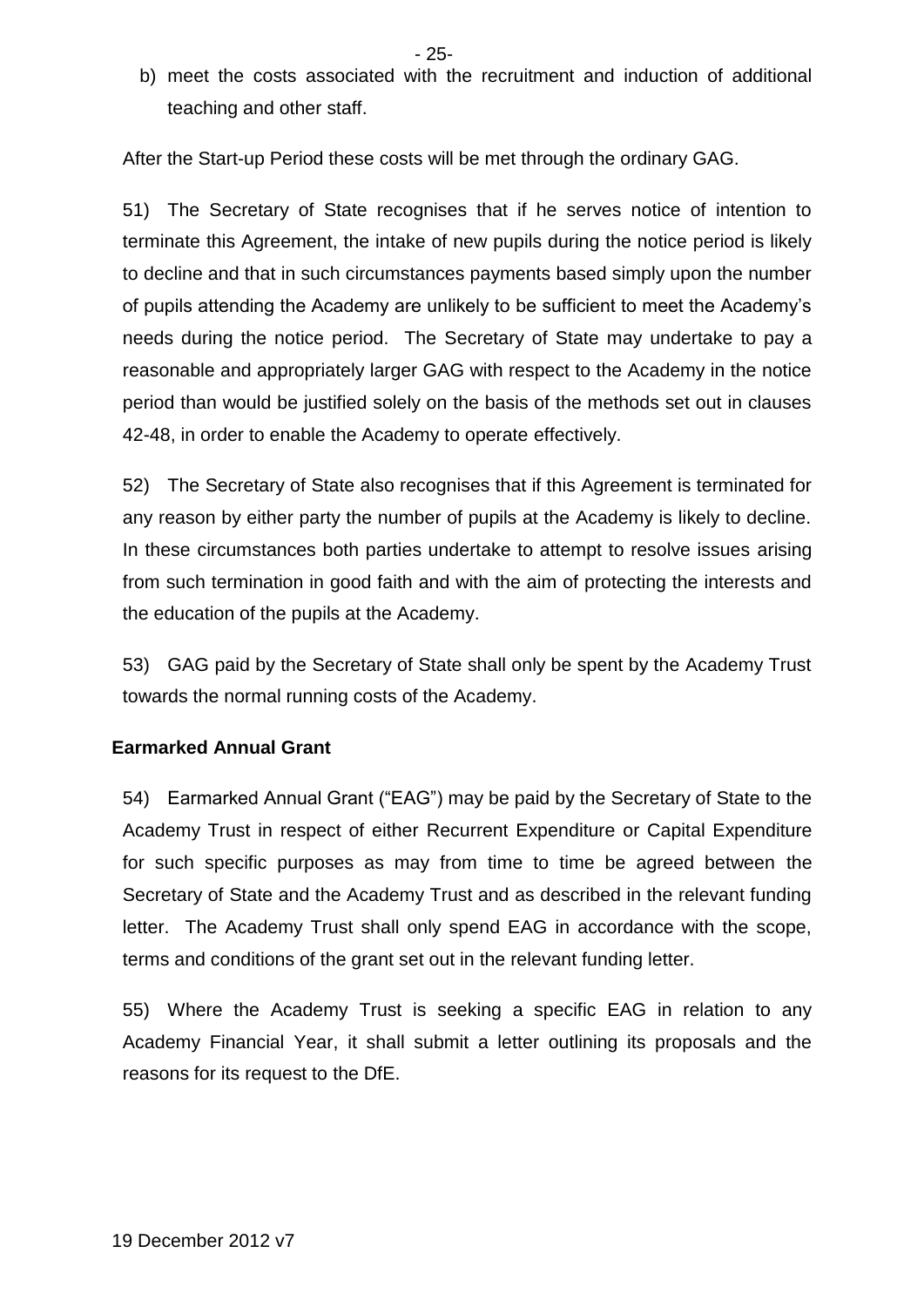b) meet the costs associated with the recruitment and induction of additional teaching and other staff.

After the Start-up Period these costs will be met through the ordinary GAG.

51) The Secretary of State recognises that if he serves notice of intention to terminate this Agreement, the intake of new pupils during the notice period is likely to decline and that in such circumstances payments based simply upon the number of pupils attending the Academy are unlikely to be sufficient to meet the Academy's needs during the notice period. The Secretary of State may undertake to pay a reasonable and appropriately larger GAG with respect to the Academy in the notice period than would be justified solely on the basis of the methods set out in clauses 42-48, in order to enable the Academy to operate effectively.

52) The Secretary of State also recognises that if this Agreement is terminated for any reason by either party the number of pupils at the Academy is likely to decline. In these circumstances both parties undertake to attempt to resolve issues arising from such termination in good faith and with the aim of protecting the interests and the education of the pupils at the Academy.

53) GAG paid by the Secretary of State shall only be spent by the Academy Trust towards the normal running costs of the Academy.

**Earmarked Annual Grant**

54) Earmarked Annual Grant ("EAG") may be paid by the Secretary of State to the Academy Trust in respect of either Recurrent Expenditure or Capital Expenditure for such specific purposes as may from time to time be agreed between the Secretary of State and the Academy Trust and as described in the relevant funding letter. The Academy Trust shall only spend EAG in accordance with the scope, terms and conditions of the grant set out in the relevant funding letter.

55) Where the Academy Trust is seeking a specific EAG in relation to any Academy Financial Year, it shall submit a letter outlining its proposals and the reasons for its request to the DfE.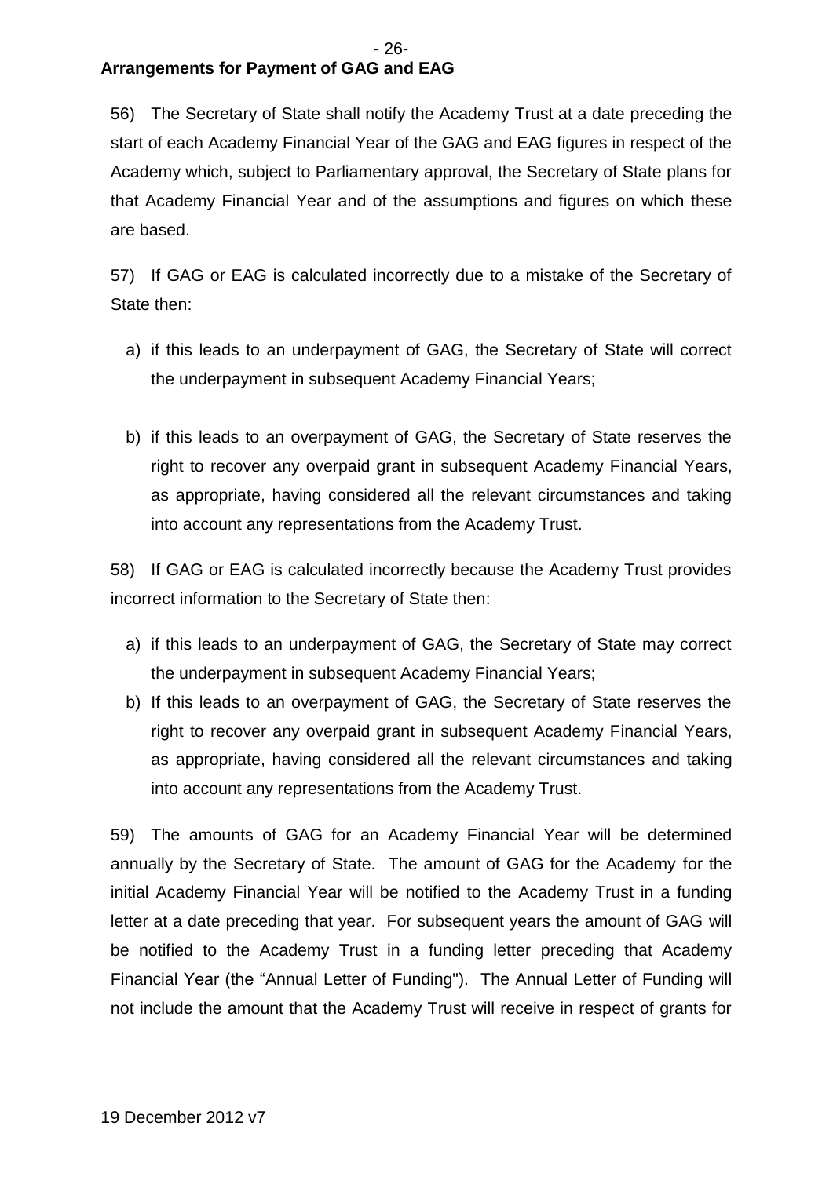**Arrangements for Payment of GAG and EAG**

56) The Secretary of State shall notify the Academy Trust at a date preceding the start of each Academy Financial Year of the GAG and EAG figures in respect of the Academy which, subject to Parliamentary approval, the Secretary of State plans for that Academy Financial Year and of the assumptions and figures on which these are based.

57) If GAG or EAG is calculated incorrectly due to a mistake of the Secretary of State then:

a) if this leads to an underpayment of GAG, the Secretary of State will correct the underpayment in subsequent Academy Financial Years;

b) if this leads to an overpayment of GAG, the Secretary of State reserves the right to recover any overpaid grant in subsequent Academy Financial Years, as appropriate, having considered all the relevant circumstances and taking into account any representations from the Academy Trust.

58) If GAG or EAG is calculated incorrectly because the Academy Trust provides incorrect information to the Secretary of State then:

a) if this leads to an underpayment of GAG, the Secretary of State may correct the underpayment in subsequent Academy Financial Years;
b) If this leads to an overpayment of GAG, the Secretary of State reserves the right to recover any overpaid grant in subsequent Academy Financial Years, as appropriate, having considered all the relevant circumstances and taking into account any representations from the Academy Trust.

59) The amounts of GAG for an Academy Financial Year will be determined annually by the Secretary of State. The amount of GAG for the Academy for the initial Academy Financial Year will be notified to the Academy Trust in a funding letter at a date preceding that year. For subsequent years the amount of GAG will be notified to the Academy Trust in a funding letter preceding that Academy Financial Year (the "Annual Letter of Funding"). The Annual Letter of Funding will not include the amount that the Academy Trust will receive in respect of grants for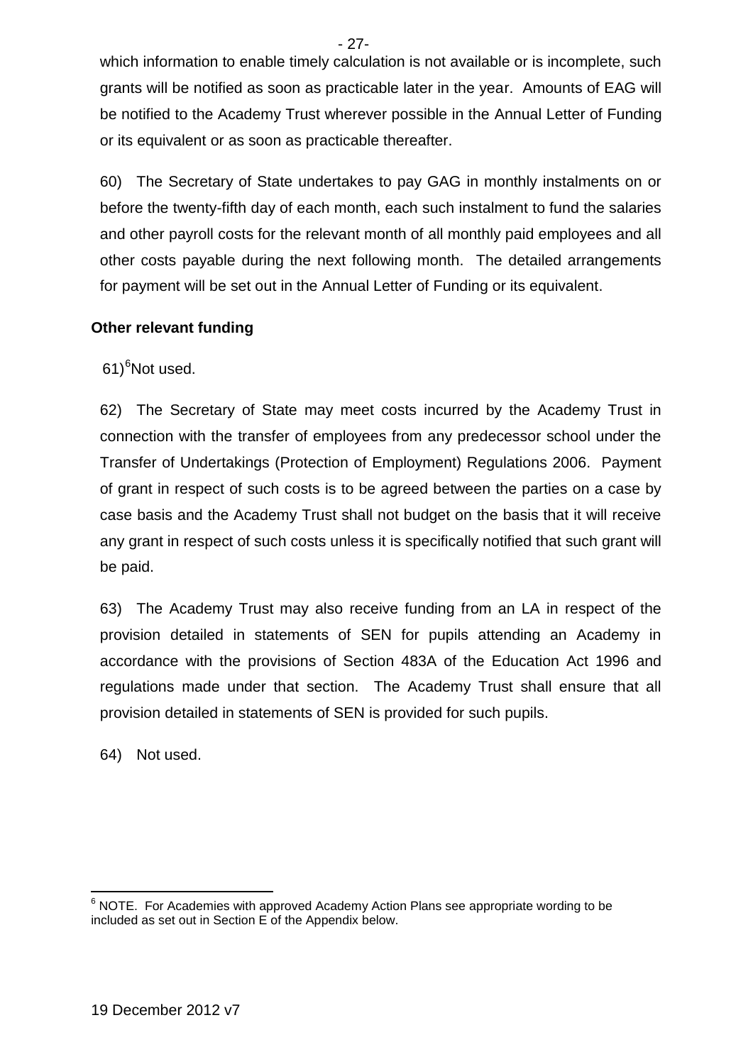which information to enable timely calculation is not available or is incomplete, such grants will be notified as soon as practicable later in the year. Amounts of EAG will be notified to the Academy Trust wherever possible in the Annual Letter of Funding or its equivalent or as soon as practicable thereafter.

60) The Secretary of State undertakes to pay GAG in monthly instalments on or before the twenty-fifth day of each month, each such instalment to fund the salaries and other payroll costs for the relevant month of all monthly paid employees and all other costs payable during the next following month. The detailed arrangements for payment will be set out in the Annual Letter of Funding or its equivalent.

**Other relevant funding**

61)[6] Not used.

62) The Secretary of State may meet costs incurred by the Academy Trust in connection with the transfer of employees from any predecessor school under the Transfer of Undertakings (Protection of Employment) Regulations 2006. Payment of grant in respect of such costs is to be agreed between the parties on a case by case basis and the Academy Trust shall not budget on the basis that it will receive any grant in respect of such costs unless it is specifically notified that such grant will be paid.

63) The Academy Trust may also receive funding from an LA in respect of the provision detailed in statements of SEN for pupils attending an Academy in accordance with the provisions of Section 483A of the Education Act 1996 and regulations made under that section. The Academy Trust shall ensure that all provision detailed in statements of SEN is provided for such pupils.

64) Not used.

[6] NOTE. For Academies with approved Academy Action Plans see appropriate wording to be included as set out in Section E of the Appendix below.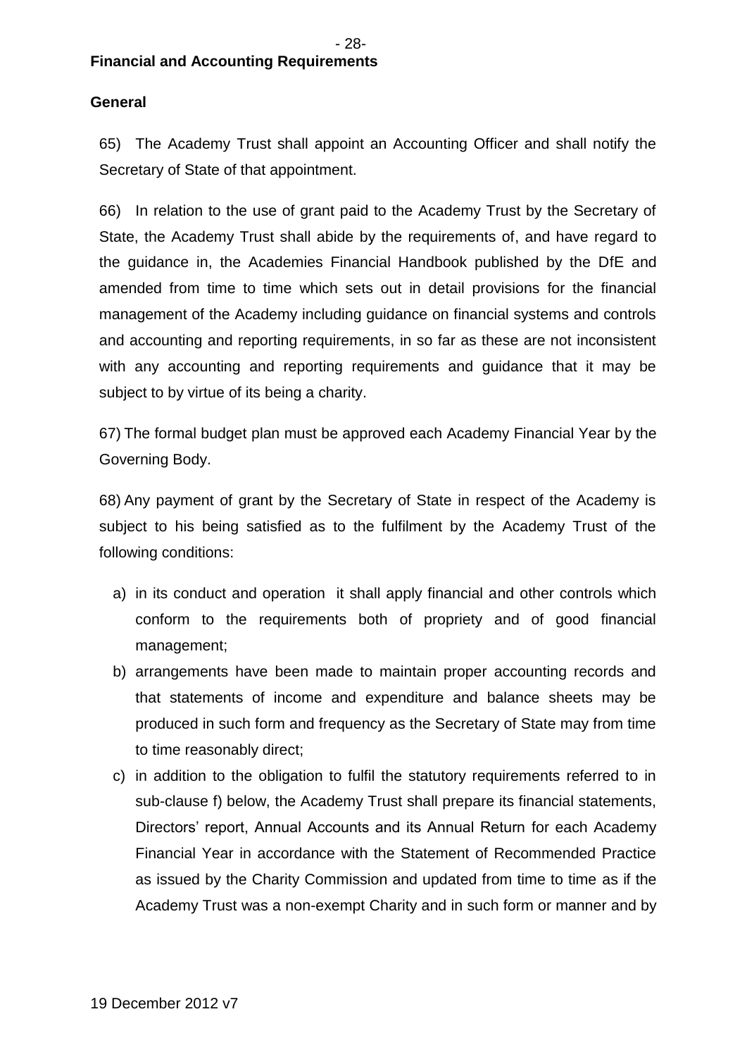**Financial and Accounting Requirements**

**General**

65) The Academy Trust shall appoint an Accounting Officer and shall notify the Secretary of State of that appointment.

66) In relation to the use of grant paid to the Academy Trust by the Secretary of State, the Academy Trust shall abide by the requirements of, and have regard to the guidance in, the Academies Financial Handbook published by the DfE and amended from time to time which sets out in detail provisions for the financial management of the Academy including guidance on financial systems and controls and accounting and reporting requirements, in so far as these are not inconsistent with any accounting and reporting requirements and guidance that it may be subject to by virtue of its being a charity.

67) The formal budget plan must be approved each Academy Financial Year by the Governing Body.

68) Any payment of grant by the Secretary of State in respect of the Academy is subject to his being satisfied as to the fulfilment by the Academy Trust of the following conditions:

a) in its conduct and operation it shall apply financial and other controls which conform to the requirements both of propriety and of good financial management;
b) arrangements have been made to maintain proper accounting records and that statements of income and expenditure and balance sheets may be produced in such form and frequency as the Secretary of State may from time to time reasonably direct;
c) in addition to the obligation to fulfil the statutory requirements referred to in sub-clause f) below, the Academy Trust shall prepare its financial statements, Directors' report, Annual Accounts and its Annual Return for each Academy Financial Year in accordance with the Statement of Recommended Practice as issued by the Charity Commission and updated from time to time as if the Academy Trust was a non-exempt Charity and in such form or manner and by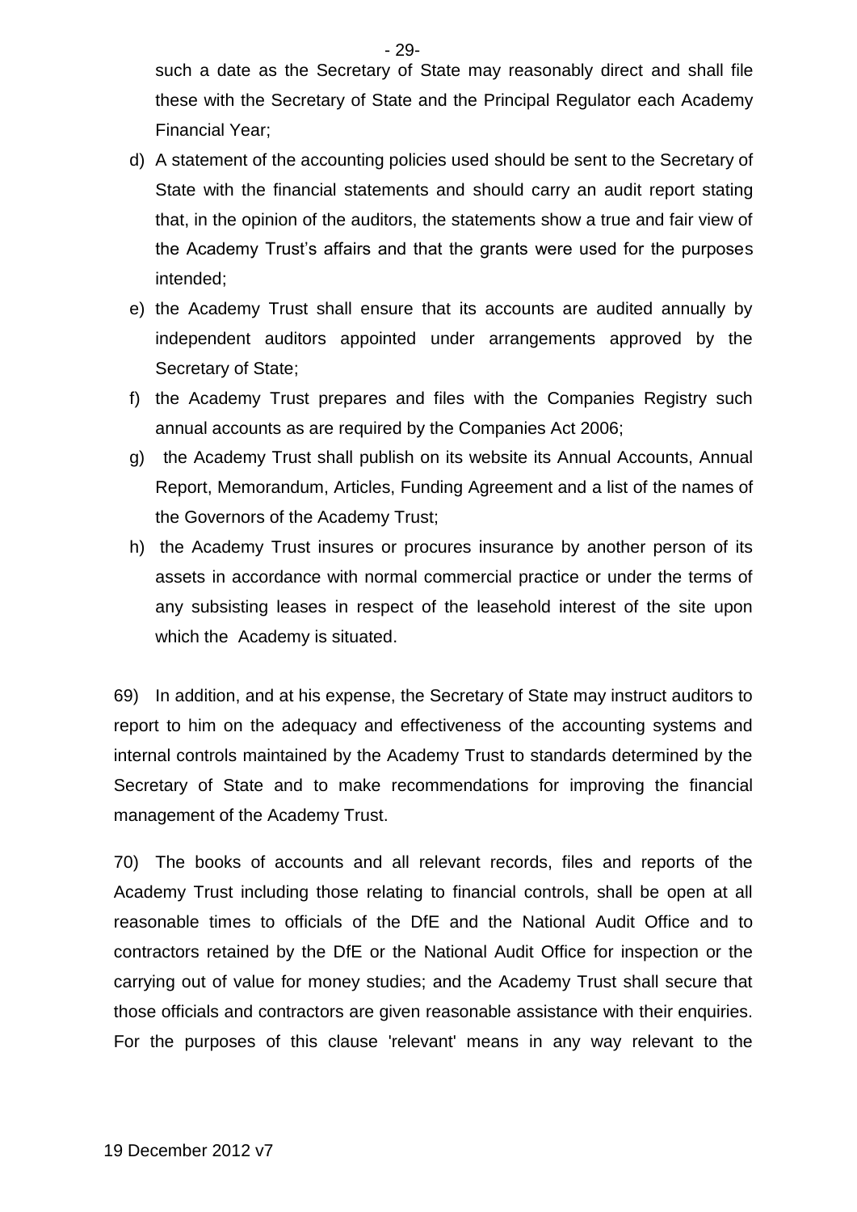such a date as the Secretary of State may reasonably direct and shall file these with the Secretary of State and the Principal Regulator each Academy Financial Year;

d) A statement of the accounting policies used should be sent to the Secretary of State with the financial statements and should carry an audit report stating that, in the opinion of the auditors, the statements show a true and fair view of the Academy Trust's affairs and that the grants were used for the purposes intended;

e) the Academy Trust shall ensure that its accounts are audited annually by independent auditors appointed under arrangements approved by the Secretary of State;

f) the Academy Trust prepares and files with the Companies Registry such annual accounts as are required by the Companies Act 2006;

g) the Academy Trust shall publish on its website its Annual Accounts, Annual Report, Memorandum, Articles, Funding Agreement and a list of the names of the Governors of the Academy Trust;

h) the Academy Trust insures or procures insurance by another person of its assets in accordance with normal commercial practice or under the terms of any subsisting leases in respect of the leasehold interest of the site upon which the Academy is situated.

69) In addition, and at his expense, the Secretary of State may instruct auditors to report to him on the adequacy and effectiveness of the accounting systems and internal controls maintained by the Academy Trust to standards determined by the Secretary of State and to make recommendations for improving the financial management of the Academy Trust.

70) The books of accounts and all relevant records, files and reports of the Academy Trust including those relating to financial controls, shall be open at all reasonable times to officials of the DfE and the National Audit Office and to contractors retained by the DfE or the National Audit Office for inspection or the carrying out of value for money studies; and the Academy Trust shall secure that those officials and contractors are given reasonable assistance with their enquiries. For the purposes of this clause 'relevant' means in any way relevant to the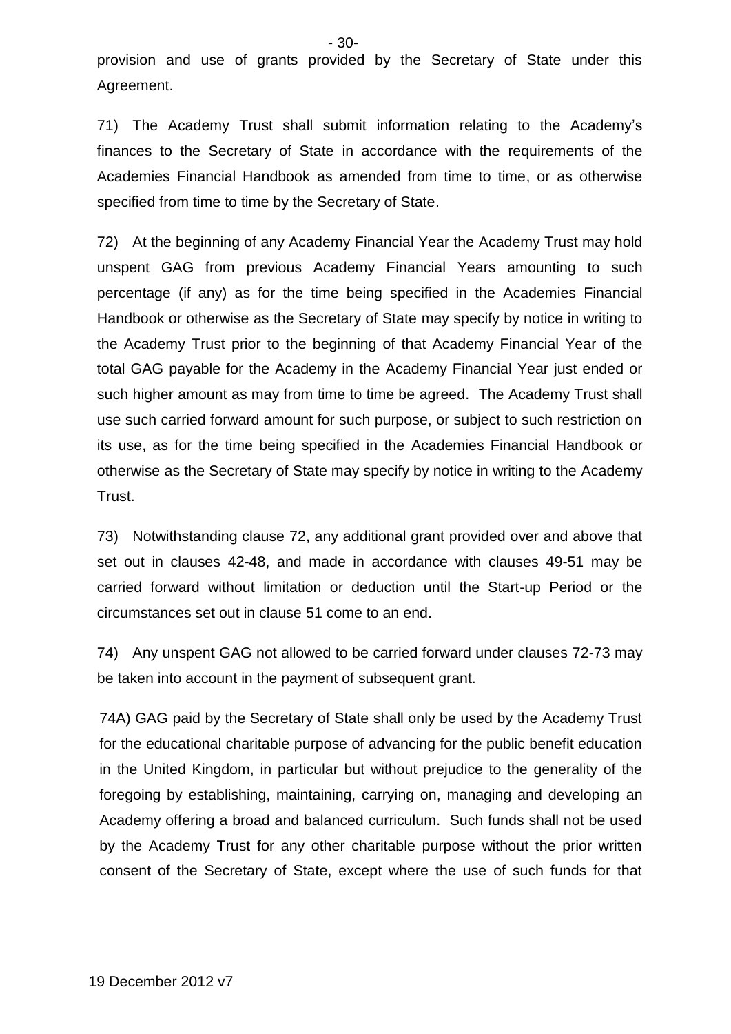provision and use of grants provided by the Secretary of State under this Agreement.

71) The Academy Trust shall submit information relating to the Academy's finances to the Secretary of State in accordance with the requirements of the Academies Financial Handbook as amended from time to time, or as otherwise specified from time to time by the Secretary of State.

72) At the beginning of any Academy Financial Year the Academy Trust may hold unspent GAG from previous Academy Financial Years amounting to such percentage (if any) as for the time being specified in the Academies Financial Handbook or otherwise as the Secretary of State may specify by notice in writing to the Academy Trust prior to the beginning of that Academy Financial Year of the total GAG payable for the Academy in the Academy Financial Year just ended or such higher amount as may from time to time be agreed. The Academy Trust shall use such carried forward amount for such purpose, or subject to such restriction on its use, as for the time being specified in the Academies Financial Handbook or otherwise as the Secretary of State may specify by notice in writing to the Academy Trust.

73) Notwithstanding clause 72, any additional grant provided over and above that set out in clauses 42-48, and made in accordance with clauses 49-51 may be carried forward without limitation or deduction until the Start-up Period or the circumstances set out in clause 51 come to an end.

74) Any unspent GAG not allowed to be carried forward under clauses 72-73 may be taken into account in the payment of subsequent grant.

74A) GAG paid by the Secretary of State shall only be used by the Academy Trust for the educational charitable purpose of advancing for the public benefit education in the United Kingdom, in particular but without prejudice to the generality of the foregoing by establishing, maintaining, carrying on, managing and developing an Academy offering a broad and balanced curriculum. Such funds shall not be used by the Academy Trust for any other charitable purpose without the prior written consent of the Secretary of State, except where the use of such funds for that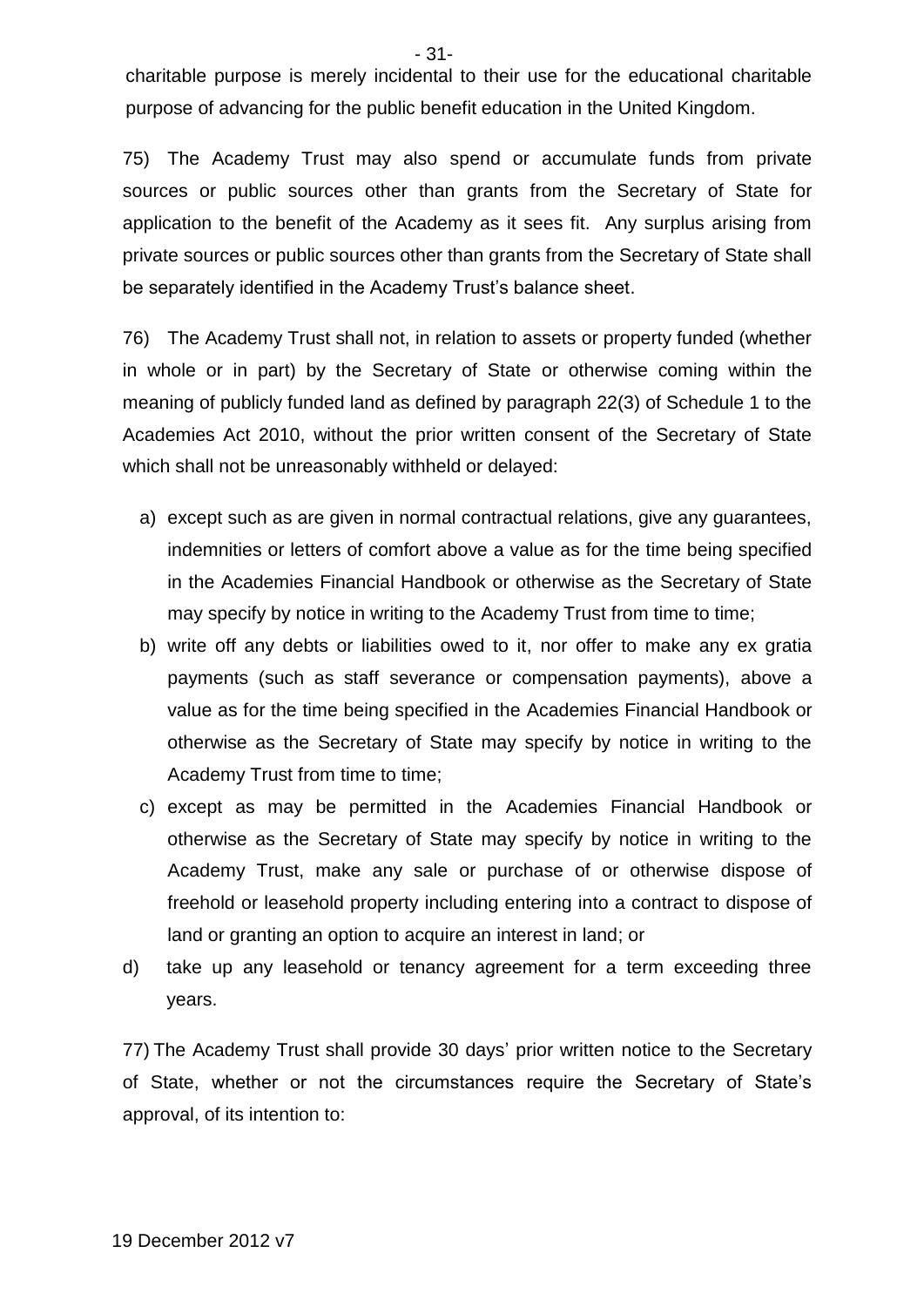charitable purpose is merely incidental to their use for the educational charitable purpose of advancing for the public benefit education in the United Kingdom.

75) The Academy Trust may also spend or accumulate funds from private sources or public sources other than grants from the Secretary of State for application to the benefit of the Academy as it sees fit. Any surplus arising from private sources or public sources other than grants from the Secretary of State shall be separately identified in the Academy Trust's balance sheet.

76) The Academy Trust shall not, in relation to assets or property funded (whether in whole or in part) by the Secretary of State or otherwise coming within the meaning of publicly funded land as defined by paragraph 22(3) of Schedule 1 to the Academies Act 2010, without the prior written consent of the Secretary of State which shall not be unreasonably withheld or delayed:

a) except such as are given in normal contractual relations, give any guarantees, indemnities or letters of comfort above a value as for the time being specified in the Academies Financial Handbook or otherwise as the Secretary of State may specify by notice in writing to the Academy Trust from time to time;
b) write off any debts or liabilities owed to it, nor offer to make any ex gratia payments (such as staff severance or compensation payments), above a value as for the time being specified in the Academies Financial Handbook or otherwise as the Secretary of State may specify by notice in writing to the Academy Trust from time to time;
c) except as may be permitted in the Academies Financial Handbook or otherwise as the Secretary of State may specify by notice in writing to the Academy Trust, make any sale or purchase of or otherwise dispose of freehold or leasehold property including entering into a contract to dispose of land or granting an option to acquire an interest in land; or
d) take up any leasehold or tenancy agreement for a term exceeding three years.

77) The Academy Trust shall provide 30 days' prior written notice to the Secretary of State, whether or not the circumstances require the Secretary of State's approval, of its intention to: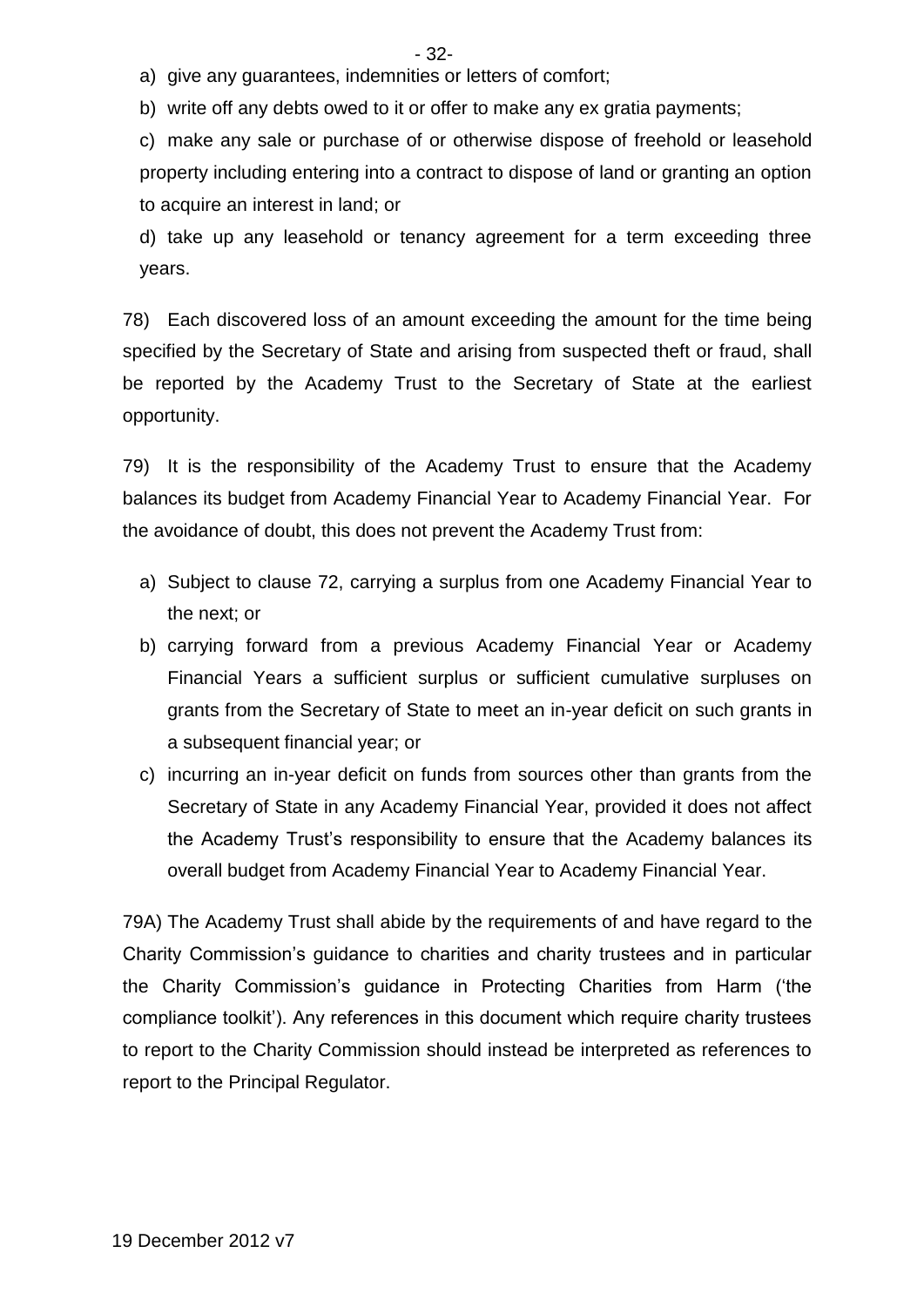a) give any guarantees, indemnities or letters of comfort;

b) write off any debts owed to it or offer to make any ex gratia payments;

c) make any sale or purchase of or otherwise dispose of freehold or leasehold property including entering into a contract to dispose of land or granting an option to acquire an interest in land; or

d) take up any leasehold or tenancy agreement for a term exceeding three years.

78) Each discovered loss of an amount exceeding the amount for the time being specified by the Secretary of State and arising from suspected theft or fraud, shall be reported by the Academy Trust to the Secretary of State at the earliest opportunity.

79) It is the responsibility of the Academy Trust to ensure that the Academy balances its budget from Academy Financial Year to Academy Financial Year. For the avoidance of doubt, this does not prevent the Academy Trust from:

a) Subject to clause 72, carrying a surplus from one Academy Financial Year to the next; or
b) carrying forward from a previous Academy Financial Year or Academy Financial Years a sufficient surplus or sufficient cumulative surpluses on grants from the Secretary of State to meet an in-year deficit on such grants in a subsequent financial year; or
c) incurring an in-year deficit on funds from sources other than grants from the Secretary of State in any Academy Financial Year, provided it does not affect the Academy Trust's responsibility to ensure that the Academy balances its overall budget from Academy Financial Year to Academy Financial Year.

79A) The Academy Trust shall abide by the requirements of and have regard to the Charity Commission's guidance to charities and charity trustees and in particular the Charity Commission's guidance in Protecting Charities from Harm ('the compliance toolkit'). Any references in this document which require charity trustees to report to the Charity Commission should instead be interpreted as references to report to the Principal Regulator.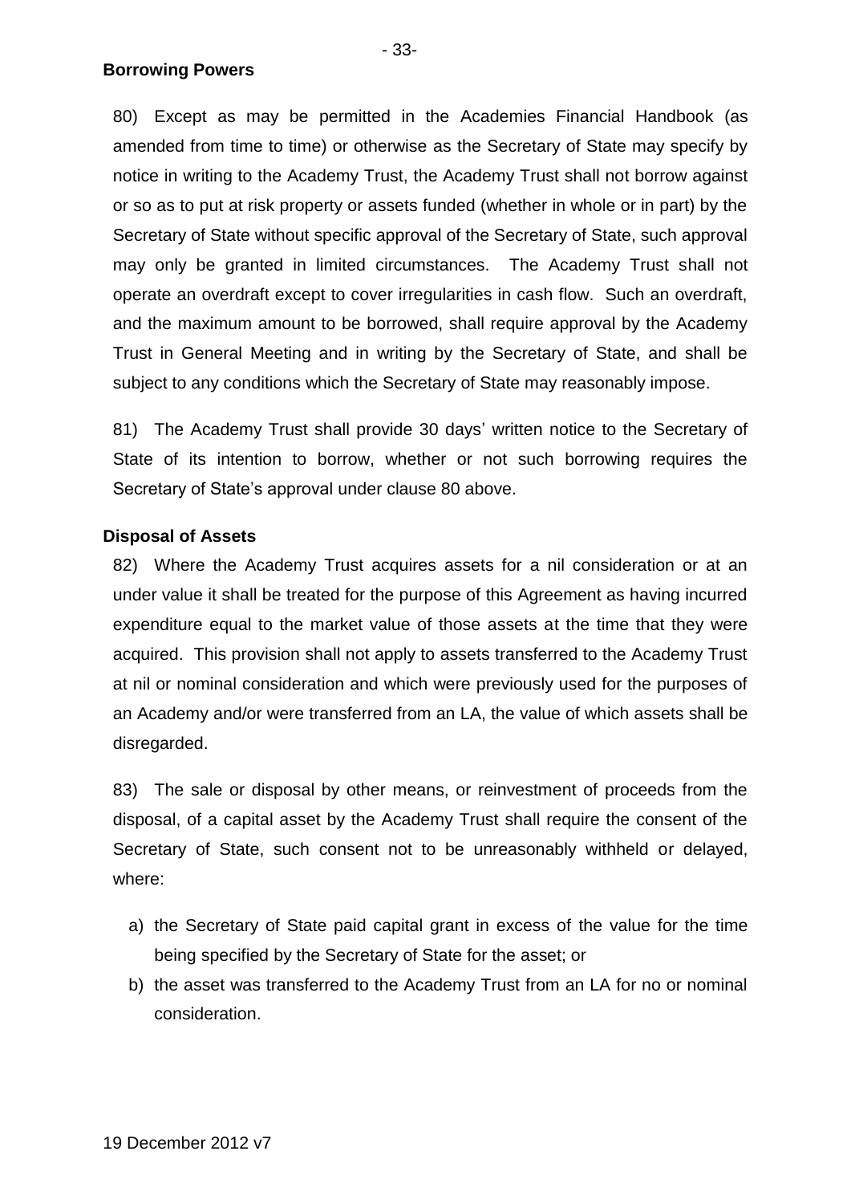**Borrowing Powers**

80) Except as may be permitted in the Academies Financial Handbook (as amended from time to time) or otherwise as the Secretary of State may specify by notice in writing to the Academy Trust, the Academy Trust shall not borrow against or so as to put at risk property or assets funded (whether in whole or in part) by the Secretary of State without specific approval of the Secretary of State, such approval may only be granted in limited circumstances. The Academy Trust shall not operate an overdraft except to cover irregularities in cash flow. Such an overdraft, and the maximum amount to be borrowed, shall require approval by the Academy Trust in General Meeting and in writing by the Secretary of State, and shall be subject to any conditions which the Secretary of State may reasonably impose.

81) The Academy Trust shall provide 30 days' written notice to the Secretary of State of its intention to borrow, whether or not such borrowing requires the Secretary of State's approval under clause 80 above.

**Disposal of Assets**

82) Where the Academy Trust acquires assets for a nil consideration or at an under value it shall be treated for the purpose of this Agreement as having incurred expenditure equal to the market value of those assets at the time that they were acquired. This provision shall not apply to assets transferred to the Academy Trust at nil or nominal consideration and which were previously used for the purposes of an Academy and/or were transferred from an LA, the value of which assets shall be disregarded.

83) The sale or disposal by other means, or reinvestment of proceeds from the disposal, of a capital asset by the Academy Trust shall require the consent of the Secretary of State, such consent not to be unreasonably withheld or delayed, where:

a) the Secretary of State paid capital grant in excess of the value for the time being specified by the Secretary of State for the asset; or
b) the asset was transferred to the Academy Trust from an LA for no or nominal consideration.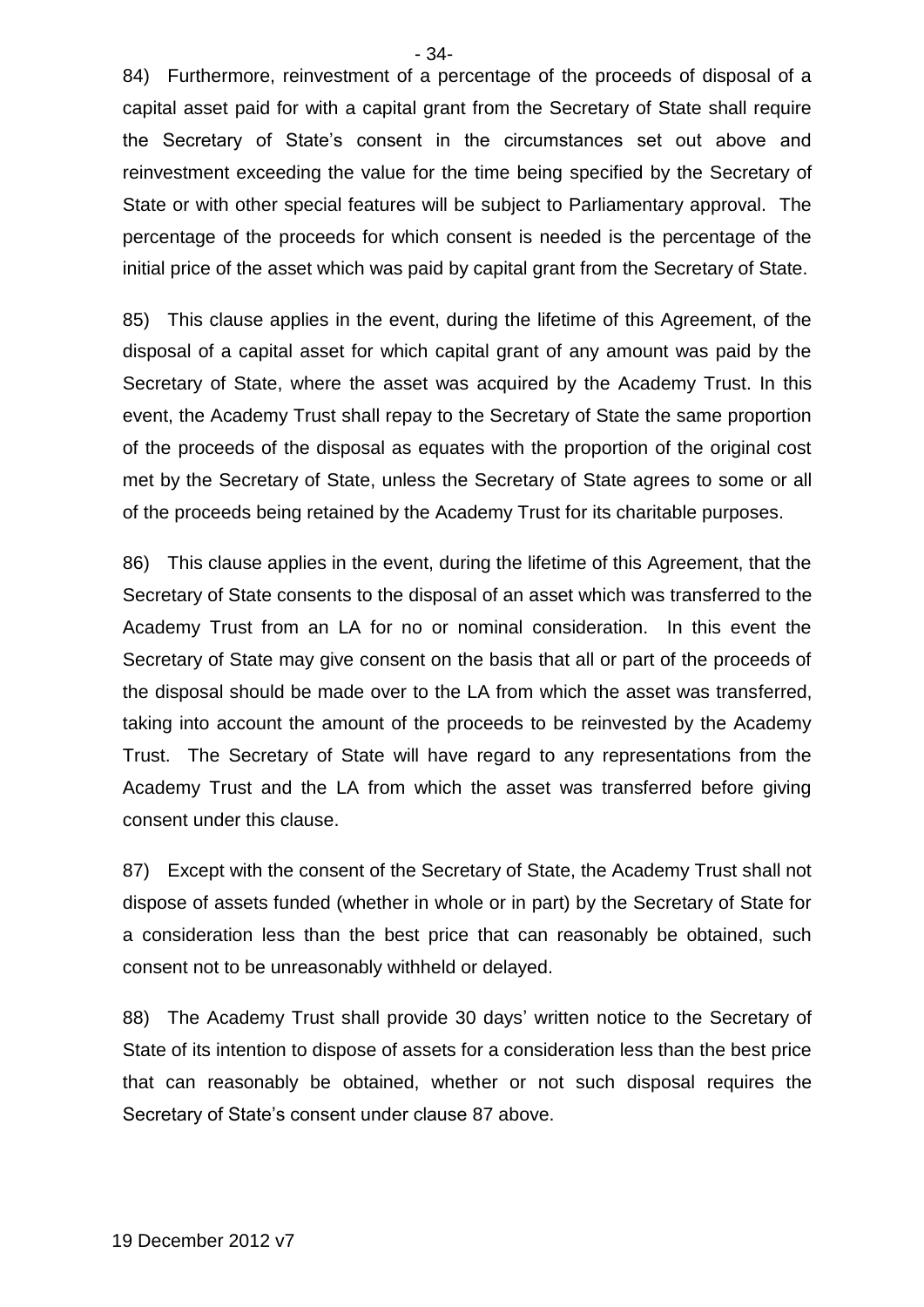84) Furthermore, reinvestment of a percentage of the proceeds of disposal of a capital asset paid for with a capital grant from the Secretary of State shall require the Secretary of State's consent in the circumstances set out above and reinvestment exceeding the value for the time being specified by the Secretary of State or with other special features will be subject to Parliamentary approval. The percentage of the proceeds for which consent is needed is the percentage of the initial price of the asset which was paid by capital grant from the Secretary of State.

85) This clause applies in the event, during the lifetime of this Agreement, of the disposal of a capital asset for which capital grant of any amount was paid by the Secretary of State, where the asset was acquired by the Academy Trust. In this event, the Academy Trust shall repay to the Secretary of State the same proportion of the proceeds of the disposal as equates with the proportion of the original cost met by the Secretary of State, unless the Secretary of State agrees to some or all of the proceeds being retained by the Academy Trust for its charitable purposes.

86) This clause applies in the event, during the lifetime of this Agreement, that the Secretary of State consents to the disposal of an asset which was transferred to the Academy Trust from an LA for no or nominal consideration. In this event the Secretary of State may give consent on the basis that all or part of the proceeds of the disposal should be made over to the LA from which the asset was transferred, taking into account the amount of the proceeds to be reinvested by the Academy Trust. The Secretary of State will have regard to any representations from the Academy Trust and the LA from which the asset was transferred before giving consent under this clause.

87) Except with the consent of the Secretary of State, the Academy Trust shall not dispose of assets funded (whether in whole or in part) by the Secretary of State for a consideration less than the best price that can reasonably be obtained, such consent not to be unreasonably withheld or delayed.

88) The Academy Trust shall provide 30 days' written notice to the Secretary of State of its intention to dispose of assets for a consideration less than the best price that can reasonably be obtained, whether or not such disposal requires the Secretary of State's consent under clause 87 above.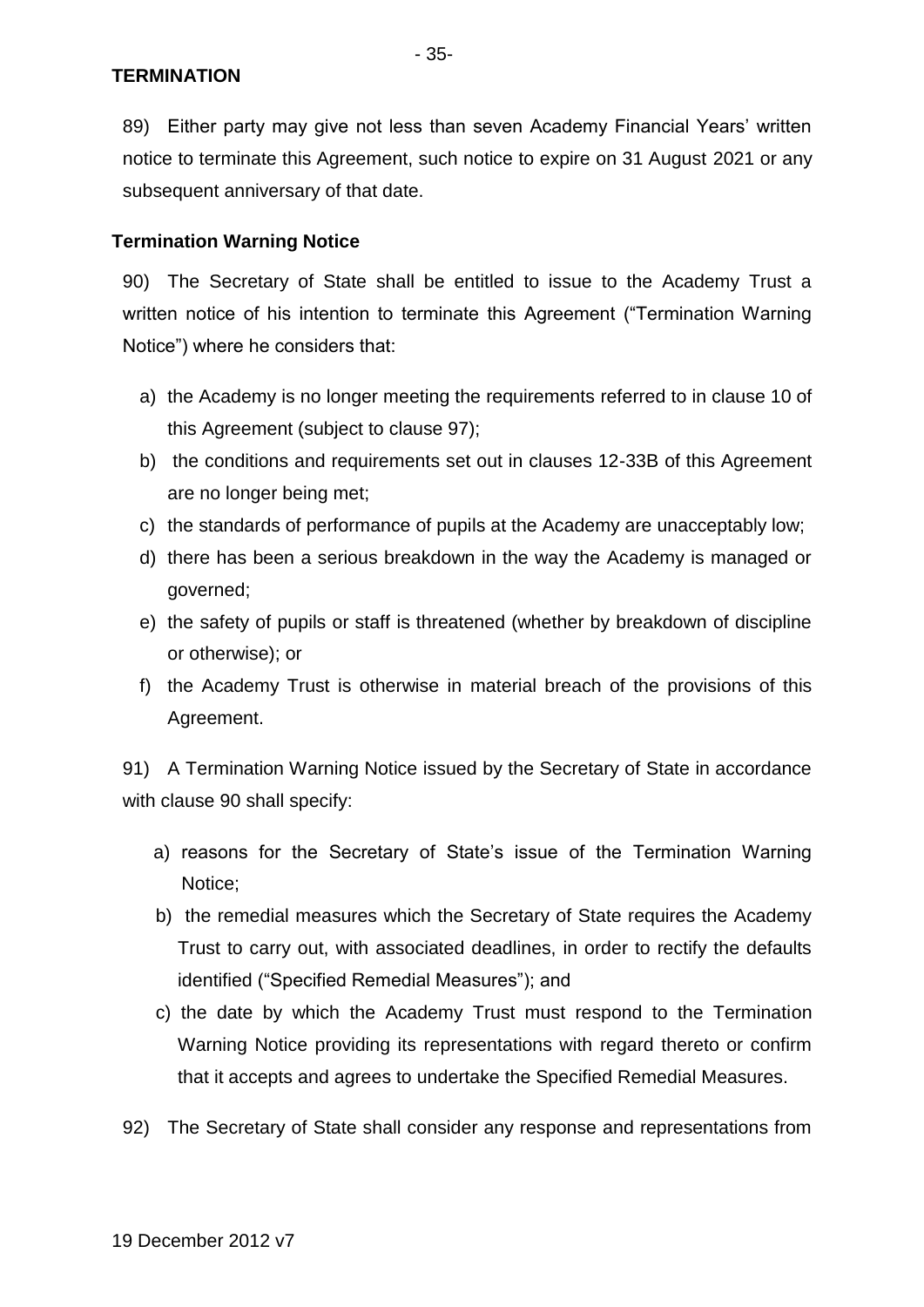## TERMINATION

89) Either party may give not less than seven Academy Financial Years' written notice to terminate this Agreement, such notice to expire on 31 August 2021 or any subsequent anniversary of that date.

### Termination Warning Notice

90) The Secretary of State shall be entitled to issue to the Academy Trust a written notice of his intention to terminate this Agreement ("Termination Warning Notice") where he considers that:

a) the Academy is no longer meeting the requirements referred to in clause 10 of this Agreement (subject to clause 97);
b) the conditions and requirements set out in clauses 12-33B of this Agreement are no longer being met;
c) the standards of performance of pupils at the Academy are unacceptably low;
d) there has been a serious breakdown in the way the Academy is managed or governed;
e) the safety of pupils or staff is threatened (whether by breakdown of discipline or otherwise); or
f) the Academy Trust is otherwise in material breach of the provisions of this Agreement.

91) A Termination Warning Notice issued by the Secretary of State in accordance with clause 90 shall specify:

a) reasons for the Secretary of State's issue of the Termination Warning Notice;
b) the remedial measures which the Secretary of State requires the Academy Trust to carry out, with associated deadlines, in order to rectify the defaults identified ("Specified Remedial Measures"); and
c) the date by which the Academy Trust must respond to the Termination Warning Notice providing its representations with regard thereto or confirm that it accepts and agrees to undertake the Specified Remedial Measures.

92) The Secretary of State shall consider any response and representations from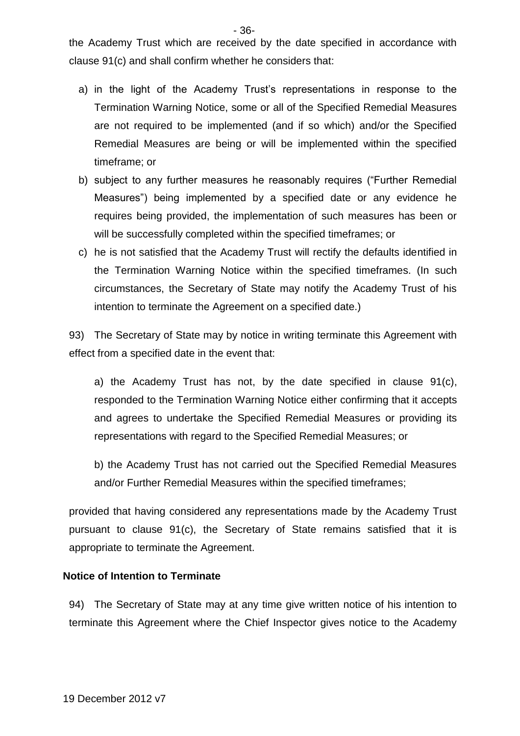the Academy Trust which are received by the date specified in accordance with clause 91(c) and shall confirm whether he considers that:

a) in the light of the Academy Trust's representations in response to the Termination Warning Notice, some or all of the Specified Remedial Measures are not required to be implemented (and if so which) and/or the Specified Remedial Measures are being or will be implemented within the specified timeframe; or

b) subject to any further measures he reasonably requires ("Further Remedial Measures") being implemented by a specified date or any evidence he requires being provided, the implementation of such measures has been or will be successfully completed within the specified timeframes; or

c) he is not satisfied that the Academy Trust will rectify the defaults identified in the Termination Warning Notice within the specified timeframes. (In such circumstances, the Secretary of State may notify the Academy Trust of his intention to terminate the Agreement on a specified date.)

93) The Secretary of State may by notice in writing terminate this Agreement with effect from a specified date in the event that:

a) the Academy Trust has not, by the date specified in clause 91(c), responded to the Termination Warning Notice either confirming that it accepts and agrees to undertake the Specified Remedial Measures or providing its representations with regard to the Specified Remedial Measures; or

b) the Academy Trust has not carried out the Specified Remedial Measures and/or Further Remedial Measures within the specified timeframes;

provided that having considered any representations made by the Academy Trust pursuant to clause 91(c), the Secretary of State remains satisfied that it is appropriate to terminate the Agreement.

**Notice of Intention to Terminate**

94) The Secretary of State may at any time give written notice of his intention to terminate this Agreement where the Chief Inspector gives notice to the Academy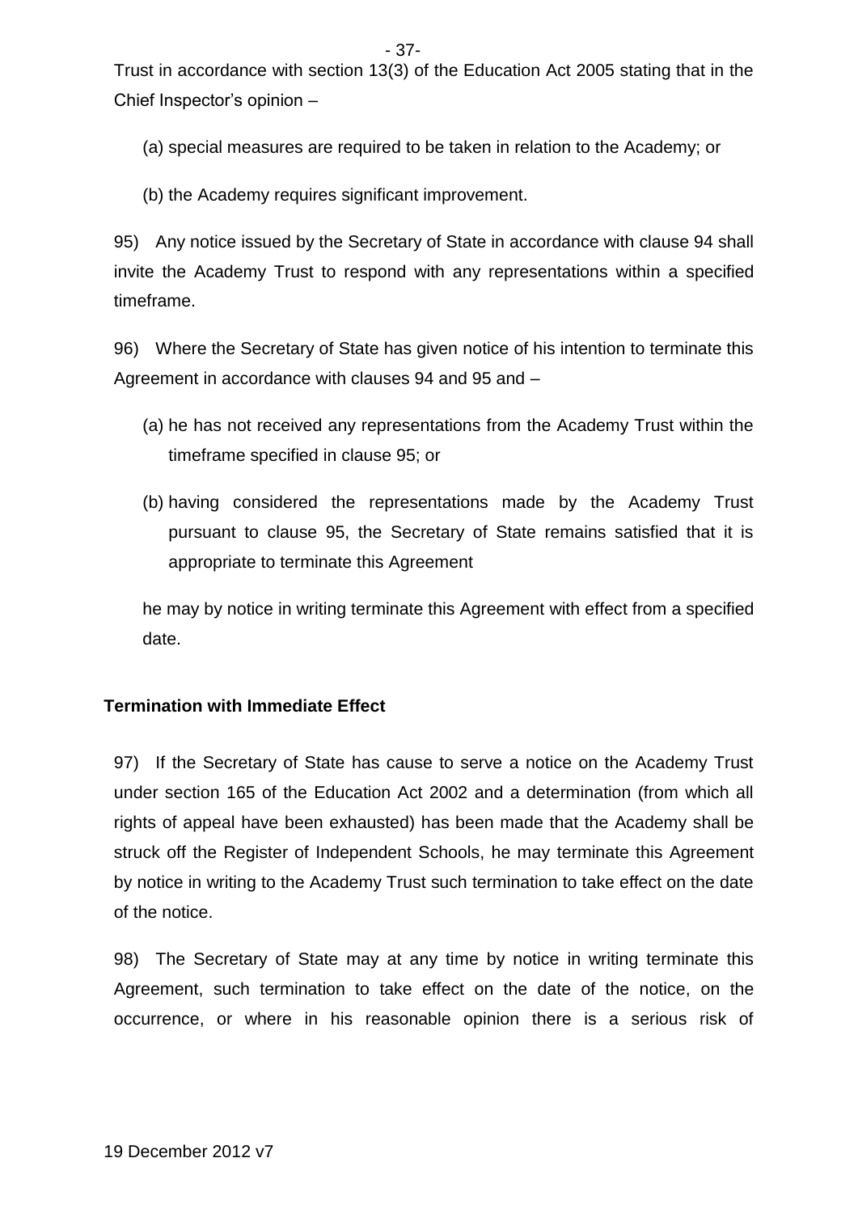Trust in accordance with section 13(3) of the Education Act 2005 stating that in the Chief Inspector's opinion –

(a) special measures are required to be taken in relation to the Academy; or

(b) the Academy requires significant improvement.

95) Any notice issued by the Secretary of State in accordance with clause 94 shall invite the Academy Trust to respond with any representations within a specified timeframe.

96) Where the Secretary of State has given notice of his intention to terminate this Agreement in accordance with clauses 94 and 95 and –

(a) he has not received any representations from the Academy Trust within the timeframe specified in clause 95; or

(b) having considered the representations made by the Academy Trust pursuant to clause 95, the Secretary of State remains satisfied that it is appropriate to terminate this Agreement

he may by notice in writing terminate this Agreement with effect from a specified date.

**Termination with Immediate Effect**

97) If the Secretary of State has cause to serve a notice on the Academy Trust under section 165 of the Education Act 2002 and a determination (from which all rights of appeal have been exhausted) has been made that the Academy shall be struck off the Register of Independent Schools, he may terminate this Agreement by notice in writing to the Academy Trust such termination to take effect on the date of the notice.

98) The Secretary of State may at any time by notice in writing terminate this Agreement, such termination to take effect on the date of the notice, on the occurrence, or where in his reasonable opinion there is a serious risk of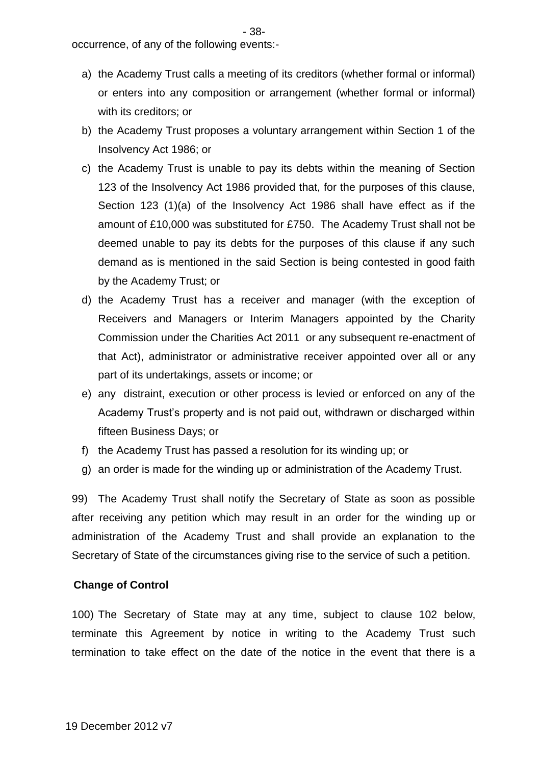occurrence, of any of the following events:-

a) the Academy Trust calls a meeting of its creditors (whether formal or informal) or enters into any composition or arrangement (whether formal or informal) with its creditors; or
b) the Academy Trust proposes a voluntary arrangement within Section 1 of the Insolvency Act 1986; or
c) the Academy Trust is unable to pay its debts within the meaning of Section 123 of the Insolvency Act 1986 provided that, for the purposes of this clause, Section 123 (1)(a) of the Insolvency Act 1986 shall have effect as if the amount of £10,000 was substituted for £750. The Academy Trust shall not be deemed unable to pay its debts for the purposes of this clause if any such demand as is mentioned in the said Section is being contested in good faith by the Academy Trust; or
d) the Academy Trust has a receiver and manager (with the exception of Receivers and Managers or Interim Managers appointed by the Charity Commission under the Charities Act 2011 or any subsequent re-enactment of that Act), administrator or administrative receiver appointed over all or any part of its undertakings, assets or income; or
e) any distraint, execution or other process is levied or enforced on any of the Academy Trust's property and is not paid out, withdrawn or discharged within fifteen Business Days; or
f) the Academy Trust has passed a resolution for its winding up; or
g) an order is made for the winding up or administration of the Academy Trust.

99) The Academy Trust shall notify the Secretary of State as soon as possible after receiving any petition which may result in an order for the winding up or administration of the Academy Trust and shall provide an explanation to the Secretary of State of the circumstances giving rise to the service of such a petition.

**Change of Control**

100) The Secretary of State may at any time, subject to clause 102 below, terminate this Agreement by notice in writing to the Academy Trust such termination to take effect on the date of the notice in the event that there is a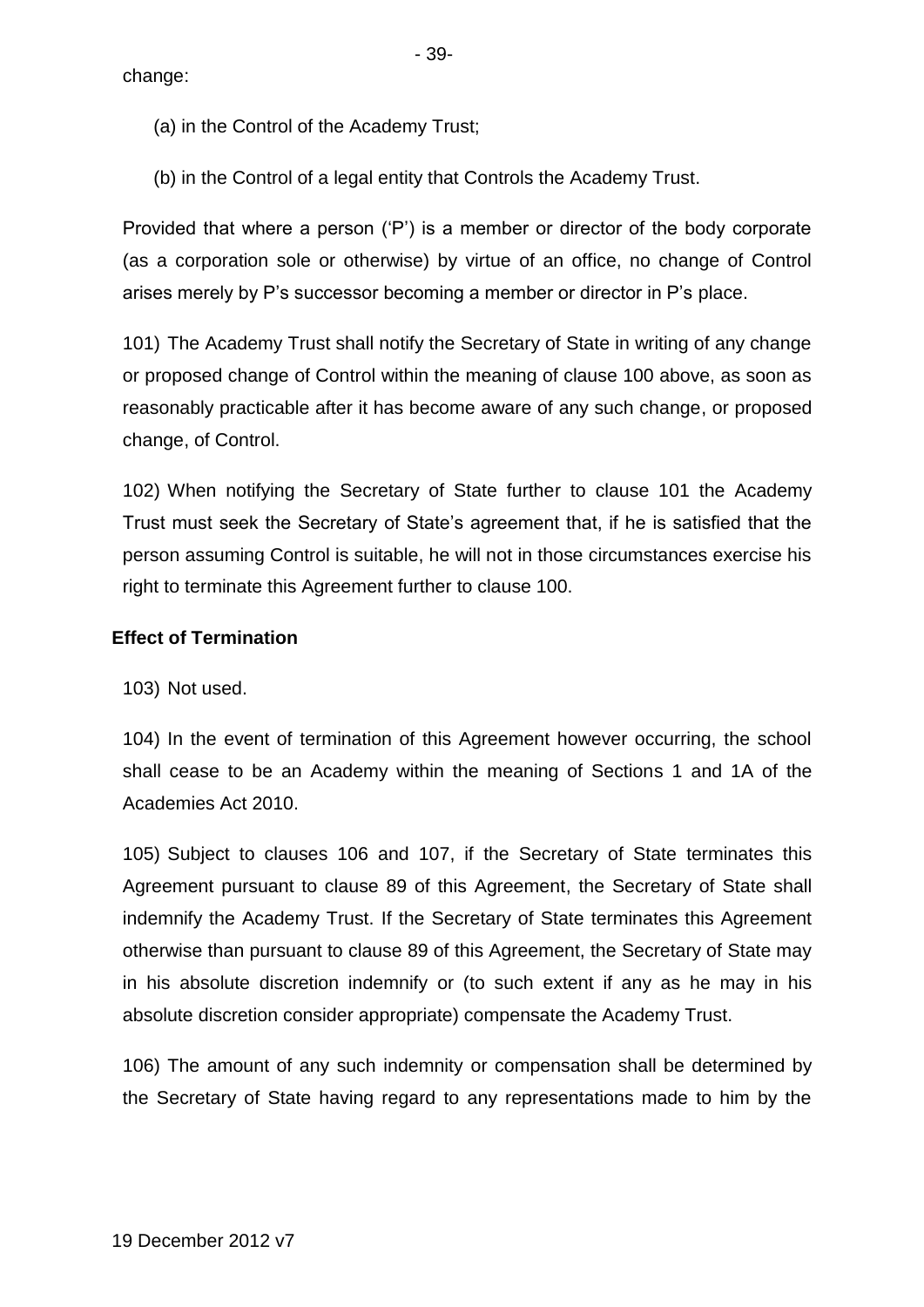change:

(a) in the Control of the Academy Trust;

(b) in the Control of a legal entity that Controls the Academy Trust.

Provided that where a person ('P') is a member or director of the body corporate (as a corporation sole or otherwise) by virtue of an office, no change of Control arises merely by P's successor becoming a member or director in P's place.

101) The Academy Trust shall notify the Secretary of State in writing of any change or proposed change of Control within the meaning of clause 100 above, as soon as reasonably practicable after it has become aware of any such change, or proposed change, of Control.

102) When notifying the Secretary of State further to clause 101 the Academy Trust must seek the Secretary of State's agreement that, if he is satisfied that the person assuming Control is suitable, he will not in those circumstances exercise his right to terminate this Agreement further to clause 100.

**Effect of Termination**

103) Not used.

104) In the event of termination of this Agreement however occurring, the school shall cease to be an Academy within the meaning of Sections 1 and 1A of the Academies Act 2010.

105) Subject to clauses 106 and 107, if the Secretary of State terminates this Agreement pursuant to clause 89 of this Agreement, the Secretary of State shall indemnify the Academy Trust. If the Secretary of State terminates this Agreement otherwise than pursuant to clause 89 of this Agreement, the Secretary of State may in his absolute discretion indemnify or (to such extent if any as he may in his absolute discretion consider appropriate) compensate the Academy Trust.

106) The amount of any such indemnity or compensation shall be determined by the Secretary of State having regard to any representations made to him by the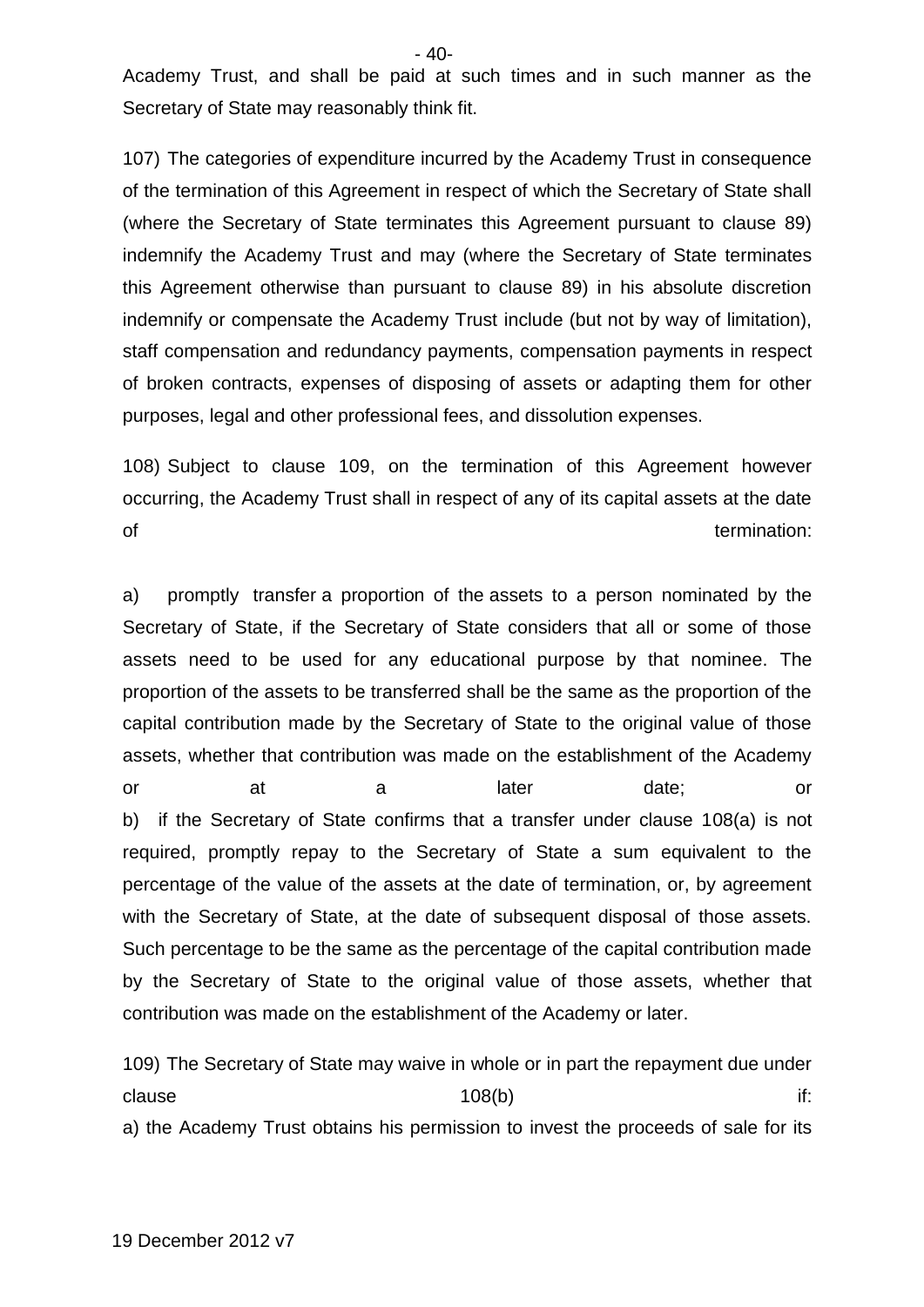Academy Trust, and shall be paid at such times and in such manner as the Secretary of State may reasonably think fit.

107) The categories of expenditure incurred by the Academy Trust in consequence of the termination of this Agreement in respect of which the Secretary of State shall (where the Secretary of State terminates this Agreement pursuant to clause 89) indemnify the Academy Trust and may (where the Secretary of State terminates this Agreement otherwise than pursuant to clause 89) in his absolute discretion indemnify or compensate the Academy Trust include (but not by way of limitation), staff compensation and redundancy payments, compensation payments in respect of broken contracts, expenses of disposing of assets or adapting them for other purposes, legal and other professional fees, and dissolution expenses.

108) Subject to clause 109, on the termination of this Agreement however occurring, the Academy Trust shall in respect of any of its capital assets at the date of termination:

a) promptly transfer a proportion of the assets to a person nominated by the Secretary of State, if the Secretary of State considers that all or some of those assets need to be used for any educational purpose by that nominee. The proportion of the assets to be transferred shall be the same as the proportion of the capital contribution made by the Secretary of State to the original value of those assets, whether that contribution was made on the establishment of the Academy or at a later date; or

b) if the Secretary of State confirms that a transfer under clause 108(a) is not required, promptly repay to the Secretary of State a sum equivalent to the percentage of the value of the assets at the date of termination, or, by agreement with the Secretary of State, at the date of subsequent disposal of those assets. Such percentage to be the same as the percentage of the capital contribution made by the Secretary of State to the original value of those assets, whether that contribution was made on the establishment of the Academy or later.

109) The Secretary of State may waive in whole or in part the repayment due under clause 108(b) if:

a) the Academy Trust obtains his permission to invest the proceeds of sale for its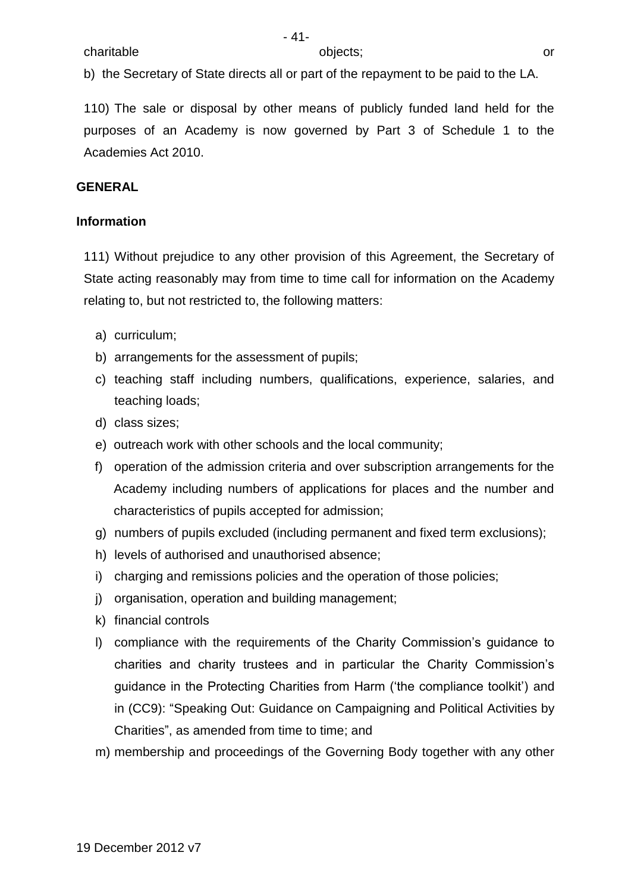charitable objects; or

b) the Secretary of State directs all or part of the repayment to be paid to the LA.

110) The sale or disposal by other means of publicly funded land held for the purposes of an Academy is now governed by Part 3 of Schedule 1 to the Academies Act 2010.

**GENERAL**

**Information**

111) Without prejudice to any other provision of this Agreement, the Secretary of State acting reasonably may from time to time call for information on the Academy relating to, but not restricted to, the following matters:

a) curriculum;

b) arrangements for the assessment of pupils;

c) teaching staff including numbers, qualifications, experience, salaries, and teaching loads;

d) class sizes;

e) outreach work with other schools and the local community;

f) operation of the admission criteria and over subscription arrangements for the Academy including numbers of applications for places and the number and characteristics of pupils accepted for admission;

g) numbers of pupils excluded (including permanent and fixed term exclusions);

h) levels of authorised and unauthorised absence;

i) charging and remissions policies and the operation of those policies;

j) organisation, operation and building management;

k) financial controls

l) compliance with the requirements of the Charity Commission's guidance to charities and charity trustees and in particular the Charity Commission's guidance in the Protecting Charities from Harm ('the compliance toolkit') and in (CC9): "Speaking Out: Guidance on Campaigning and Political Activities by Charities", as amended from time to time; and

m) membership and proceedings of the Governing Body together with any other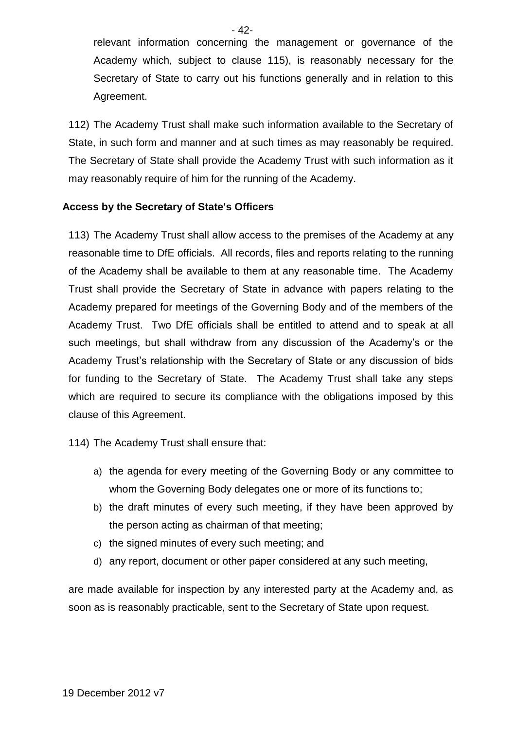relevant information concerning the management or governance of the Academy which, subject to clause 115), is reasonably necessary for the Secretary of State to carry out his functions generally and in relation to this Agreement.

112) The Academy Trust shall make such information available to the Secretary of State, in such form and manner and at such times as may reasonably be required. The Secretary of State shall provide the Academy Trust with such information as it may reasonably require of him for the running of the Academy.

**Access by the Secretary of State's Officers**

113) The Academy Trust shall allow access to the premises of the Academy at any reasonable time to DfE officials. All records, files and reports relating to the running of the Academy shall be available to them at any reasonable time. The Academy Trust shall provide the Secretary of State in advance with papers relating to the Academy prepared for meetings of the Governing Body and of the members of the Academy Trust. Two DfE officials shall be entitled to attend and to speak at all such meetings, but shall withdraw from any discussion of the Academy's or the Academy Trust's relationship with the Secretary of State or any discussion of bids for funding to the Secretary of State. The Academy Trust shall take any steps which are required to secure its compliance with the obligations imposed by this clause of this Agreement.

114) The Academy Trust shall ensure that:

a) the agenda for every meeting of the Governing Body or any committee to whom the Governing Body delegates one or more of its functions to;
b) the draft minutes of every such meeting, if they have been approved by the person acting as chairman of that meeting;
c) the signed minutes of every such meeting; and
d) any report, document or other paper considered at any such meeting,

are made available for inspection by any interested party at the Academy and, as soon as is reasonably practicable, sent to the Secretary of State upon request.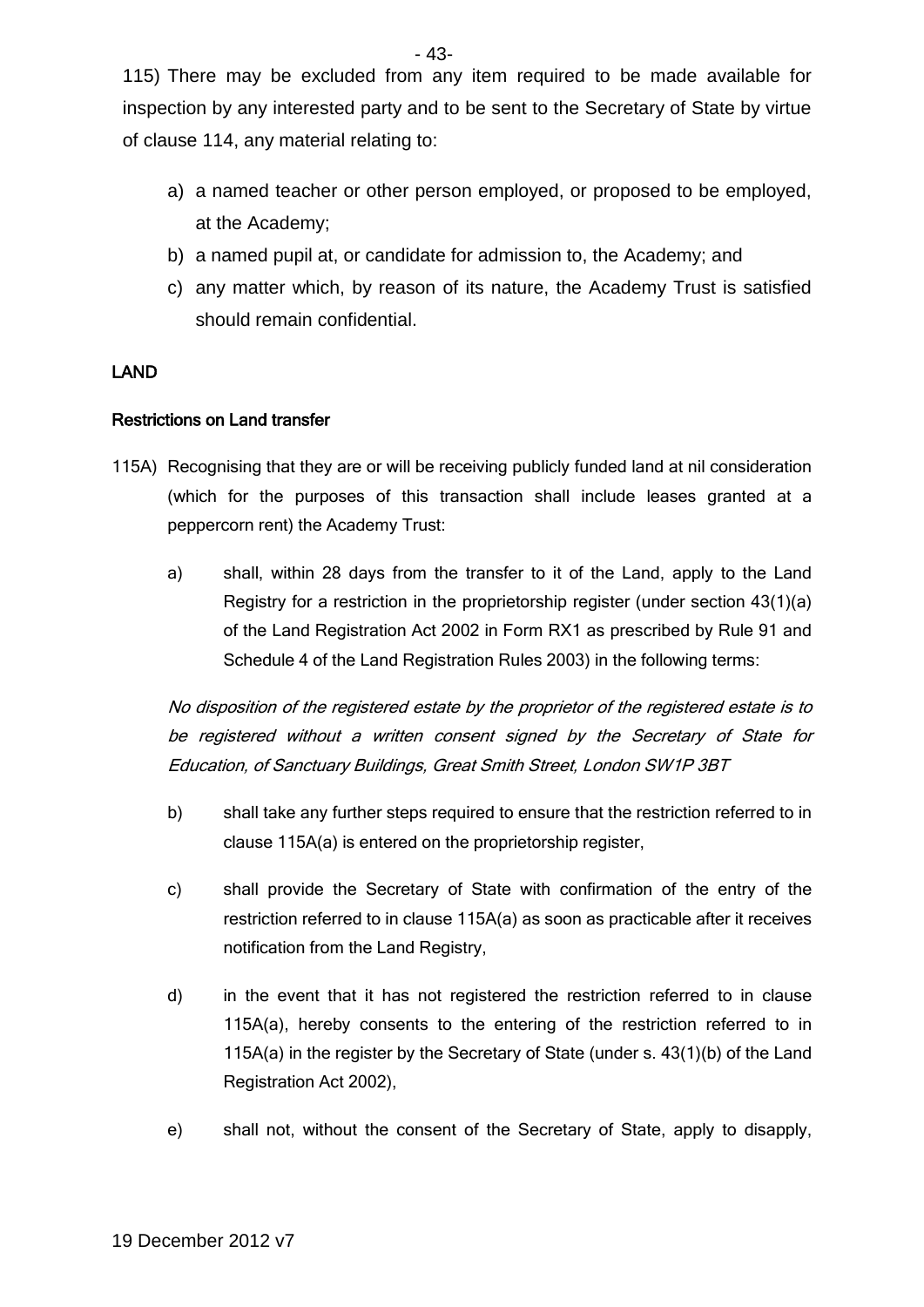115) There may be excluded from any item required to be made available for inspection by any interested party and to be sent to the Secretary of State by virtue of clause 114, any material relating to:

a) a named teacher or other person employed, or proposed to be employed, at the Academy;
b) a named pupil at, or candidate for admission to, the Academy; and
c) any matter which, by reason of its nature, the Academy Trust is satisfied should remain confidential.

## LAND

### Restrictions on Land transfer

115A) Recognising that they are or will be receiving publicly funded land at nil consideration (which for the purposes of this transaction shall include leases granted at a peppercorn rent) the Academy Trust:

a) shall, within 28 days from the transfer to it of the Land, apply to the Land Registry for a restriction in the proprietorship register (under section 43(1)(a) of the Land Registration Act 2002 in Form RX1 as prescribed by Rule 91 and Schedule 4 of the Land Registration Rules 2003) in the following terms:

*No disposition of the registered estate by the proprietor of the registered estate is to be registered without a written consent signed by the Secretary of State for Education, of Sanctuary Buildings, Great Smith Street, London SW1P 3BT*

b) shall take any further steps required to ensure that the restriction referred to in clause 115A(a) is entered on the proprietorship register,

c) shall provide the Secretary of State with confirmation of the entry of the restriction referred to in clause 115A(a) as soon as practicable after it receives notification from the Land Registry,

d) in the event that it has not registered the restriction referred to in clause 115A(a), hereby consents to the entering of the restriction referred to in 115A(a) in the register by the Secretary of State (under s. 43(1)(b) of the Land Registration Act 2002),

e) shall not, without the consent of the Secretary of State, apply to disapply,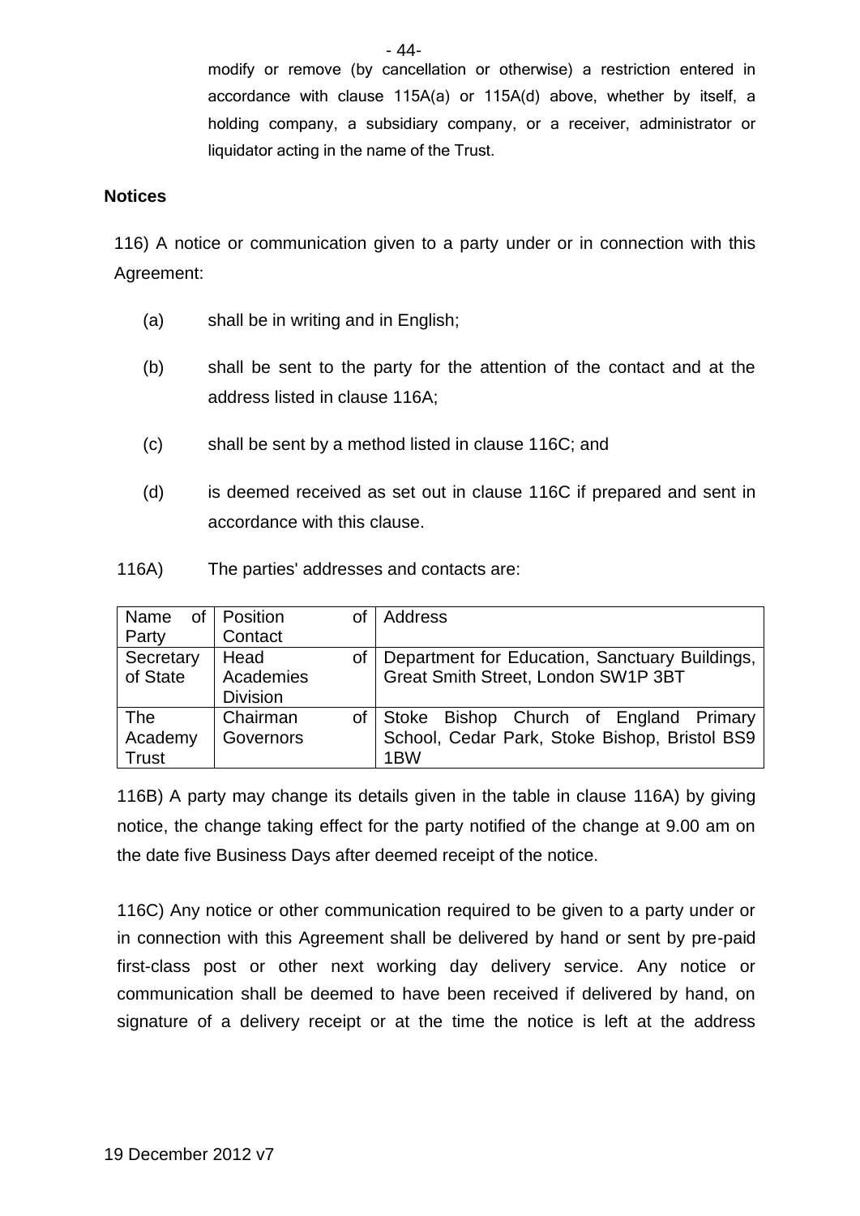modify or remove (by cancellation or otherwise) a restriction entered in accordance with clause 115A(a) or 115A(d) above, whether by itself, a holding company, a subsidiary company, or a receiver, administrator or liquidator acting in the name of the Trust.

**Notices**

116) A notice or communication given to a party under or in connection with this Agreement:

(a) shall be in writing and in English;

(b) shall be sent to the party for the attention of the contact and at the address listed in clause 116A;

(c) shall be sent by a method listed in clause 116C; and

(d) is deemed received as set out in clause 116C if prepared and sent in accordance with this clause.

116A) The parties' addresses and contacts are:

| Name of Party | Position of Contact | Address |
|---|---|---|
| Secretary of State | Head of Academies Division | Department for Education, Sanctuary Buildings, Great Smith Street, London SW1P 3BT |
| The Academy Trust | Chairman of Governors | Stoke Bishop Church of England Primary School, Cedar Park, Stoke Bishop, Bristol BS9 1BW |

116B) A party may change its details given in the table in clause 116A) by giving notice, the change taking effect for the party notified of the change at 9.00 am on the date five Business Days after deemed receipt of the notice.

116C) Any notice or other communication required to be given to a party under or in connection with this Agreement shall be delivered by hand or sent by pre-paid first-class post or other next working day delivery service. Any notice or communication shall be deemed to have been received if delivered by hand, on signature of a delivery receipt or at the time the notice is left at the address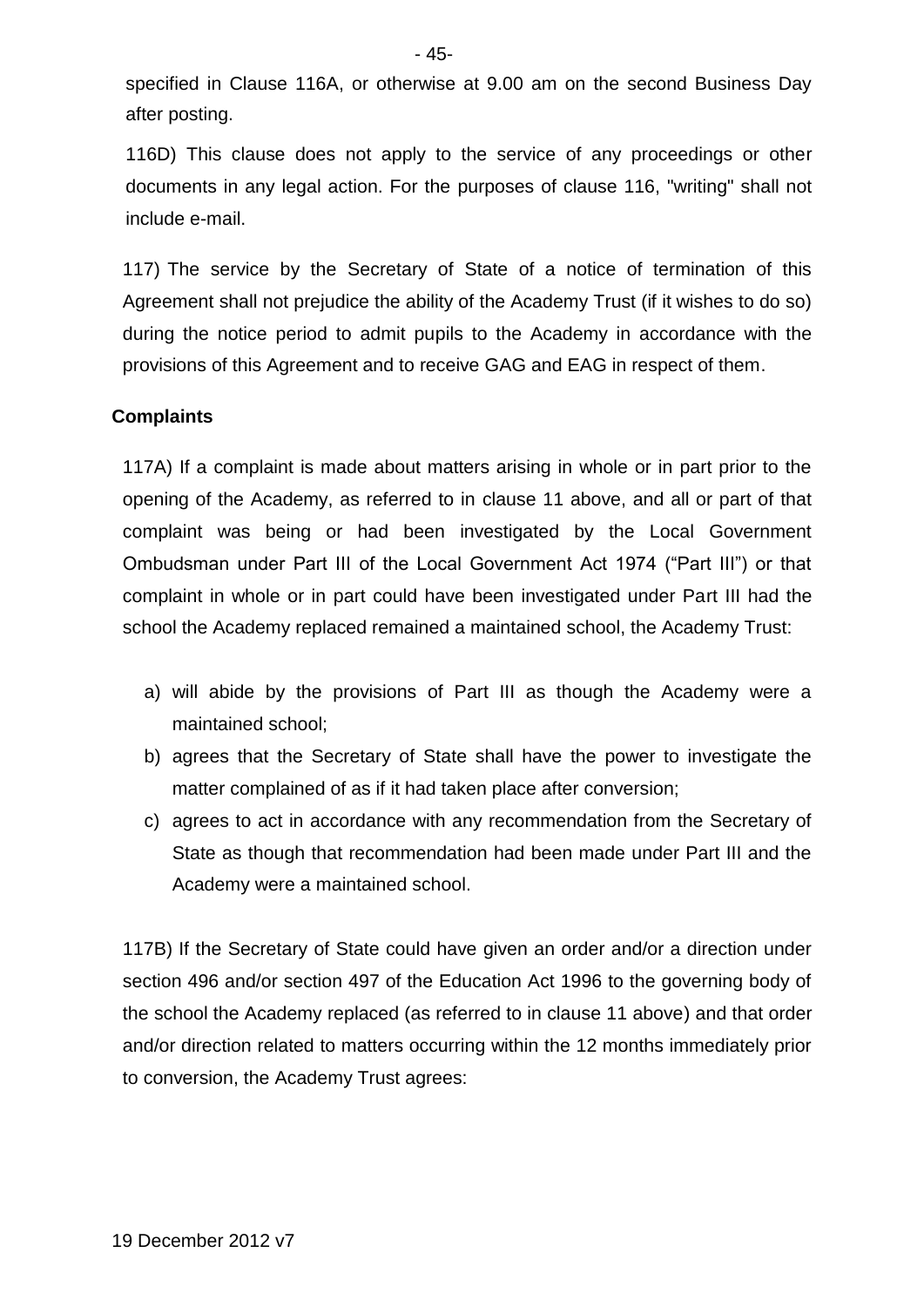specified in Clause 116A, or otherwise at 9.00 am on the second Business Day after posting.

116D) This clause does not apply to the service of any proceedings or other documents in any legal action. For the purposes of clause 116, "writing" shall not include e-mail.

117) The service by the Secretary of State of a notice of termination of this Agreement shall not prejudice the ability of the Academy Trust (if it wishes to do so) during the notice period to admit pupils to the Academy in accordance with the provisions of this Agreement and to receive GAG and EAG in respect of them.

**Complaints**

117A) If a complaint is made about matters arising in whole or in part prior to the opening of the Academy, as referred to in clause 11 above, and all or part of that complaint was being or had been investigated by the Local Government Ombudsman under Part III of the Local Government Act 1974 ("Part III") or that complaint in whole or in part could have been investigated under Part III had the school the Academy replaced remained a maintained school, the Academy Trust:

a) will abide by the provisions of Part III as though the Academy were a maintained school;
b) agrees that the Secretary of State shall have the power to investigate the matter complained of as if it had taken place after conversion;
c) agrees to act in accordance with any recommendation from the Secretary of State as though that recommendation had been made under Part III and the Academy were a maintained school.

117B) If the Secretary of State could have given an order and/or a direction under section 496 and/or section 497 of the Education Act 1996 to the governing body of the school the Academy replaced (as referred to in clause 11 above) and that order and/or direction related to matters occurring within the 12 months immediately prior to conversion, the Academy Trust agrees: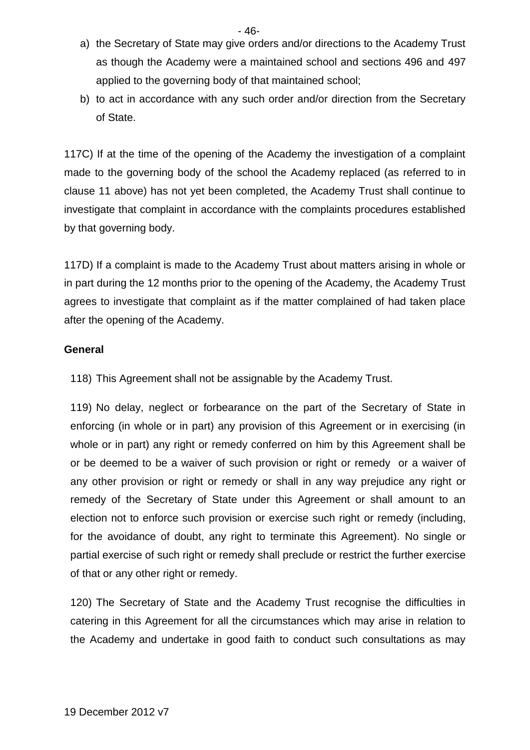a) the Secretary of State may give orders and/or directions to the Academy Trust as though the Academy were a maintained school and sections 496 and 497 applied to the governing body of that maintained school;

b) to act in accordance with any such order and/or direction from the Secretary of State.

117C) If at the time of the opening of the Academy the investigation of a complaint made to the governing body of the school the Academy replaced (as referred to in clause 11 above) has not yet been completed, the Academy Trust shall continue to investigate that complaint in accordance with the complaints procedures established by that governing body.

117D) If a complaint is made to the Academy Trust about matters arising in whole or in part during the 12 months prior to the opening of the Academy, the Academy Trust agrees to investigate that complaint as if the matter complained of had taken place after the opening of the Academy.

**General**

118) This Agreement shall not be assignable by the Academy Trust.

119) No delay, neglect or forbearance on the part of the Secretary of State in enforcing (in whole or in part) any provision of this Agreement or in exercising (in whole or in part) any right or remedy conferred on him by this Agreement shall be or be deemed to be a waiver of such provision or right or remedy or a waiver of any other provision or right or remedy or shall in any way prejudice any right or remedy of the Secretary of State under this Agreement or shall amount to an election not to enforce such provision or exercise such right or remedy (including, for the avoidance of doubt, any right to terminate this Agreement). No single or partial exercise of such right or remedy shall preclude or restrict the further exercise of that or any other right or remedy.

120) The Secretary of State and the Academy Trust recognise the difficulties in catering in this Agreement for all the circumstances which may arise in relation to the Academy and undertake in good faith to conduct such consultations as may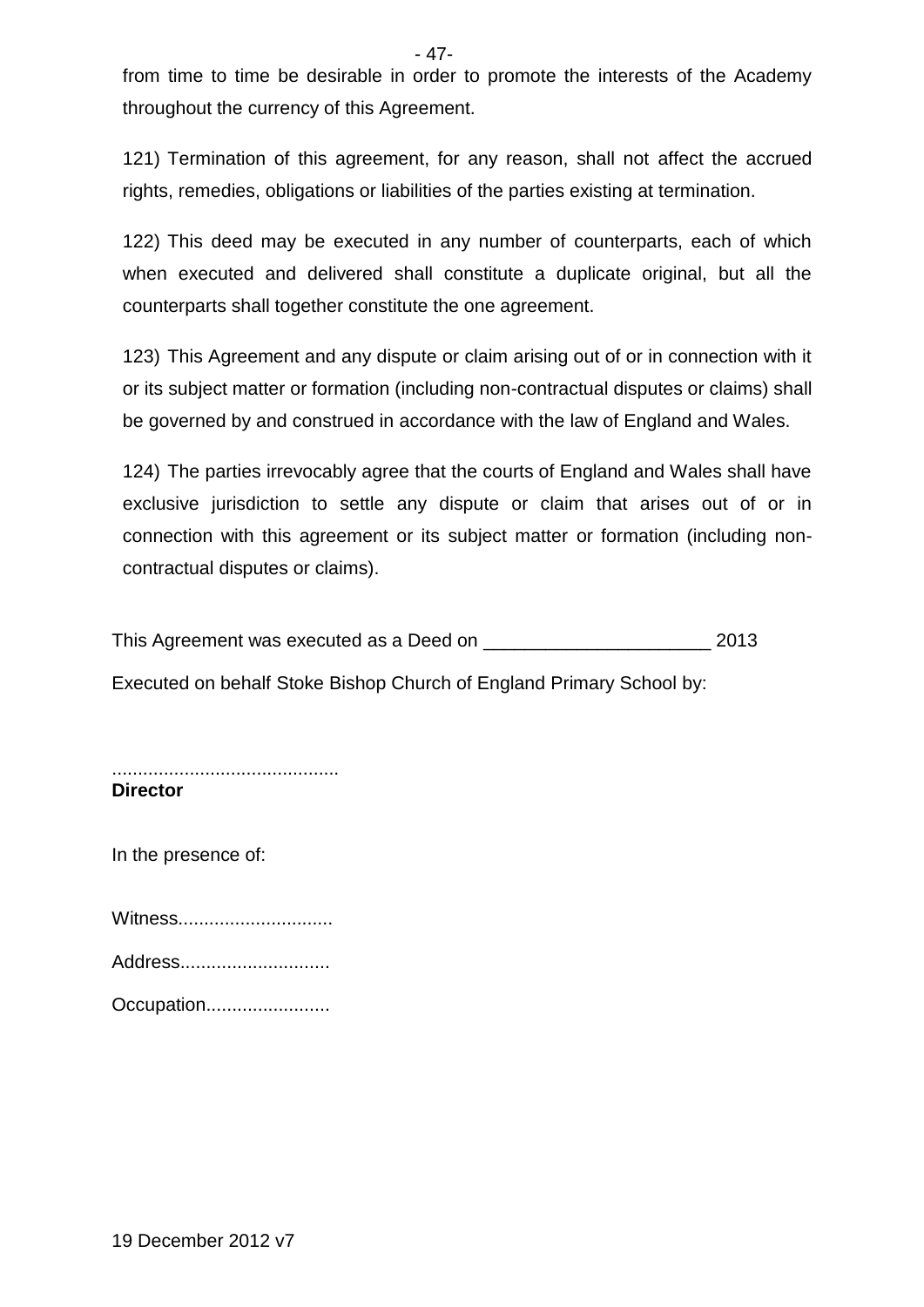from time to time be desirable in order to promote the interests of the Academy throughout the currency of this Agreement.

121) Termination of this agreement, for any reason, shall not affect the accrued rights, remedies, obligations or liabilities of the parties existing at termination.

122) This deed may be executed in any number of counterparts, each of which when executed and delivered shall constitute a duplicate original, but all the counterparts shall together constitute the one agreement.

123) This Agreement and any dispute or claim arising out of or in connection with it or its subject matter or formation (including non-contractual disputes or claims) shall be governed by and construed in accordance with the law of England and Wales.

124) The parties irrevocably agree that the courts of England and Wales shall have exclusive jurisdiction to settle any dispute or claim that arises out of or in connection with this agreement or its subject matter or formation (including non-contractual disputes or claims).

This Agreement was executed as a Deed on ______________________ 2013

Executed on behalf Stoke Bishop Church of England Primary School by:

...........................................
**Director**

In the presence of:

Witness.............................

Address............................

Occupation.......................

19 December 2012 v7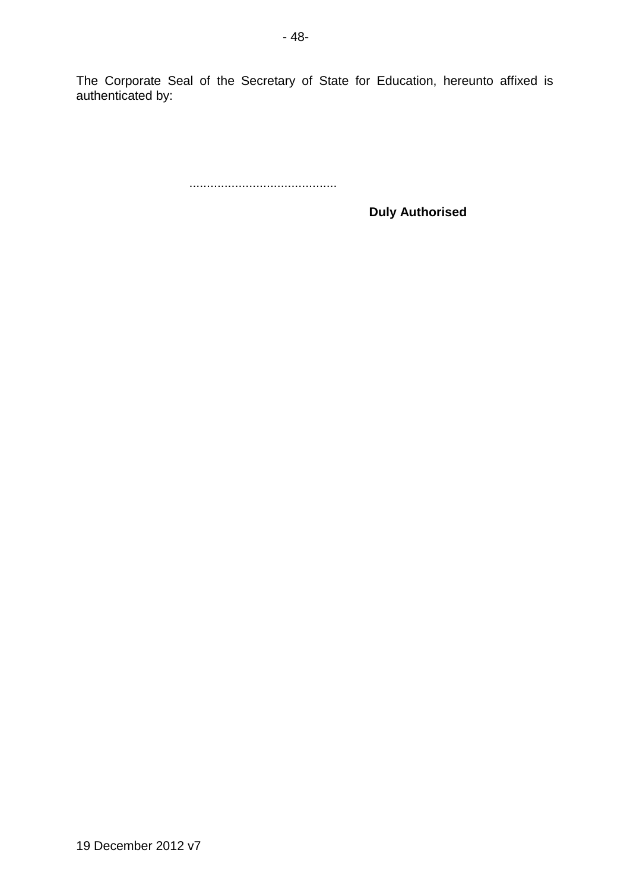The Corporate Seal of the Secretary of State for Education, hereunto affixed is authenticated by:

..........................................

**Duly Authorised**

19 December 2012 v7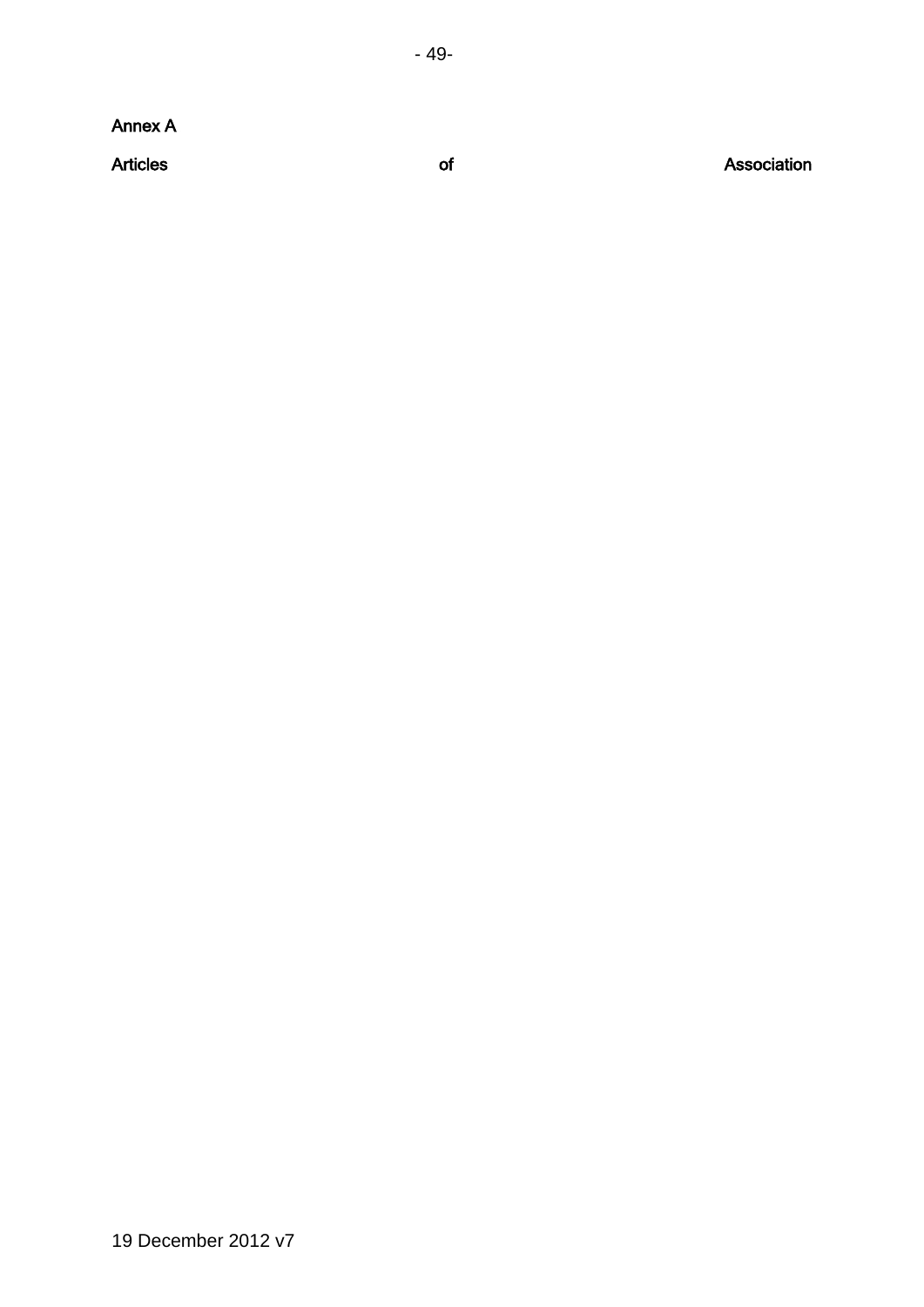Annex A

Articles of Association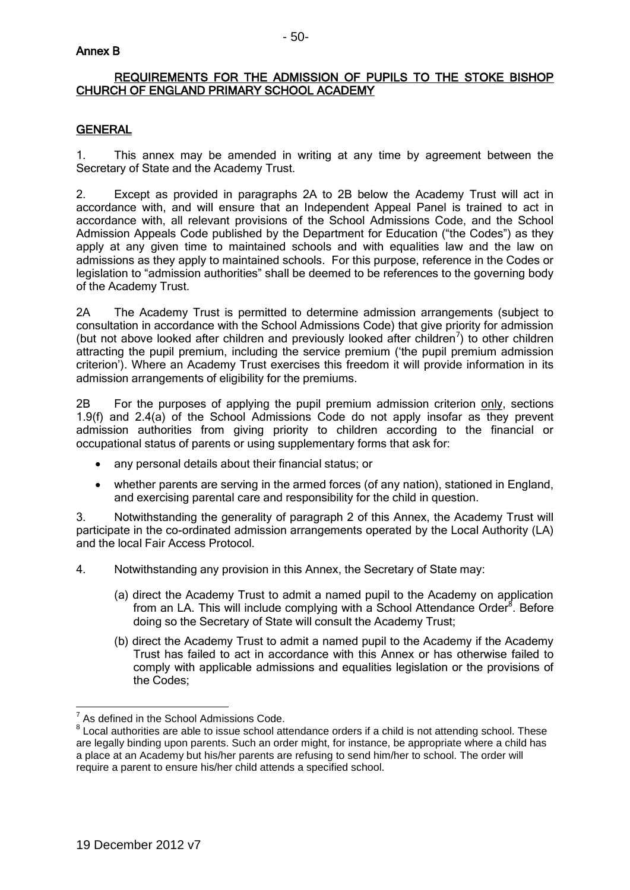**Annex B**

## REQUIREMENTS FOR THE ADMISSION OF PUPILS TO THE STOKE BISHOP CHURCH OF ENGLAND PRIMARY SCHOOL ACADEMY

### GENERAL

1. This annex may be amended in writing at any time by agreement between the Secretary of State and the Academy Trust.

2. Except as provided in paragraphs 2A to 2B below the Academy Trust will act in accordance with, and will ensure that an Independent Appeal Panel is trained to act in accordance with, all relevant provisions of the School Admissions Code, and the School Admission Appeals Code published by the Department for Education ("the Codes") as they apply at any given time to maintained schools and with equalities law and the law on admissions as they apply to maintained schools. For this purpose, reference in the Codes or legislation to "admission authorities" shall be deemed to be references to the governing body of the Academy Trust.

2A The Academy Trust is permitted to determine admission arrangements (subject to consultation in accordance with the School Admissions Code) that give priority for admission (but not above looked after children and previously looked after children[7]) to other children attracting the pupil premium, including the service premium ('the pupil premium admission criterion'). Where an Academy Trust exercises this freedom it will provide information in its admission arrangements of eligibility for the premiums.

2B For the purposes of applying the pupil premium admission criterion only, sections 1.9(f) and 2.4(a) of the School Admissions Code do not apply insofar as they prevent admission authorities from giving priority to children according to the financial or occupational status of parents or using supplementary forms that ask for:

- any personal details about their financial status; or
- whether parents are serving in the armed forces (of any nation), stationed in England, and exercising parental care and responsibility for the child in question.

3. Notwithstanding the generality of paragraph 2 of this Annex, the Academy Trust will participate in the co-ordinated admission arrangements operated by the Local Authority (LA) and the local Fair Access Protocol.

4. Notwithstanding any provision in this Annex, the Secretary of State may:

   (a) direct the Academy Trust to admit a named pupil to the Academy on application from an LA. This will include complying with a School Attendance Order[8]. Before doing so the Secretary of State will consult the Academy Trust;

   (b) direct the Academy Trust to admit a named pupil to the Academy if the Academy Trust has failed to act in accordance with this Annex or has otherwise failed to comply with applicable admissions and equalities legislation or the provisions of the Codes;

---

[7] As defined in the School Admissions Code.

[8] Local authorities are able to issue school attendance orders if a child is not attending school. These are legally binding upon parents. Such an order might, for instance, be appropriate where a child has a place at an Academy but his/her parents are refusing to send him/her to school. The order will require a parent to ensure his/her child attends a specified school.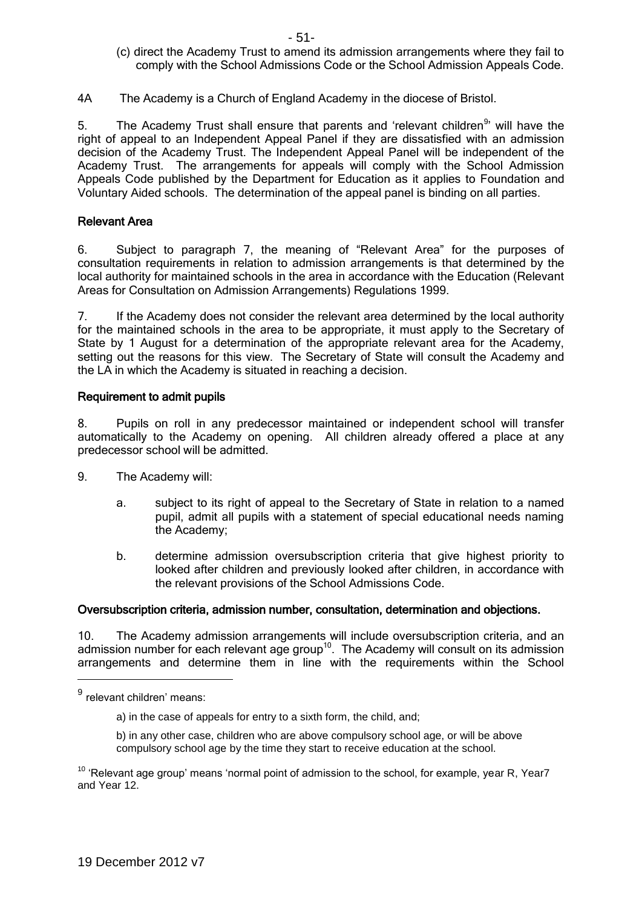(c) direct the Academy Trust to amend its admission arrangements where they fail to comply with the School Admissions Code or the School Admission Appeals Code.

4A The Academy is a Church of England Academy in the diocese of Bristol.

5. The Academy Trust shall ensure that parents and 'relevant children[9]' will have the right of appeal to an Independent Appeal Panel if they are dissatisfied with an admission decision of the Academy Trust. The Independent Appeal Panel will be independent of the Academy Trust. The arrangements for appeals will comply with the School Admission Appeals Code published by the Department for Education as it applies to Foundation and Voluntary Aided schools. The determination of the appeal panel is binding on all parties.

## Relevant Area

6. Subject to paragraph 7, the meaning of "Relevant Area" for the purposes of consultation requirements in relation to admission arrangements is that determined by the local authority for maintained schools in the area in accordance with the Education (Relevant Areas for Consultation on Admission Arrangements) Regulations 1999.

7. If the Academy does not consider the relevant area determined by the local authority for the maintained schools in the area to be appropriate, it must apply to the Secretary of State by 1 August for a determination of the appropriate relevant area for the Academy, setting out the reasons for this view. The Secretary of State will consult the Academy and the LA in which the Academy is situated in reaching a decision.

## Requirement to admit pupils

8. Pupils on roll in any predecessor maintained or independent school will transfer automatically to the Academy on opening. All children already offered a place at any predecessor school will be admitted.

9. The Academy will:

a. subject to its right of appeal to the Secretary of State in relation to a named pupil, admit all pupils with a statement of special educational needs naming the Academy;

b. determine admission oversubscription criteria that give highest priority to looked after children and previously looked after children, in accordance with the relevant provisions of the School Admissions Code.

## Oversubscription criteria, admission number, consultation, determination and objections.

10. The Academy admission arrangements will include oversubscription criteria, and an admission number for each relevant age group[10]. The Academy will consult on its admission arrangements and determine them in line with the requirements within the School

---

[9] relevant children' means:

a) in the case of appeals for entry to a sixth form, the child, and;

b) in any other case, children who are above compulsory school age, or will be above compulsory school age by the time they start to receive education at the school.

[10] 'Relevant age group' means 'normal point of admission to the school, for example, year R, Year7 and Year 12.

19 December 2012 v7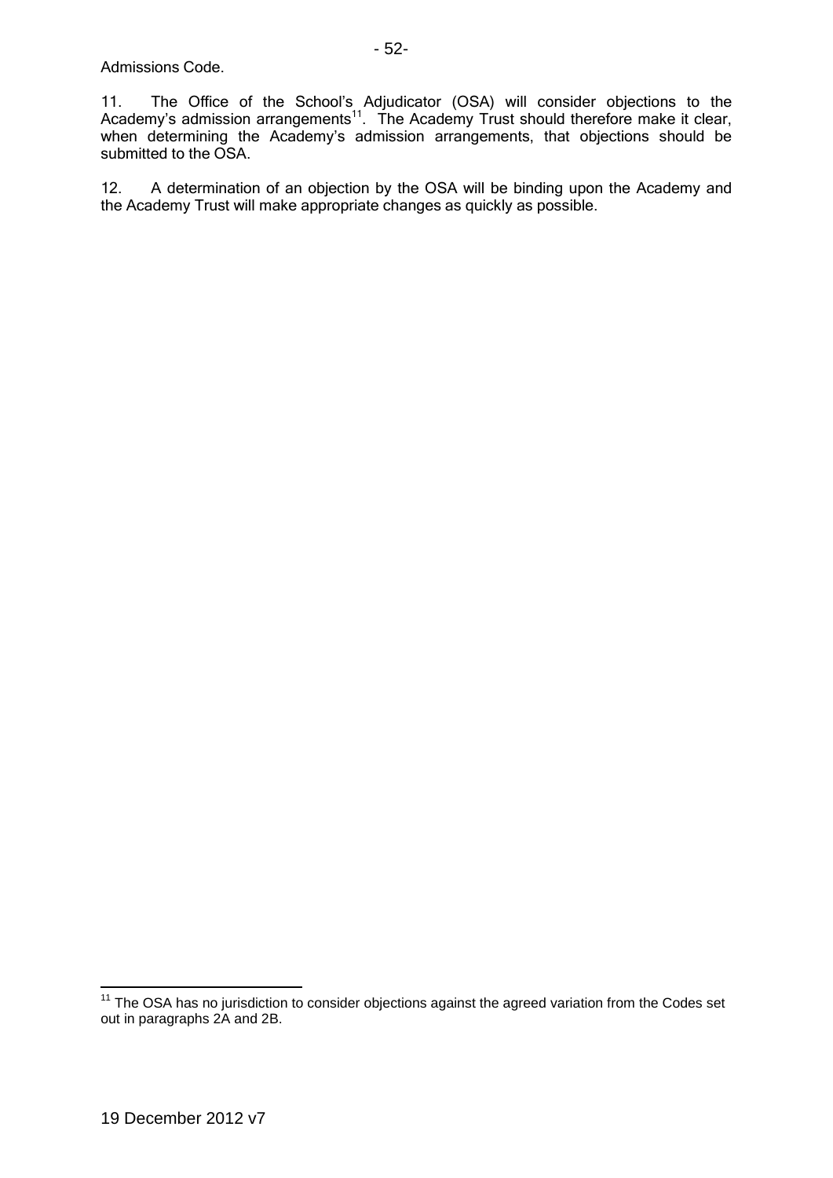Admissions Code.

11. The Office of the School's Adjudicator (OSA) will consider objections to the Academy's admission arrangements[11]. The Academy Trust should therefore make it clear, when determining the Academy's admission arrangements, that objections should be submitted to the OSA.

12. A determination of an objection by the OSA will be binding upon the Academy and the Academy Trust will make appropriate changes as quickly as possible.

[11] The OSA has no jurisdiction to consider objections against the agreed variation from the Codes set out in paragraphs 2A and 2B.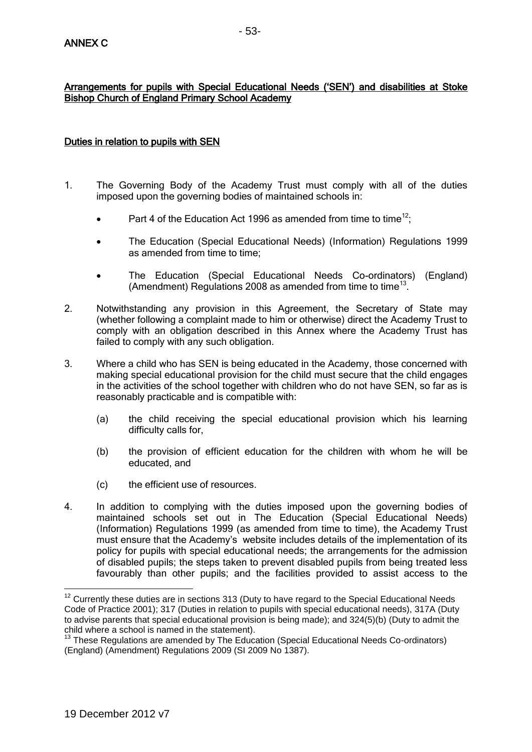ANNEX C

**Arrangements for pupils with Special Educational Needs ('SEN') and disabilities at Stoke Bishop Church of England Primary School Academy**

**Duties in relation to pupils with SEN**

1. The Governing Body of the Academy Trust must comply with all of the duties imposed upon the governing bodies of maintained schools in:

   - Part 4 of the Education Act 1996 as amended from time to time[12];
   - The Education (Special Educational Needs) (Information) Regulations 1999 as amended from time to time;
   - The Education (Special Educational Needs Co-ordinators) (England) (Amendment) Regulations 2008 as amended from time to time[13].

2. Notwithstanding any provision in this Agreement, the Secretary of State may (whether following a complaint made to him or otherwise) direct the Academy Trust to comply with an obligation described in this Annex where the Academy Trust has failed to comply with any such obligation.

3. Where a child who has SEN is being educated in the Academy, those concerned with making special educational provision for the child must secure that the child engages in the activities of the school together with children who do not have SEN, so far as is reasonably practicable and is compatible with:

   (a) the child receiving the special educational provision which his learning difficulty calls for,

   (b) the provision of efficient education for the children with whom he will be educated, and

   (c) the efficient use of resources.

4. In addition to complying with the duties imposed upon the governing bodies of maintained schools set out in The Education (Special Educational Needs) (Information) Regulations 1999 (as amended from time to time), the Academy Trust must ensure that the Academy's website includes details of the implementation of its policy for pupils with special educational needs; the arrangements for the admission of disabled pupils; the steps taken to prevent disabled pupils from being treated less favourably than other pupils; and the facilities provided to assist access to the

---

[12] Currently these duties are in sections 313 (Duty to have regard to the Special Educational Needs Code of Practice 2001); 317 (Duties in relation to pupils with special educational needs), 317A (Duty to advise parents that special educational provision is being made); and 324(5)(b) (Duty to admit the child where a school is named in the statement).

[13] These Regulations are amended by The Education (Special Educational Needs Co-ordinators) (England) (Amendment) Regulations 2009 (SI 2009 No 1387).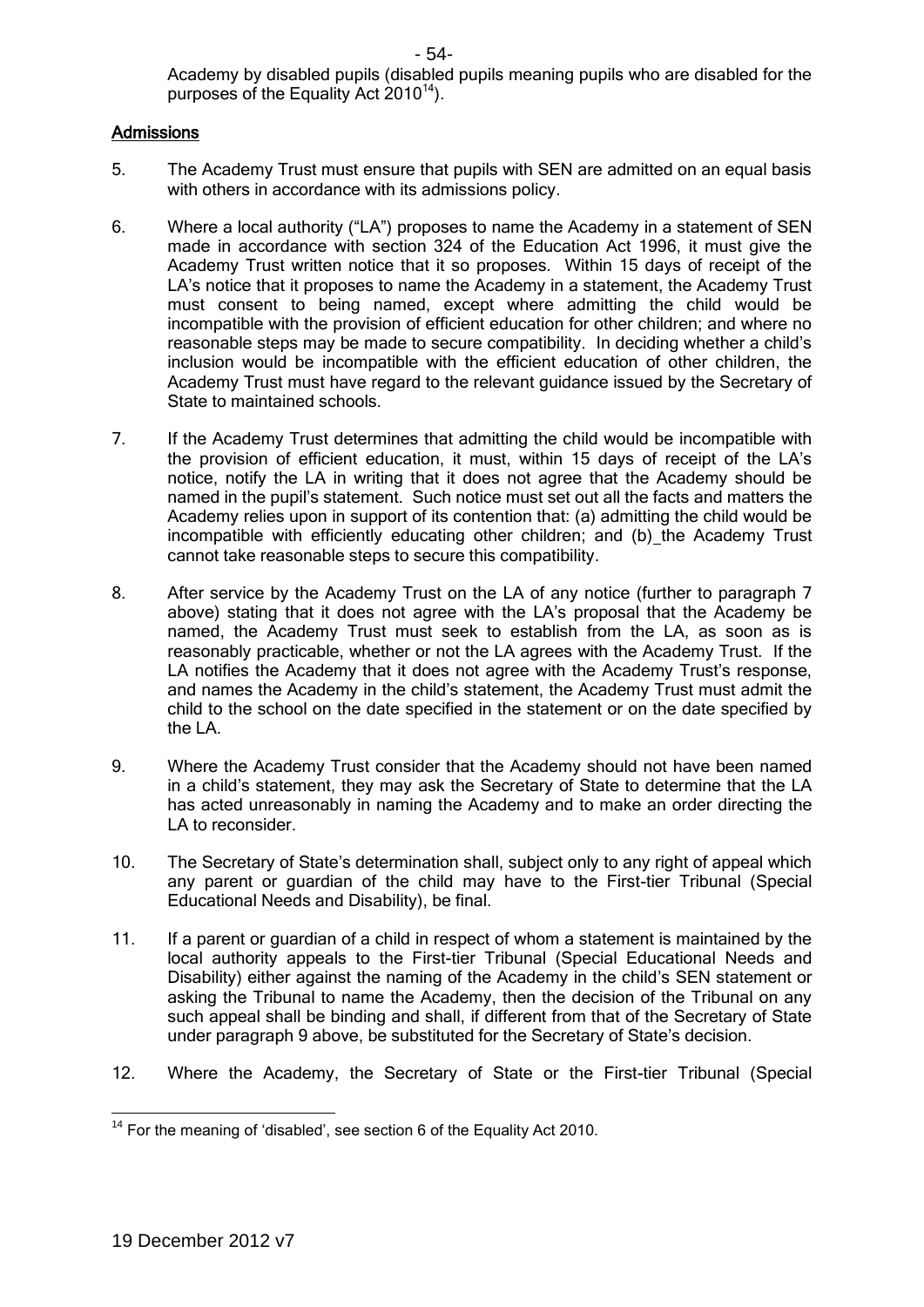Academy by disabled pupils (disabled pupils meaning pupils who are disabled for the purposes of the Equality Act 2010[14]).

## Admissions

5. The Academy Trust must ensure that pupils with SEN are admitted on an equal basis with others in accordance with its admissions policy.

6. Where a local authority ("LA") proposes to name the Academy in a statement of SEN made in accordance with section 324 of the Education Act 1996, it must give the Academy Trust written notice that it so proposes. Within 15 days of receipt of the LA's notice that it proposes to name the Academy in a statement, the Academy Trust must consent to being named, except where admitting the child would be incompatible with the provision of efficient education for other children; and where no reasonable steps may be made to secure compatibility. In deciding whether a child's inclusion would be incompatible with the efficient education of other children, the Academy Trust must have regard to the relevant guidance issued by the Secretary of State to maintained schools.

7. If the Academy Trust determines that admitting the child would be incompatible with the provision of efficient education, it must, within 15 days of receipt of the LA's notice, notify the LA in writing that it does not agree that the Academy should be named in the pupil's statement. Such notice must set out all the facts and matters the Academy relies upon in support of its contention that: (a) admitting the child would be incompatible with efficiently educating other children; and (b) the Academy Trust cannot take reasonable steps to secure this compatibility.

8. After service by the Academy Trust on the LA of any notice (further to paragraph 7 above) stating that it does not agree with the LA's proposal that the Academy be named, the Academy Trust must seek to establish from the LA, as soon as is reasonably practicable, whether or not the LA agrees with the Academy Trust. If the LA notifies the Academy that it does not agree with the Academy Trust's response, and names the Academy in the child's statement, the Academy Trust must admit the child to the school on the date specified in the statement or on the date specified by the LA.

9. Where the Academy Trust consider that the Academy should not have been named in a child's statement, they may ask the Secretary of State to determine that the LA has acted unreasonably in naming the Academy and to make an order directing the LA to reconsider.

10. The Secretary of State's determination shall, subject only to any right of appeal which any parent or guardian of the child may have to the First-tier Tribunal (Special Educational Needs and Disability), be final.

11. If a parent or guardian of a child in respect of whom a statement is maintained by the local authority appeals to the First-tier Tribunal (Special Educational Needs and Disability) either against the naming of the Academy in the child's SEN statement or asking the Tribunal to name the Academy, then the decision of the Tribunal on any such appeal shall be binding and shall, if different from that of the Secretary of State under paragraph 9 above, be substituted for the Secretary of State's decision.

12. Where the Academy, the Secretary of State or the First-tier Tribunal (Special

[14] For the meaning of 'disabled', see section 6 of the Equality Act 2010.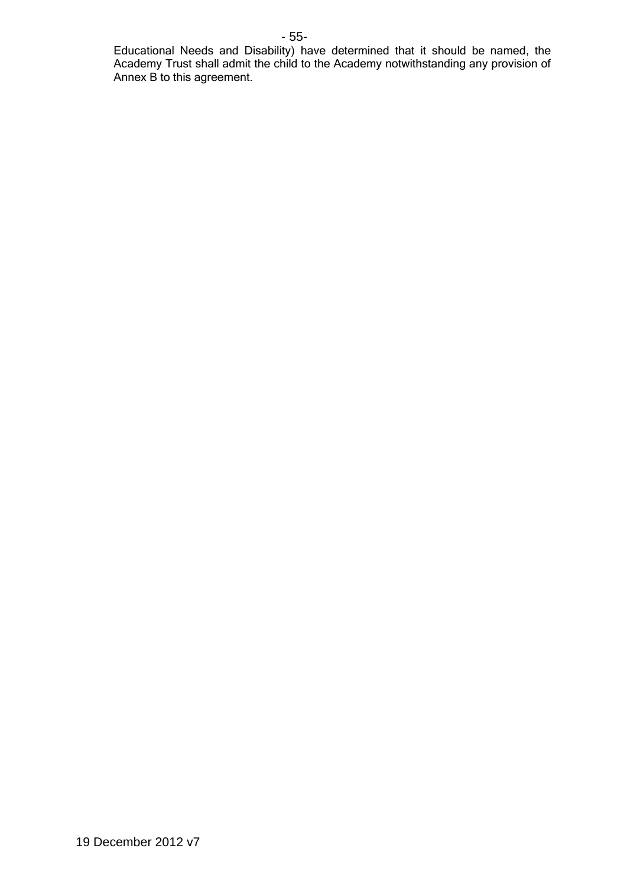Educational Needs and Disability) have determined that it should be named, the Academy Trust shall admit the child to the Academy notwithstanding any provision of Annex B to this agreement.